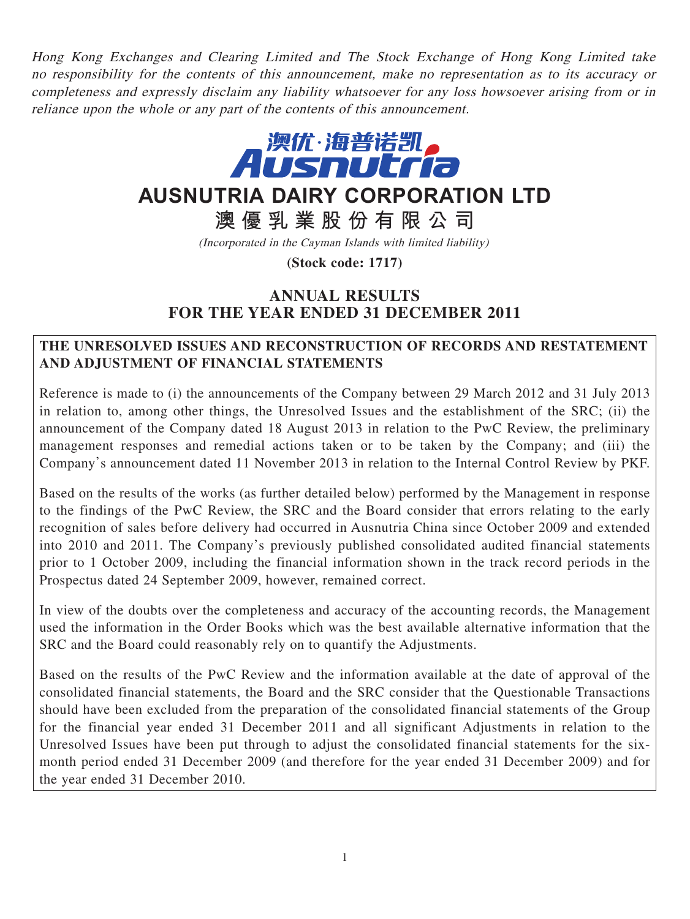*Hong Kong Exchanges and Clearing Limited and The Stock Exchange of Hong Kong Limited take no responsibility for the contents of this announcement, make no representation as to its accuracy or completeness and expressly disclaim any liability whatsoever for any loss howsoever arising from or in reliance upon the whole or any part of the contents of this announcement.*

澳优·海普诺凯
Ausnutria

# AUSNUTRIA DAIRY CORPORATION LTD

# 澳優乳業股份有限公司

*(Incorporated in the Cayman Islands with limited liability)*

**(Stock code: 1717)**

## ANNUAL RESULTS FOR THE YEAR ENDED 31 DECEMBER 2011

### THE UNRESOLVED ISSUES AND RECONSTRUCTION OF RECORDS AND RESTATEMENT AND ADJUSTMENT OF FINANCIAL STATEMENTS

Reference is made to (i) the announcements of the Company between 29 March 2012 and 31 July 2013 in relation to, among other things, the Unresolved Issues and the establishment of the SRC; (ii) the announcement of the Company dated 18 August 2013 in relation to the PwC Review, the preliminary management responses and remedial actions taken or to be taken by the Company; and (iii) the Company's announcement dated 11 November 2013 in relation to the Internal Control Review by PKF.

Based on the results of the works (as further detailed below) performed by the Management in response to the findings of the PwC Review, the SRC and the Board consider that errors relating to the early recognition of sales before delivery had occurred in Ausnutria China since October 2009 and extended into 2010 and 2011. The Company's previously published consolidated audited financial statements prior to 1 October 2009, including the financial information shown in the track record periods in the Prospectus dated 24 September 2009, however, remained correct.

In view of the doubts over the completeness and accuracy of the accounting records, the Management used the information in the Order Books which was the best available alternative information that the SRC and the Board could reasonably rely on to quantify the Adjustments.

Based on the results of the PwC Review and the information available at the date of approval of the consolidated financial statements, the Board and the SRC consider that the Questionable Transactions should have been excluded from the preparation of the consolidated financial statements of the Group for the financial year ended 31 December 2011 and all significant Adjustments in relation to the Unresolved Issues have been put through to adjust the consolidated financial statements for the six-month period ended 31 December 2009 (and therefore for the year ended 31 December 2009) and for the year ended 31 December 2010.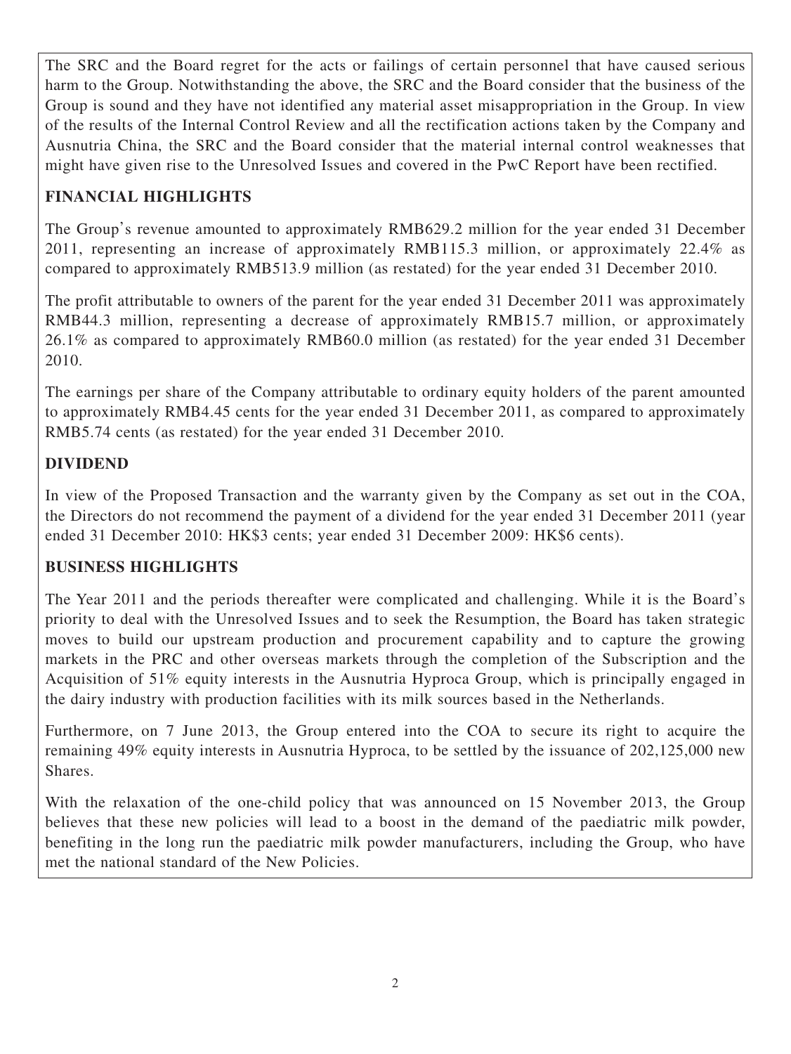The SRC and the Board regret for the acts or failings of certain personnel that have caused serious harm to the Group. Notwithstanding the above, the SRC and the Board consider that the business of the Group is sound and they have not identified any material asset misappropriation in the Group. In view of the results of the Internal Control Review and all the rectification actions taken by the Company and Ausnutria China, the SRC and the Board consider that the material internal control weaknesses that might have given rise to the Unresolved Issues and covered in the PwC Report have been rectified.

## FINANCIAL HIGHLIGHTS

The Group's revenue amounted to approximately RMB629.2 million for the year ended 31 December 2011, representing an increase of approximately RMB115.3 million, or approximately 22.4% as compared to approximately RMB513.9 million (as restated) for the year ended 31 December 2010.

The profit attributable to owners of the parent for the year ended 31 December 2011 was approximately RMB44.3 million, representing a decrease of approximately RMB15.7 million, or approximately 26.1% as compared to approximately RMB60.0 million (as restated) for the year ended 31 December 2010.

The earnings per share of the Company attributable to ordinary equity holders of the parent amounted to approximately RMB4.45 cents for the year ended 31 December 2011, as compared to approximately RMB5.74 cents (as restated) for the year ended 31 December 2010.

## DIVIDEND

In view of the Proposed Transaction and the warranty given by the Company as set out in the COA, the Directors do not recommend the payment of a dividend for the year ended 31 December 2011 (year ended 31 December 2010: HK$3 cents; year ended 31 December 2009: HK$6 cents).

## BUSINESS HIGHLIGHTS

The Year 2011 and the periods thereafter were complicated and challenging. While it is the Board's priority to deal with the Unresolved Issues and to seek the Resumption, the Board has taken strategic moves to build our upstream production and procurement capability and to capture the growing markets in the PRC and other overseas markets through the completion of the Subscription and the Acquisition of 51% equity interests in the Ausnutria Hyproca Group, which is principally engaged in the dairy industry with production facilities with its milk sources based in the Netherlands.

Furthermore, on 7 June 2013, the Group entered into the COA to secure its right to acquire the remaining 49% equity interests in Ausnutria Hyproca, to be settled by the issuance of 202,125,000 new Shares.

With the relaxation of the one-child policy that was announced on 15 November 2013, the Group believes that these new policies will lead to a boost in the demand of the paediatric milk powder, benefiting in the long run the paediatric milk powder manufacturers, including the Group, who have met the national standard of the New Policies.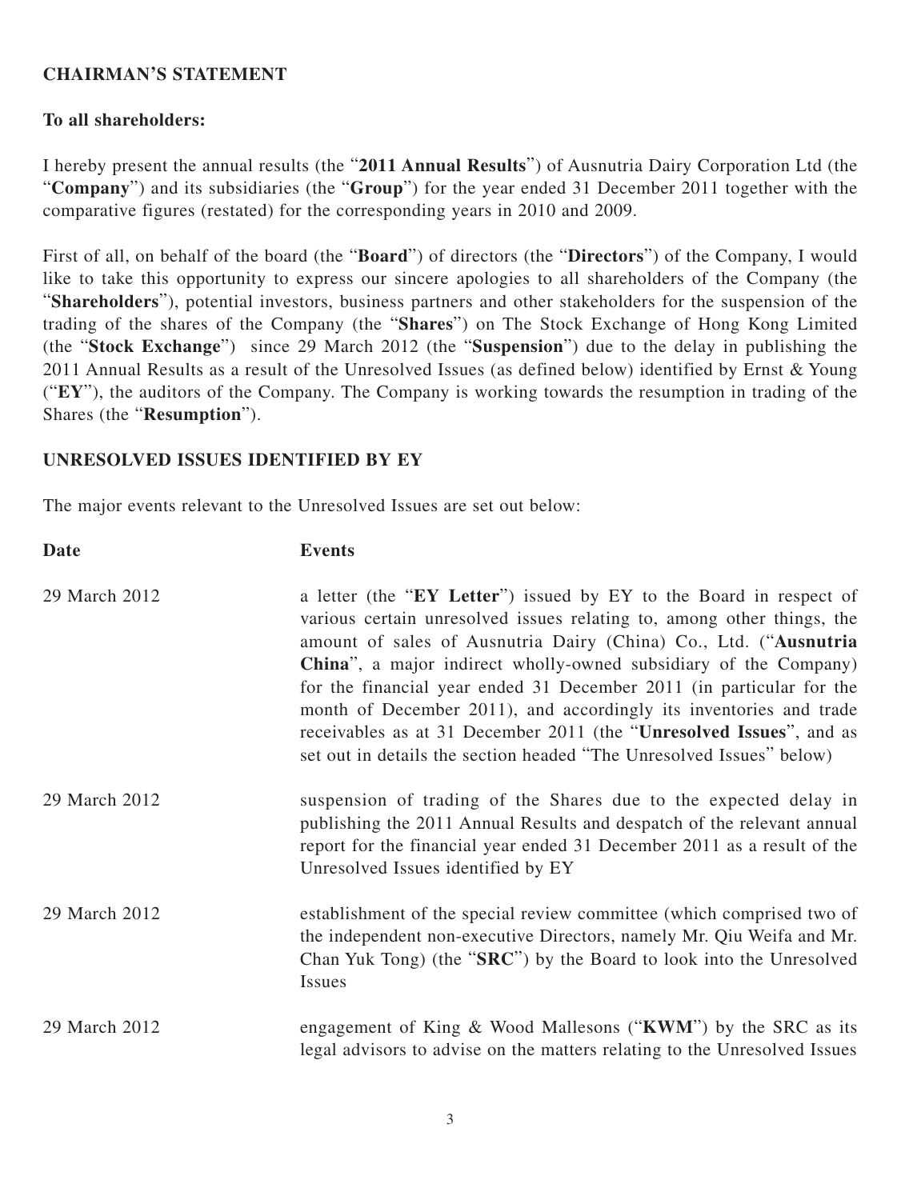## CHAIRMAN'S STATEMENT

**To all shareholders:**

I hereby present the annual results (the "**2011 Annual Results**") of Ausnutria Dairy Corporation Ltd (the "**Company**") and its subsidiaries (the "**Group**") for the year ended 31 December 2011 together with the comparative figures (restated) for the corresponding years in 2010 and 2009.

First of all, on behalf of the board (the "**Board**") of directors (the "**Directors**") of the Company, I would like to take this opportunity to express our sincere apologies to all shareholders of the Company (the "**Shareholders**"), potential investors, business partners and other stakeholders for the suspension of the trading of the shares of the Company (the "**Shares**") on The Stock Exchange of Hong Kong Limited (the "**Stock Exchange**") since 29 March 2012 (the "**Suspension**") due to the delay in publishing the 2011 Annual Results as a result of the Unresolved Issues (as defined below) identified by Ernst & Young ("**EY**"), the auditors of the Company. The Company is working towards the resumption in trading of the Shares (the "**Resumption**").

## UNRESOLVED ISSUES IDENTIFIED BY EY

The major events relevant to the Unresolved Issues are set out below:

| **Date** | **Events** |
|---|---|
| 29 March 2012 | a letter (the "**EY Letter**") issued by EY to the Board in respect of various certain unresolved issues relating to, among other things, the amount of sales of Ausnutria Dairy (China) Co., Ltd. ("**Ausnutria China**", a major indirect wholly-owned subsidiary of the Company) for the financial year ended 31 December 2011 (in particular for the month of December 2011), and accordingly its inventories and trade receivables as at 31 December 2011 (the "**Unresolved Issues**", and as set out in details the section headed "The Unresolved Issues" below) |
| 29 March 2012 | suspension of trading of the Shares due to the expected delay in publishing the 2011 Annual Results and despatch of the relevant annual report for the financial year ended 31 December 2011 as a result of the Unresolved Issues identified by EY |
| 29 March 2012 | establishment of the special review committee (which comprised two of the independent non-executive Directors, namely Mr. Qiu Weifa and Mr. Chan Yuk Tong) (the "**SRC**") by the Board to look into the Unresolved Issues |
| 29 March 2012 | engagement of King & Wood Mallesons ("**KWM**") by the SRC as its legal advisors to advise on the matters relating to the Unresolved Issues |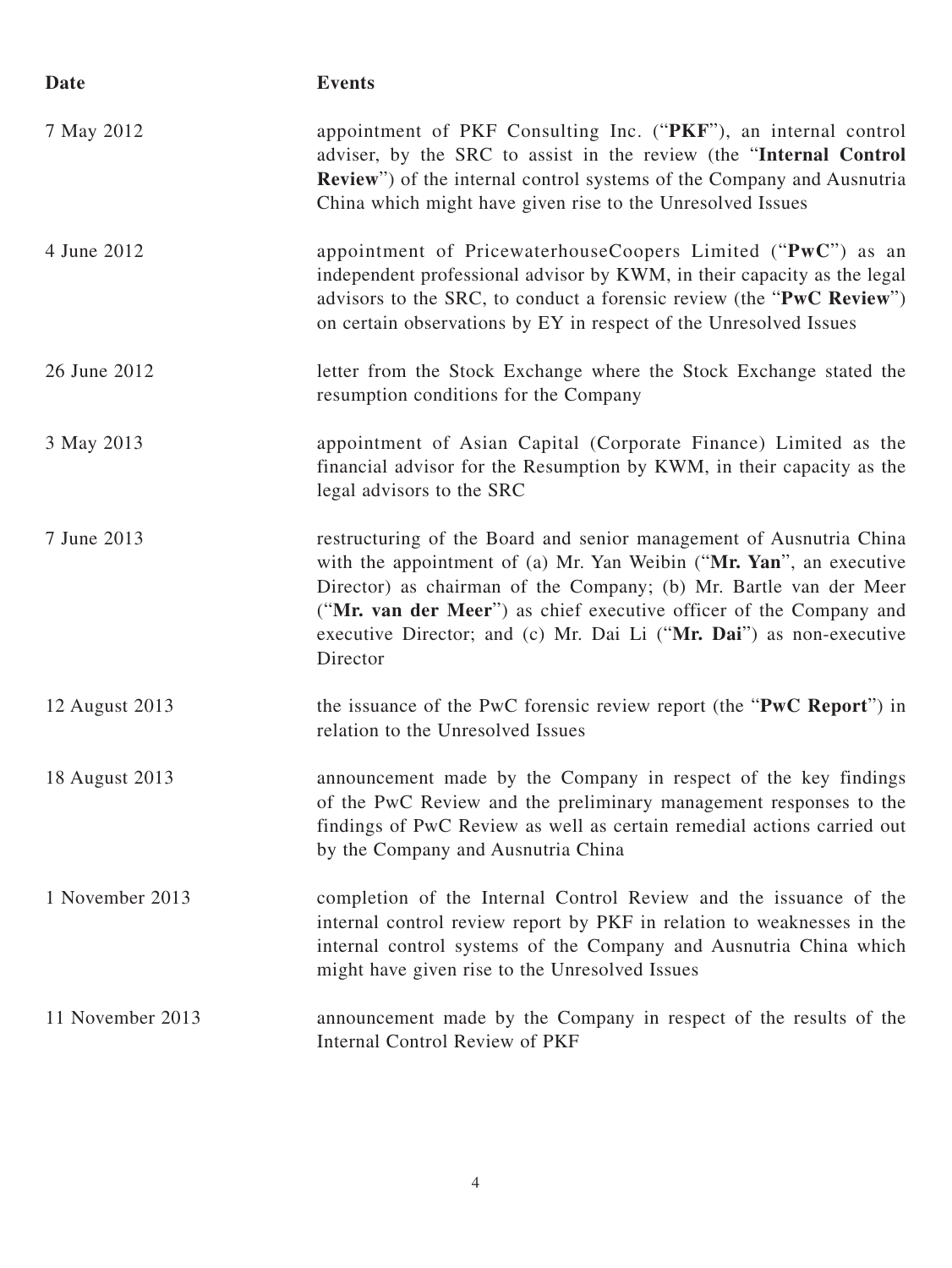| Date | Events |
|---|---|
| 7 May 2012 | appointment of PKF Consulting Inc. ("**PKF**"), an internal control adviser, by the SRC to assist in the review (the "**Internal Control Review**") of the internal control systems of the Company and Ausnutria China which might have given rise to the Unresolved Issues |
| 4 June 2012 | appointment of PricewaterhouseCoopers Limited ("**PwC**") as an independent professional advisor by KWM, in their capacity as the legal advisors to the SRC, to conduct a forensic review (the "**PwC Review**") on certain observations by EY in respect of the Unresolved Issues |
| 26 June 2012 | letter from the Stock Exchange where the Stock Exchange stated the resumption conditions for the Company |
| 3 May 2013 | appointment of Asian Capital (Corporate Finance) Limited as the financial advisor for the Resumption by KWM, in their capacity as the legal advisors to the SRC |
| 7 June 2013 | restructuring of the Board and senior management of Ausnutria China with the appointment of (a) Mr. Yan Weibin ("**Mr. Yan**", an executive Director) as chairman of the Company; (b) Mr. Bartle van der Meer ("**Mr. van der Meer**") as chief executive officer of the Company and executive Director; and (c) Mr. Dai Li ("**Mr. Dai**") as non-executive Director |
| 12 August 2013 | the issuance of the PwC forensic review report (the "**PwC Report**") in relation to the Unresolved Issues |
| 18 August 2013 | announcement made by the Company in respect of the key findings of the PwC Review and the preliminary management responses to the findings of PwC Review as well as certain remedial actions carried out by the Company and Ausnutria China |
| 1 November 2013 | completion of the Internal Control Review and the issuance of the internal control review report by PKF in relation to weaknesses in the internal control systems of the Company and Ausnutria China which might have given rise to the Unresolved Issues |
| 11 November 2013 | announcement made by the Company in respect of the results of the Internal Control Review of PKF |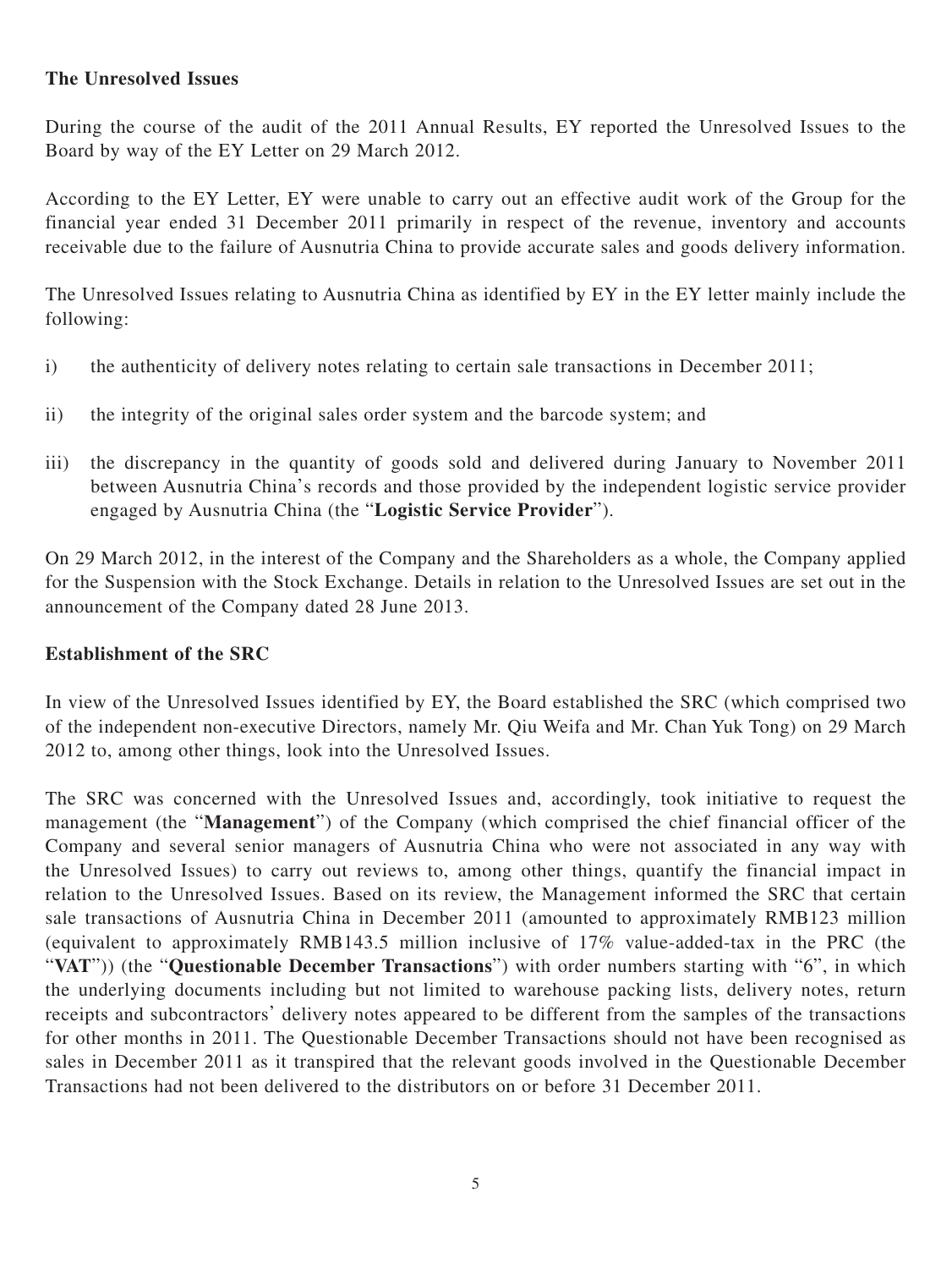**The Unresolved Issues**

During the course of the audit of the 2011 Annual Results, EY reported the Unresolved Issues to the Board by way of the EY Letter on 29 March 2012.

According to the EY Letter, EY were unable to carry out an effective audit work of the Group for the financial year ended 31 December 2011 primarily in respect of the revenue, inventory and accounts receivable due to the failure of Ausnutria China to provide accurate sales and goods delivery information.

The Unresolved Issues relating to Ausnutria China as identified by EY in the EY letter mainly include the following:

i) the authenticity of delivery notes relating to certain sale transactions in December 2011;

ii) the integrity of the original sales order system and the barcode system; and

iii) the discrepancy in the quantity of goods sold and delivered during January to November 2011 between Ausnutria China's records and those provided by the independent logistic service provider engaged by Ausnutria China (the "**Logistic Service Provider**").

On 29 March 2012, in the interest of the Company and the Shareholders as a whole, the Company applied for the Suspension with the Stock Exchange. Details in relation to the Unresolved Issues are set out in the announcement of the Company dated 28 June 2013.

**Establishment of the SRC**

In view of the Unresolved Issues identified by EY, the Board established the SRC (which comprised two of the independent non-executive Directors, namely Mr. Qiu Weifa and Mr. Chan Yuk Tong) on 29 March 2012 to, among other things, look into the Unresolved Issues.

The SRC was concerned with the Unresolved Issues and, accordingly, took initiative to request the management (the "**Management**") of the Company (which comprised the chief financial officer of the Company and several senior managers of Ausnutria China who were not associated in any way with the Unresolved Issues) to carry out reviews to, among other things, quantify the financial impact in relation to the Unresolved Issues. Based on its review, the Management informed the SRC that certain sale transactions of Ausnutria China in December 2011 (amounted to approximately RMB123 million (equivalent to approximately RMB143.5 million inclusive of 17% value-added-tax in the PRC (the "**VAT**")) (the "**Questionable December Transactions**") with order numbers starting with "6", in which the underlying documents including but not limited to warehouse packing lists, delivery notes, return receipts and subcontractors' delivery notes appeared to be different from the samples of the transactions for other months in 2011. The Questionable December Transactions should not have been recognised as sales in December 2011 as it transpired that the relevant goods involved in the Questionable December Transactions had not been delivered to the distributors on or before 31 December 2011.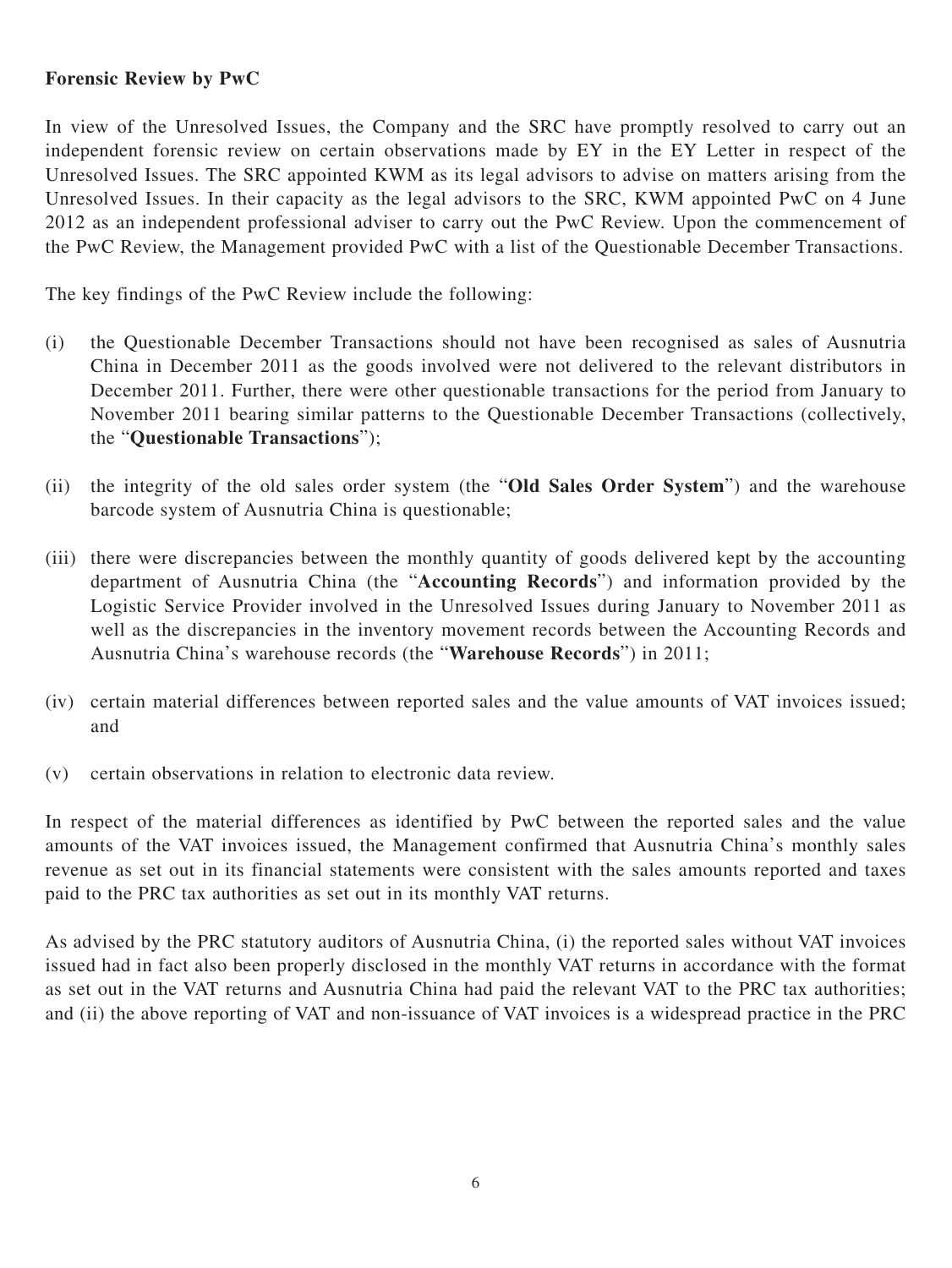**Forensic Review by PwC**

In view of the Unresolved Issues, the Company and the SRC have promptly resolved to carry out an independent forensic review on certain observations made by EY in the EY Letter in respect of the Unresolved Issues. The SRC appointed KWM as its legal advisors to advise on matters arising from the Unresolved Issues. In their capacity as the legal advisors to the SRC, KWM appointed PwC on 4 June 2012 as an independent professional adviser to carry out the PwC Review. Upon the commencement of the PwC Review, the Management provided PwC with a list of the Questionable December Transactions.

The key findings of the PwC Review include the following:

(i) the Questionable December Transactions should not have been recognised as sales of Ausnutria China in December 2011 as the goods involved were not delivered to the relevant distributors in December 2011. Further, there were other questionable transactions for the period from January to November 2011 bearing similar patterns to the Questionable December Transactions (collectively, the "**Questionable Transactions**");

(ii) the integrity of the old sales order system (the "**Old Sales Order System**") and the warehouse barcode system of Ausnutria China is questionable;

(iii) there were discrepancies between the monthly quantity of goods delivered kept by the accounting department of Ausnutria China (the "**Accounting Records**") and information provided by the Logistic Service Provider involved in the Unresolved Issues during January to November 2011 as well as the discrepancies in the inventory movement records between the Accounting Records and Ausnutria China's warehouse records (the "**Warehouse Records**") in 2011;

(iv) certain material differences between reported sales and the value amounts of VAT invoices issued; and

(v) certain observations in relation to electronic data review.

In respect of the material differences as identified by PwC between the reported sales and the value amounts of the VAT invoices issued, the Management confirmed that Ausnutria China's monthly sales revenue as set out in its financial statements were consistent with the sales amounts reported and taxes paid to the PRC tax authorities as set out in its monthly VAT returns.

As advised by the PRC statutory auditors of Ausnutria China, (i) the reported sales without VAT invoices issued had in fact also been properly disclosed in the monthly VAT returns in accordance with the format as set out in the VAT returns and Ausnutria China had paid the relevant VAT to the PRC tax authorities; and (ii) the above reporting of VAT and non-issuance of VAT invoices is a widespread practice in the PRC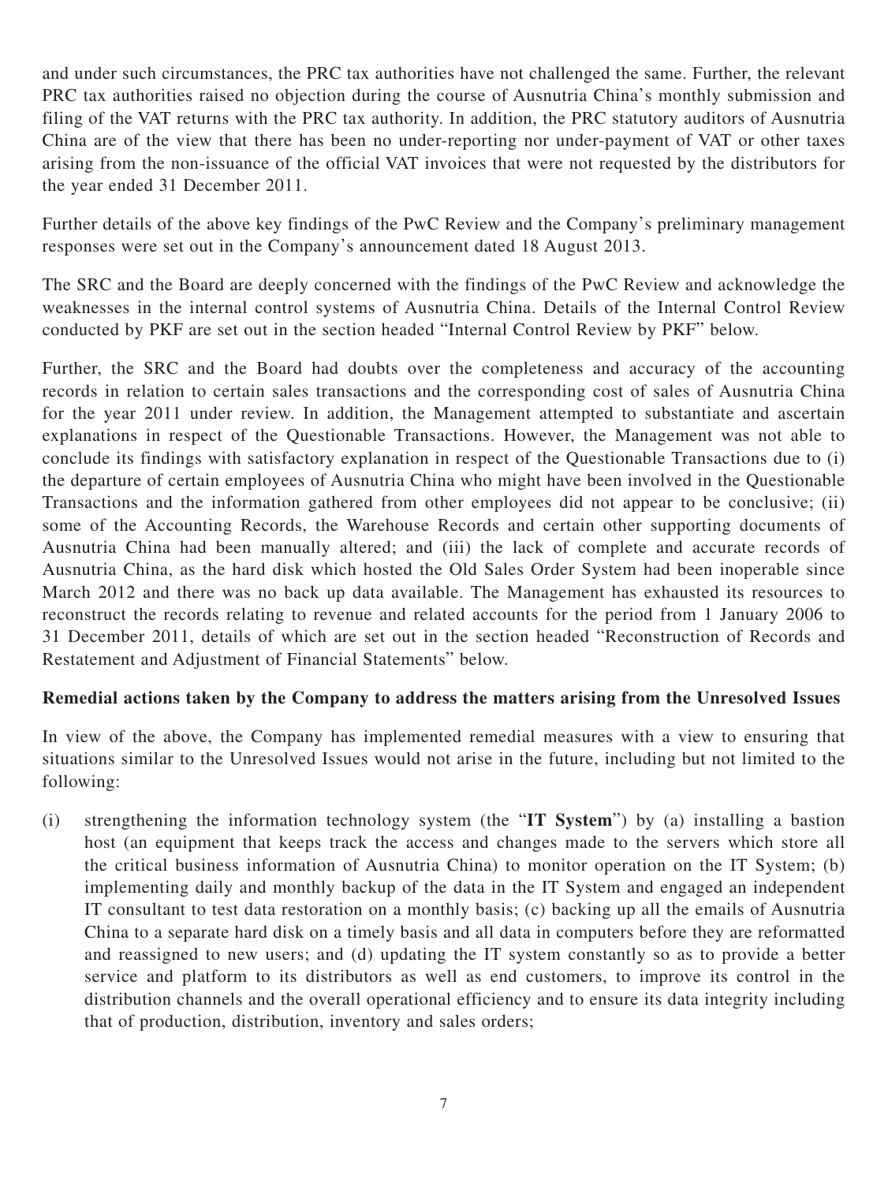and under such circumstances, the PRC tax authorities have not challenged the same. Further, the relevant PRC tax authorities raised no objection during the course of Ausnutria China's monthly submission and filing of the VAT returns with the PRC tax authority. In addition, the PRC statutory auditors of Ausnutria China are of the view that there has been no under-reporting nor under-payment of VAT or other taxes arising from the non-issuance of the official VAT invoices that were not requested by the distributors for the year ended 31 December 2011.

Further details of the above key findings of the PwC Review and the Company's preliminary management responses were set out in the Company's announcement dated 18 August 2013.

The SRC and the Board are deeply concerned with the findings of the PwC Review and acknowledge the weaknesses in the internal control systems of Ausnutria China. Details of the Internal Control Review conducted by PKF are set out in the section headed "Internal Control Review by PKF" below.

Further, the SRC and the Board had doubts over the completeness and accuracy of the accounting records in relation to certain sales transactions and the corresponding cost of sales of Ausnutria China for the year 2011 under review. In addition, the Management attempted to substantiate and ascertain explanations in respect of the Questionable Transactions. However, the Management was not able to conclude its findings with satisfactory explanation in respect of the Questionable Transactions due to (i) the departure of certain employees of Ausnutria China who might have been involved in the Questionable Transactions and the information gathered from other employees did not appear to be conclusive; (ii) some of the Accounting Records, the Warehouse Records and certain other supporting documents of Ausnutria China had been manually altered; and (iii) the lack of complete and accurate records of Ausnutria China, as the hard disk which hosted the Old Sales Order System had been inoperable since March 2012 and there was no back up data available. The Management has exhausted its resources to reconstruct the records relating to revenue and related accounts for the period from 1 January 2006 to 31 December 2011, details of which are set out in the section headed "Reconstruction of Records and Restatement and Adjustment of Financial Statements" below.

**Remedial actions taken by the Company to address the matters arising from the Unresolved Issues**

In view of the above, the Company has implemented remedial measures with a view to ensuring that situations similar to the Unresolved Issues would not arise in the future, including but not limited to the following:

(i) strengthening the information technology system (the "**IT System**") by (a) installing a bastion host (an equipment that keeps track the access and changes made to the servers which store all the critical business information of Ausnutria China) to monitor operation on the IT System; (b) implementing daily and monthly backup of the data in the IT System and engaged an independent IT consultant to test data restoration on a monthly basis; (c) backing up all the emails of Ausnutria China to a separate hard disk on a timely basis and all data in computers before they are reformatted and reassigned to new users; and (d) updating the IT system constantly so as to provide a better service and platform to its distributors as well as end customers, to improve its control in the distribution channels and the overall operational efficiency and to ensure its data integrity including that of production, distribution, inventory and sales orders;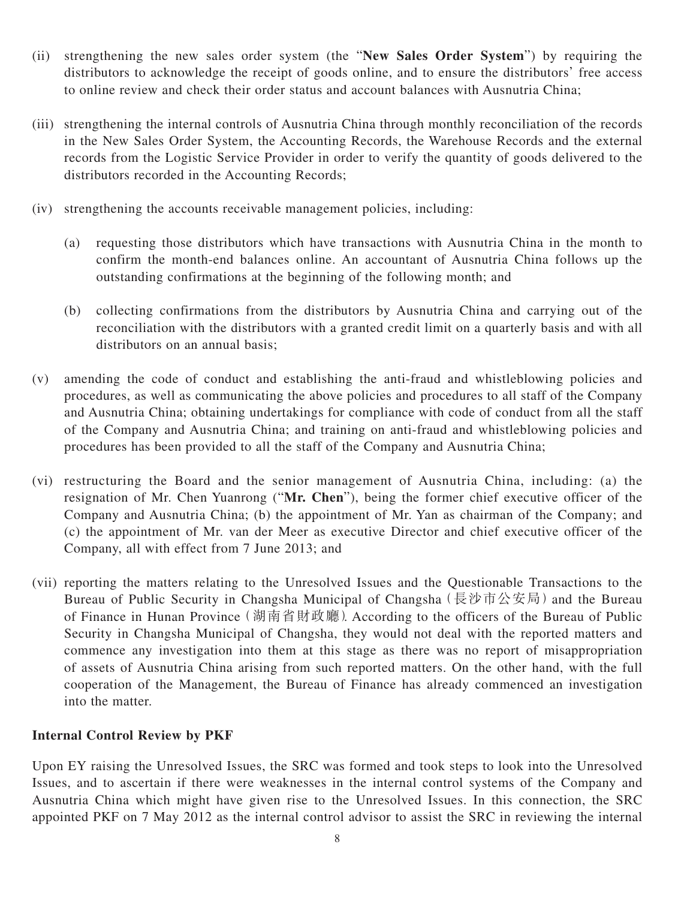(ii) strengthening the new sales order system (the "**New Sales Order System**") by requiring the distributors to acknowledge the receipt of goods online, and to ensure the distributors' free access to online review and check their order status and account balances with Ausnutria China;

(iii) strengthening the internal controls of Ausnutria China through monthly reconciliation of the records in the New Sales Order System, the Accounting Records, the Warehouse Records and the external records from the Logistic Service Provider in order to verify the quantity of goods delivered to the distributors recorded in the Accounting Records;

(iv) strengthening the accounts receivable management policies, including:

  (a) requesting those distributors which have transactions with Ausnutria China in the month to confirm the month-end balances online. An accountant of Ausnutria China follows up the outstanding confirmations at the beginning of the following month; and

  (b) collecting confirmations from the distributors by Ausnutria China and carrying out of the reconciliation with the distributors with a granted credit limit on a quarterly basis and with all distributors on an annual basis;

(v) amending the code of conduct and establishing the anti-fraud and whistleblowing policies and procedures, as well as communicating the above policies and procedures to all staff of the Company and Ausnutria China; obtaining undertakings for compliance with code of conduct from all the staff of the Company and Ausnutria China; and training on anti-fraud and whistleblowing policies and procedures has been provided to all the staff of the Company and Ausnutria China;

(vi) restructuring the Board and the senior management of Ausnutria China, including: (a) the resignation of Mr. Chen Yuanrong ("**Mr. Chen**"), being the former chief executive officer of the Company and Ausnutria China; (b) the appointment of Mr. Yan as chairman of the Company; and (c) the appointment of Mr. van der Meer as executive Director and chief executive officer of the Company, all with effect from 7 June 2013; and

(vii) reporting the matters relating to the Unresolved Issues and the Questionable Transactions to the Bureau of Public Security in Changsha Municipal of Changsha（長沙市公安局）and the Bureau of Finance in Hunan Province（湖南省財政廳）. According to the officers of the Bureau of Public Security in Changsha Municipal of Changsha, they would not deal with the reported matters and commence any investigation into them at this stage as there was no report of misappropriation of assets of Ausnutria China arising from such reported matters. On the other hand, with the full cooperation of the Management, the Bureau of Finance has already commenced an investigation into the matter.

**Internal Control Review by PKF**

Upon EY raising the Unresolved Issues, the SRC was formed and took steps to look into the Unresolved Issues, and to ascertain if there were weaknesses in the internal control systems of the Company and Ausnutria China which might have given rise to the Unresolved Issues. In this connection, the SRC appointed PKF on 7 May 2012 as the internal control advisor to assist the SRC in reviewing the internal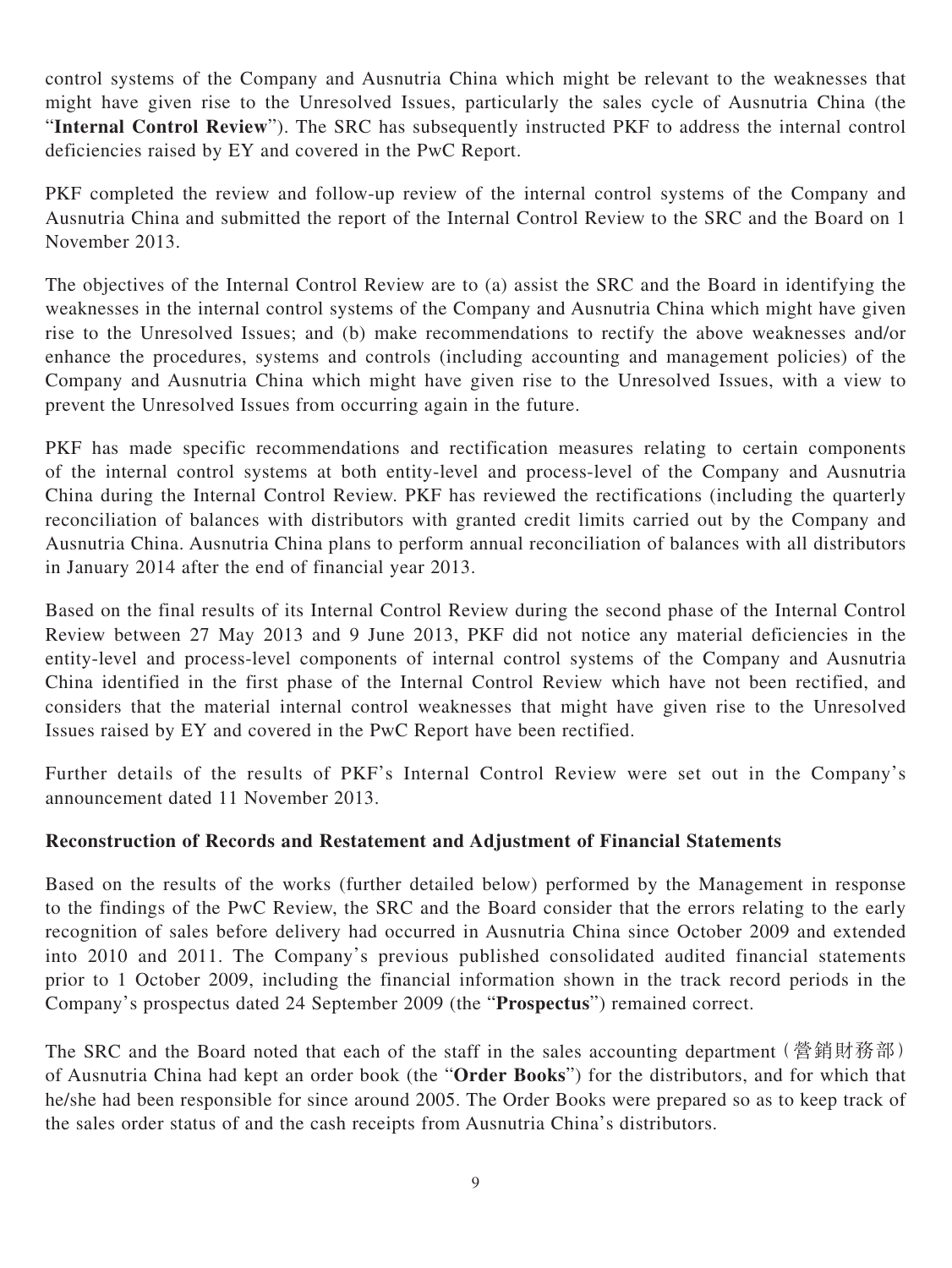control systems of the Company and Ausnutria China which might be relevant to the weaknesses that might have given rise to the Unresolved Issues, particularly the sales cycle of Ausnutria China (the "**Internal Control Review**"). The SRC has subsequently instructed PKF to address the internal control deficiencies raised by EY and covered in the PwC Report.

PKF completed the review and follow-up review of the internal control systems of the Company and Ausnutria China and submitted the report of the Internal Control Review to the SRC and the Board on 1 November 2013.

The objectives of the Internal Control Review are to (a) assist the SRC and the Board in identifying the weaknesses in the internal control systems of the Company and Ausnutria China which might have given rise to the Unresolved Issues; and (b) make recommendations to rectify the above weaknesses and/or enhance the procedures, systems and controls (including accounting and management policies) of the Company and Ausnutria China which might have given rise to the Unresolved Issues, with a view to prevent the Unresolved Issues from occurring again in the future.

PKF has made specific recommendations and rectification measures relating to certain components of the internal control systems at both entity-level and process-level of the Company and Ausnutria China during the Internal Control Review. PKF has reviewed the rectifications (including the quarterly reconciliation of balances with distributors with granted credit limits carried out by the Company and Ausnutria China. Ausnutria China plans to perform annual reconciliation of balances with all distributors in January 2014 after the end of financial year 2013.

Based on the final results of its Internal Control Review during the second phase of the Internal Control Review between 27 May 2013 and 9 June 2013, PKF did not notice any material deficiencies in the entity-level and process-level components of internal control systems of the Company and Ausnutria China identified in the first phase of the Internal Control Review which have not been rectified, and considers that the material internal control weaknesses that might have given rise to the Unresolved Issues raised by EY and covered in the PwC Report have been rectified.

Further details of the results of PKF's Internal Control Review were set out in the Company's announcement dated 11 November 2013.

**Reconstruction of Records and Restatement and Adjustment of Financial Statements**

Based on the results of the works (further detailed below) performed by the Management in response to the findings of the PwC Review, the SRC and the Board consider that the errors relating to the early recognition of sales before delivery had occurred in Ausnutria China since October 2009 and extended into 2010 and 2011. The Company's previous published consolidated audited financial statements prior to 1 October 2009, including the financial information shown in the track record periods in the Company's prospectus dated 24 September 2009 (the "**Prospectus**") remained correct.

The SRC and the Board noted that each of the staff in the sales accounting department（營銷財務部）of Ausnutria China had kept an order book (the "**Order Books**") for the distributors, and for which that he/she had been responsible for since around 2005. The Order Books were prepared so as to keep track of the sales order status of and the cash receipts from Ausnutria China's distributors.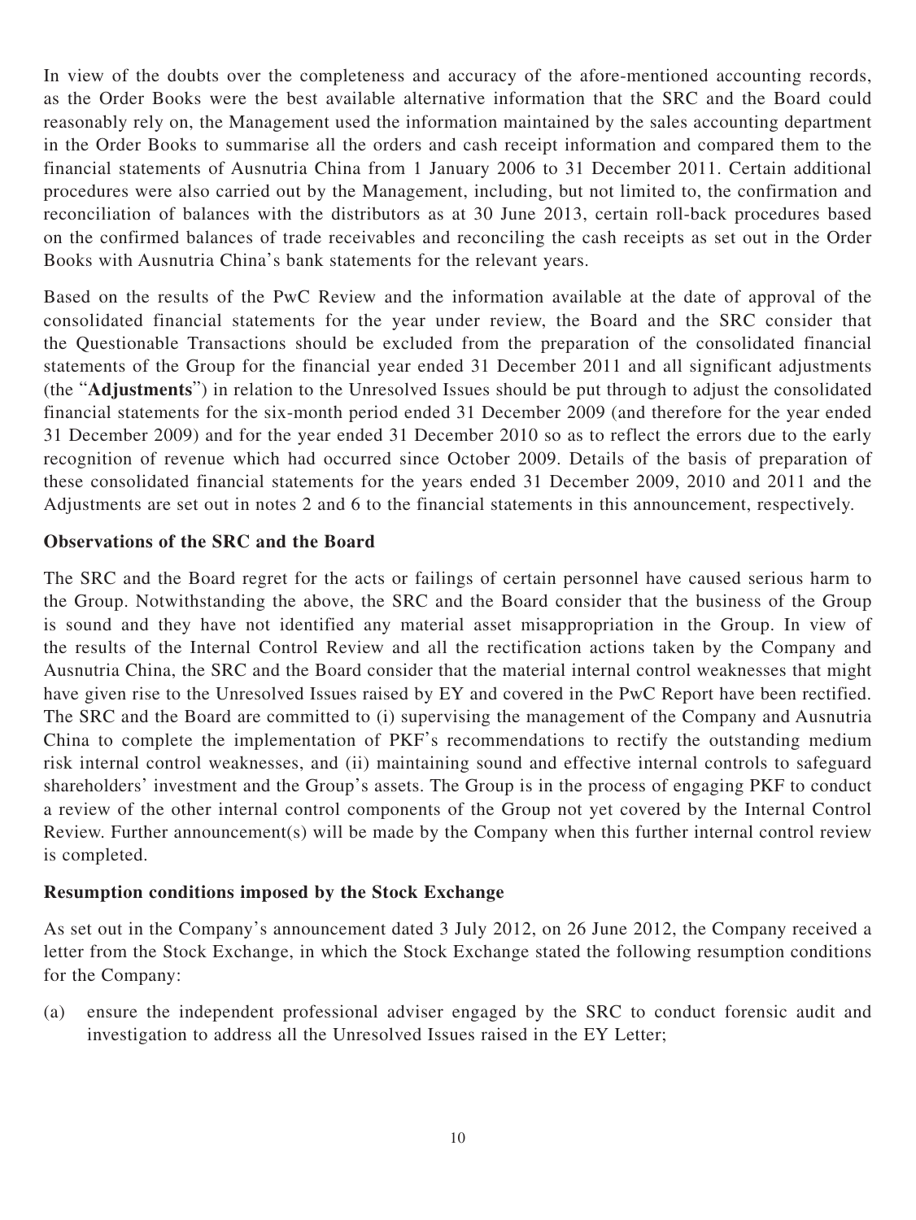In view of the doubts over the completeness and accuracy of the afore-mentioned accounting records, as the Order Books were the best available alternative information that the SRC and the Board could reasonably rely on, the Management used the information maintained by the sales accounting department in the Order Books to summarise all the orders and cash receipt information and compared them to the financial statements of Ausnutria China from 1 January 2006 to 31 December 2011. Certain additional procedures were also carried out by the Management, including, but not limited to, the confirmation and reconciliation of balances with the distributors as at 30 June 2013, certain roll-back procedures based on the confirmed balances of trade receivables and reconciling the cash receipts as set out in the Order Books with Ausnutria China's bank statements for the relevant years.

Based on the results of the PwC Review and the information available at the date of approval of the consolidated financial statements for the year under review, the Board and the SRC consider that the Questionable Transactions should be excluded from the preparation of the consolidated financial statements of the Group for the financial year ended 31 December 2011 and all significant adjustments (the "**Adjustments**") in relation to the Unresolved Issues should be put through to adjust the consolidated financial statements for the six-month period ended 31 December 2009 (and therefore for the year ended 31 December 2009) and for the year ended 31 December 2010 so as to reflect the errors due to the early recognition of revenue which had occurred since October 2009. Details of the basis of preparation of these consolidated financial statements for the years ended 31 December 2009, 2010 and 2011 and the Adjustments are set out in notes 2 and 6 to the financial statements in this announcement, respectively.

**Observations of the SRC and the Board**

The SRC and the Board regret for the acts or failings of certain personnel have caused serious harm to the Group. Notwithstanding the above, the SRC and the Board consider that the business of the Group is sound and they have not identified any material asset misappropriation in the Group. In view of the results of the Internal Control Review and all the rectification actions taken by the Company and Ausnutria China, the SRC and the Board consider that the material internal control weaknesses that might have given rise to the Unresolved Issues raised by EY and covered in the PwC Report have been rectified. The SRC and the Board are committed to (i) supervising the management of the Company and Ausnutria China to complete the implementation of PKF's recommendations to rectify the outstanding medium risk internal control weaknesses, and (ii) maintaining sound and effective internal controls to safeguard shareholders' investment and the Group's assets. The Group is in the process of engaging PKF to conduct a review of the other internal control components of the Group not yet covered by the Internal Control Review. Further announcement(s) will be made by the Company when this further internal control review is completed.

**Resumption conditions imposed by the Stock Exchange**

As set out in the Company's announcement dated 3 July 2012, on 26 June 2012, the Company received a letter from the Stock Exchange, in which the Stock Exchange stated the following resumption conditions for the Company:

(a) ensure the independent professional adviser engaged by the SRC to conduct forensic audit and investigation to address all the Unresolved Issues raised in the EY Letter;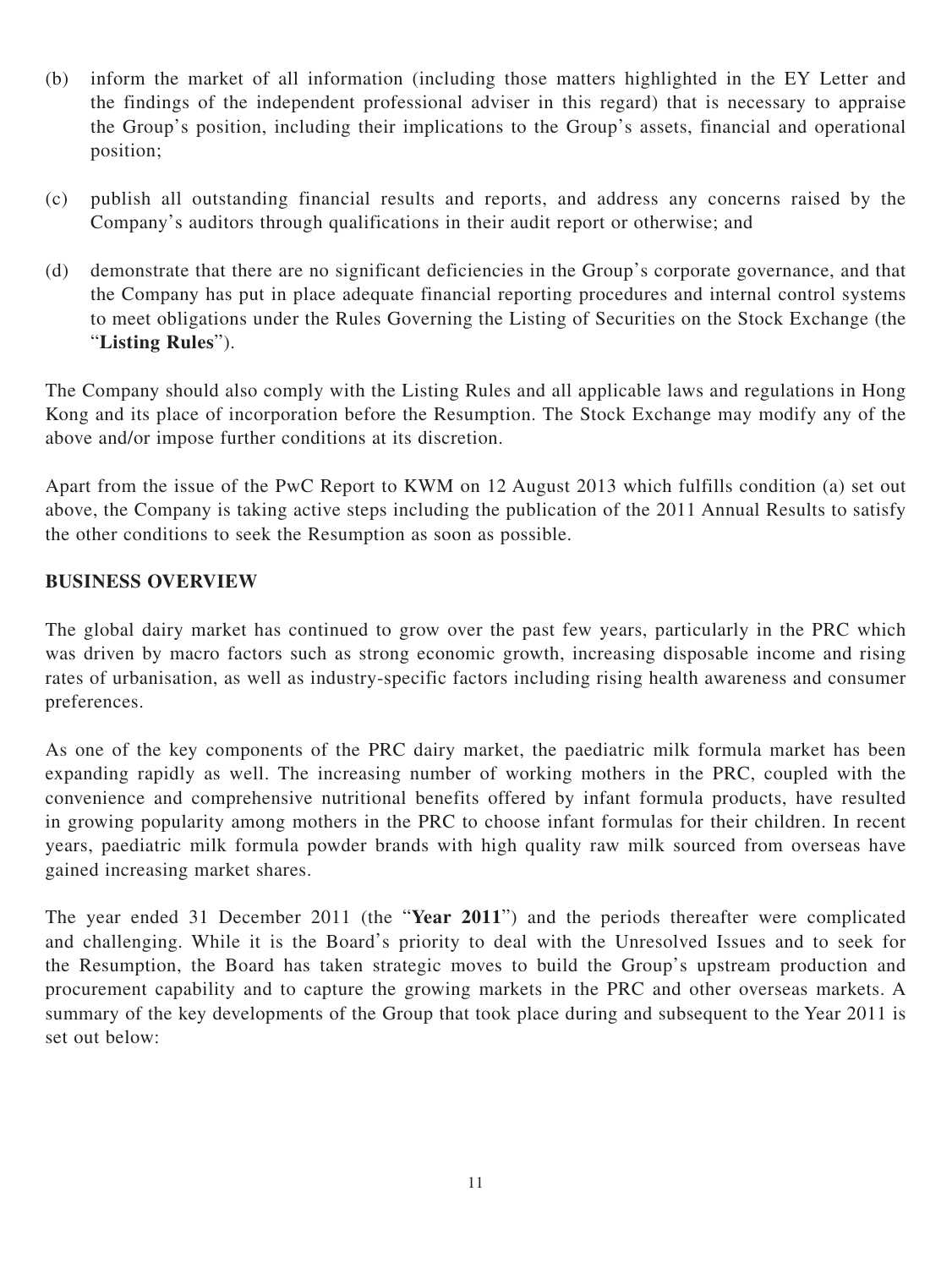(b) inform the market of all information (including those matters highlighted in the EY Letter and the findings of the independent professional adviser in this regard) that is necessary to appraise the Group's position, including their implications to the Group's assets, financial and operational position;

(c) publish all outstanding financial results and reports, and address any concerns raised by the Company's auditors through qualifications in their audit report or otherwise; and

(d) demonstrate that there are no significant deficiencies in the Group's corporate governance, and that the Company has put in place adequate financial reporting procedures and internal control systems to meet obligations under the Rules Governing the Listing of Securities on the Stock Exchange (the "**Listing Rules**").

The Company should also comply with the Listing Rules and all applicable laws and regulations in Hong Kong and its place of incorporation before the Resumption. The Stock Exchange may modify any of the above and/or impose further conditions at its discretion.

Apart from the issue of the PwC Report to KWM on 12 August 2013 which fulfills condition (a) set out above, the Company is taking active steps including the publication of the 2011 Annual Results to satisfy the other conditions to seek the Resumption as soon as possible.

## BUSINESS OVERVIEW

The global dairy market has continued to grow over the past few years, particularly in the PRC which was driven by macro factors such as strong economic growth, increasing disposable income and rising rates of urbanisation, as well as industry-specific factors including rising health awareness and consumer preferences.

As one of the key components of the PRC dairy market, the paediatric milk formula market has been expanding rapidly as well. The increasing number of working mothers in the PRC, coupled with the convenience and comprehensive nutritional benefits offered by infant formula products, have resulted in growing popularity among mothers in the PRC to choose infant formulas for their children. In recent years, paediatric milk formula powder brands with high quality raw milk sourced from overseas have gained increasing market shares.

The year ended 31 December 2011 (the "**Year 2011**") and the periods thereafter were complicated and challenging. While it is the Board's priority to deal with the Unresolved Issues and to seek for the Resumption, the Board has taken strategic moves to build the Group's upstream production and procurement capability and to capture the growing markets in the PRC and other overseas markets. A summary of the key developments of the Group that took place during and subsequent to the Year 2011 is set out below: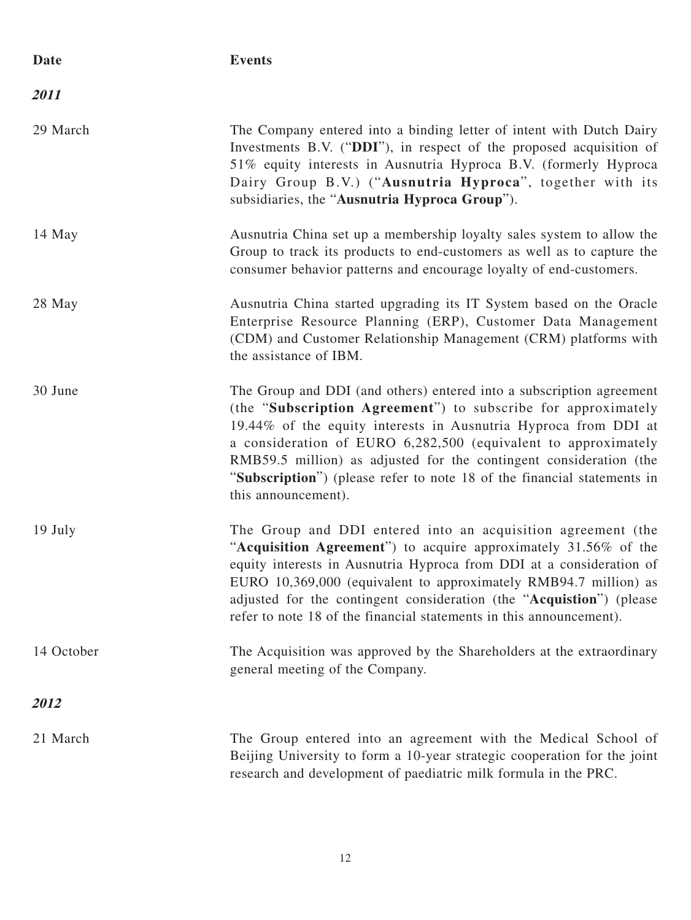| Date | Events |
|---|---|
| ***2011*** | |
| 29 March | The Company entered into a binding letter of intent with Dutch Dairy Investments B.V. ("**DDI**"), in respect of the proposed acquisition of 51% equity interests in Ausnutria Hyproca B.V. (formerly Hyproca Dairy Group B.V.) ("**Ausnutria Hyproca**", together with its subsidiaries, the "**Ausnutria Hyproca Group**"). |
| 14 May | Ausnutria China set up a membership loyalty sales system to allow the Group to track its products to end-customers as well as to capture the consumer behavior patterns and encourage loyalty of end-customers. |
| 28 May | Ausnutria China started upgrading its IT System based on the Oracle Enterprise Resource Planning (ERP), Customer Data Management (CDM) and Customer Relationship Management (CRM) platforms with the assistance of IBM. |
| 30 June | The Group and DDI (and others) entered into a subscription agreement (the "**Subscription Agreement**") to subscribe for approximately 19.44% of the equity interests in Ausnutria Hyproca from DDI at a consideration of EURO 6,282,500 (equivalent to approximately RMB59.5 million) as adjusted for the contingent consideration (the "**Subscription**") (please refer to note 18 of the financial statements in this announcement). |
| 19 July | The Group and DDI entered into an acquisition agreement (the "**Acquisition Agreement**") to acquire approximately 31.56% of the equity interests in Ausnutria Hyproca from DDI at a consideration of EURO 10,369,000 (equivalent to approximately RMB94.7 million) as adjusted for the contingent consideration (the "**Acquistion**") (please refer to note 18 of the financial statements in this announcement). |
| 14 October | The Acquisition was approved by the Shareholders at the extraordinary general meeting of the Company. |
| ***2012*** | |
| 21 March | The Group entered into an agreement with the Medical School of Beijing University to form a 10-year strategic cooperation for the joint research and development of paediatric milk formula in the PRC. |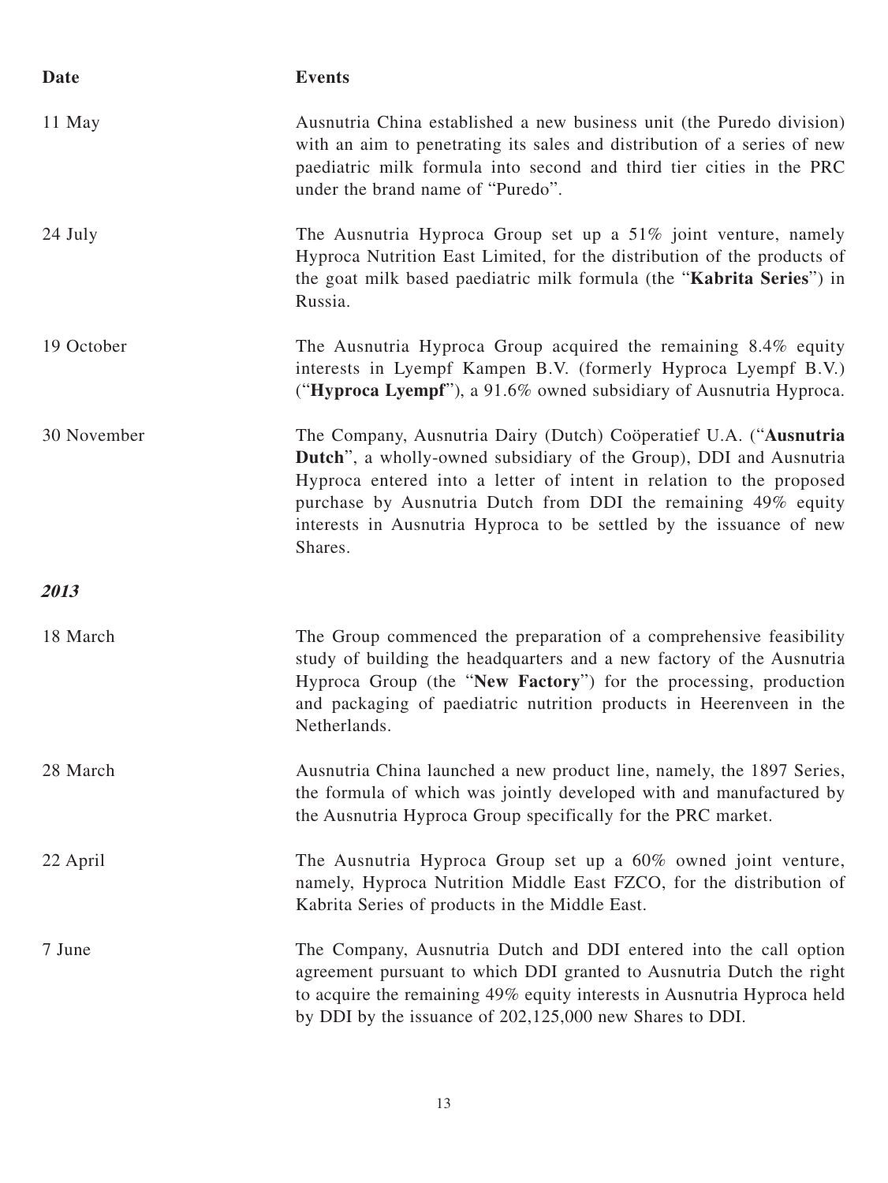| Date | Events |
|---|---|
| 11 May | Ausnutria China established a new business unit (the Puredo division) with an aim to penetrating its sales and distribution of a series of new paediatric milk formula into second and third tier cities in the PRC under the brand name of "Puredo". |
| 24 July | The Ausnutria Hyproca Group set up a 51% joint venture, namely Hyproca Nutrition East Limited, for the distribution of the products of the goat milk based paediatric milk formula (the "**Kabrita Series**") in Russia. |
| 19 October | The Ausnutria Hyproca Group acquired the remaining 8.4% equity interests in Lyempf Kampen B.V. (formerly Hyproca Lyempf B.V.) ("**Hyproca Lyempf**"), a 91.6% owned subsidiary of Ausnutria Hyproca. |
| 30 November | The Company, Ausnutria Dairy (Dutch) Coöperatief U.A. ("**Ausnutria Dutch**", a wholly-owned subsidiary of the Group), DDI and Ausnutria Hyproca entered into a letter of intent in relation to the proposed purchase by Ausnutria Dutch from DDI the remaining 49% equity interests in Ausnutria Hyproca to be settled by the issuance of new Shares. |
| ***2013*** | |
| 18 March | The Group commenced the preparation of a comprehensive feasibility study of building the headquarters and a new factory of the Ausnutria Hyproca Group (the "**New Factory**") for the processing, production and packaging of paediatric nutrition products in Heerenveen in the Netherlands. |
| 28 March | Ausnutria China launched a new product line, namely, the 1897 Series, the formula of which was jointly developed with and manufactured by the Ausnutria Hyproca Group specifically for the PRC market. |
| 22 April | The Ausnutria Hyproca Group set up a 60% owned joint venture, namely, Hyproca Nutrition Middle East FZCO, for the distribution of Kabrita Series of products in the Middle East. |
| 7 June | The Company, Ausnutria Dutch and DDI entered into the call option agreement pursuant to which DDI granted to Ausnutria Dutch the right to acquire the remaining 49% equity interests in Ausnutria Hyproca held by DDI by the issuance of 202,125,000 new Shares to DDI. |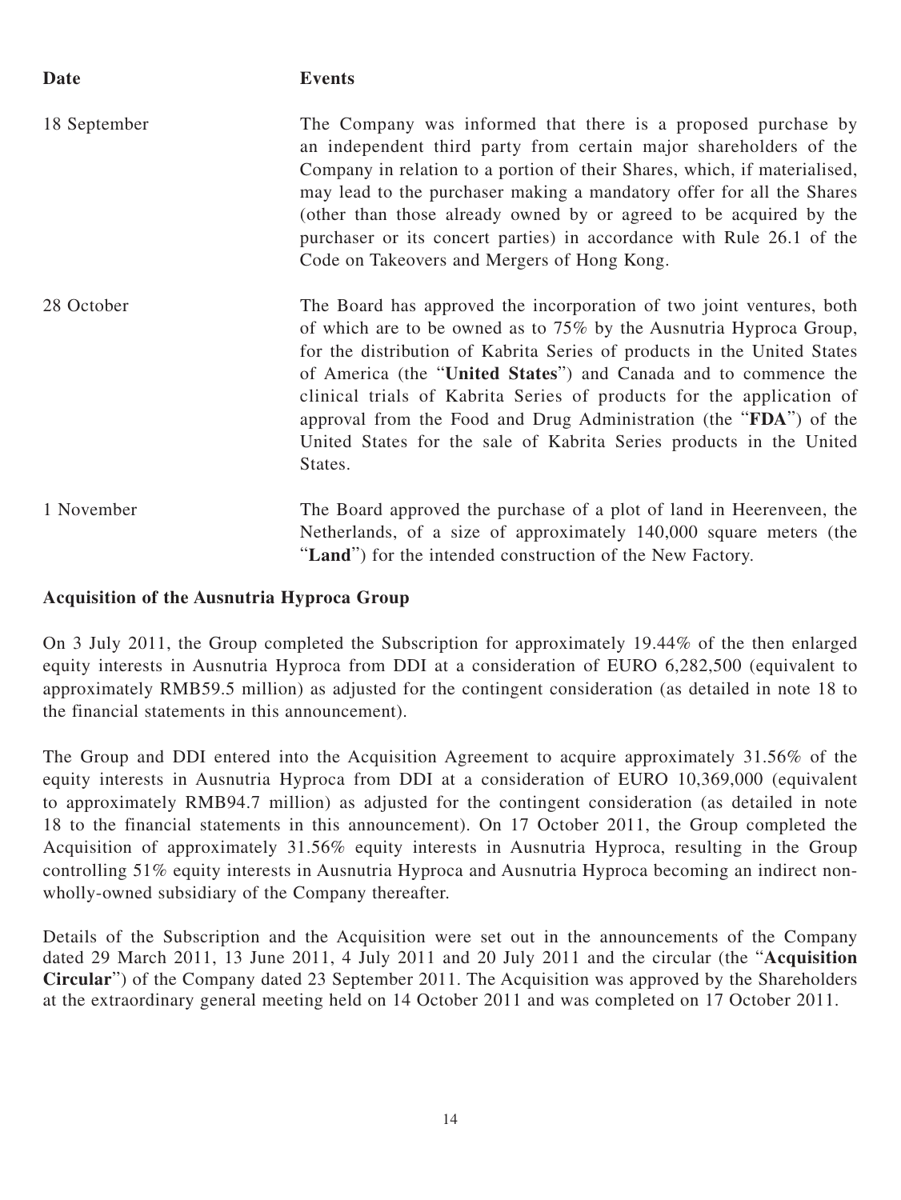| Date | Events |
| --- | --- |
| 18 September | The Company was informed that there is a proposed purchase by an independent third party from certain major shareholders of the Company in relation to a portion of their Shares, which, if materialised, may lead to the purchaser making a mandatory offer for all the Shares (other than those already owned by or agreed to be acquired by the purchaser or its concert parties) in accordance with Rule 26.1 of the Code on Takeovers and Mergers of Hong Kong. |
| 28 October | The Board has approved the incorporation of two joint ventures, both of which are to be owned as to 75% by the Ausnutria Hyproca Group, for the distribution of Kabrita Series of products in the United States of America (the "**United States**") and Canada and to commence the clinical trials of Kabrita Series of products for the application of approval from the Food and Drug Administration (the "**FDA**") of the United States for the sale of Kabrita Series products in the United States. |
| 1 November | The Board approved the purchase of a plot of land in Heerenveen, the Netherlands, of a size of approximately 140,000 square meters (the "**Land**") for the intended construction of the New Factory. |

**Acquisition of the Ausnutria Hyproca Group**

On 3 July 2011, the Group completed the Subscription for approximately 19.44% of the then enlarged equity interests in Ausnutria Hyproca from DDI at a consideration of EURO 6,282,500 (equivalent to approximately RMB59.5 million) as adjusted for the contingent consideration (as detailed in note 18 to the financial statements in this announcement).

The Group and DDI entered into the Acquisition Agreement to acquire approximately 31.56% of the equity interests in Ausnutria Hyproca from DDI at a consideration of EURO 10,369,000 (equivalent to approximately RMB94.7 million) as adjusted for the contingent consideration (as detailed in note 18 to the financial statements in this announcement). On 17 October 2011, the Group completed the Acquisition of approximately 31.56% equity interests in Ausnutria Hyproca, resulting in the Group controlling 51% equity interests in Ausnutria Hyproca and Ausnutria Hyproca becoming an indirect non-wholly-owned subsidiary of the Company thereafter.

Details of the Subscription and the Acquisition were set out in the announcements of the Company dated 29 March 2011, 13 June 2011, 4 July 2011 and 20 July 2011 and the circular (the "**Acquisition Circular**") of the Company dated 23 September 2011. The Acquisition was approved by the Shareholders at the extraordinary general meeting held on 14 October 2011 and was completed on 17 October 2011.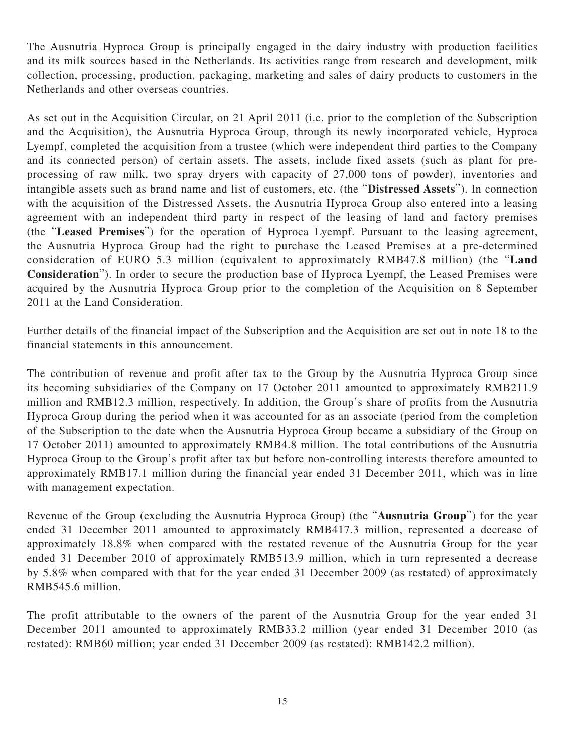The Ausnutria Hyproca Group is principally engaged in the dairy industry with production facilities and its milk sources based in the Netherlands. Its activities range from research and development, milk collection, processing, production, packaging, marketing and sales of dairy products to customers in the Netherlands and other overseas countries.

As set out in the Acquisition Circular, on 21 April 2011 (i.e. prior to the completion of the Subscription and the Acquisition), the Ausnutria Hyproca Group, through its newly incorporated vehicle, Hyproca Lyempf, completed the acquisition from a trustee (which were independent third parties to the Company and its connected person) of certain assets. The assets, include fixed assets (such as plant for pre-processing of raw milk, two spray dryers with capacity of 27,000 tons of powder), inventories and intangible assets such as brand name and list of customers, etc. (the "**Distressed Assets**"). In connection with the acquisition of the Distressed Assets, the Ausnutria Hyproca Group also entered into a leasing agreement with an independent third party in respect of the leasing of land and factory premises (the "**Leased Premises**") for the operation of Hyproca Lyempf. Pursuant to the leasing agreement, the Ausnutria Hyproca Group had the right to purchase the Leased Premises at a pre-determined consideration of EURO 5.3 million (equivalent to approximately RMB47.8 million) (the "**Land Consideration**"). In order to secure the production base of Hyproca Lyempf, the Leased Premises were acquired by the Ausnutria Hyproca Group prior to the completion of the Acquisition on 8 September 2011 at the Land Consideration.

Further details of the financial impact of the Subscription and the Acquisition are set out in note 18 to the financial statements in this announcement.

The contribution of revenue and profit after tax to the Group by the Ausnutria Hyproca Group since its becoming subsidiaries of the Company on 17 October 2011 amounted to approximately RMB211.9 million and RMB12.3 million, respectively. In addition, the Group's share of profits from the Ausnutria Hyproca Group during the period when it was accounted for as an associate (period from the completion of the Subscription to the date when the Ausnutria Hyproca Group became a subsidiary of the Group on 17 October 2011) amounted to approximately RMB4.8 million. The total contributions of the Ausnutria Hyproca Group to the Group's profit after tax but before non-controlling interests therefore amounted to approximately RMB17.1 million during the financial year ended 31 December 2011, which was in line with management expectation.

Revenue of the Group (excluding the Ausnutria Hyproca Group) (the "**Ausnutria Group**") for the year ended 31 December 2011 amounted to approximately RMB417.3 million, represented a decrease of approximately 18.8% when compared with the restated revenue of the Ausnutria Group for the year ended 31 December 2010 of approximately RMB513.9 million, which in turn represented a decrease by 5.8% when compared with that for the year ended 31 December 2009 (as restated) of approximately RMB545.6 million.

The profit attributable to the owners of the parent of the Ausnutria Group for the year ended 31 December 2011 amounted to approximately RMB33.2 million (year ended 31 December 2010 (as restated): RMB60 million; year ended 31 December 2009 (as restated): RMB142.2 million).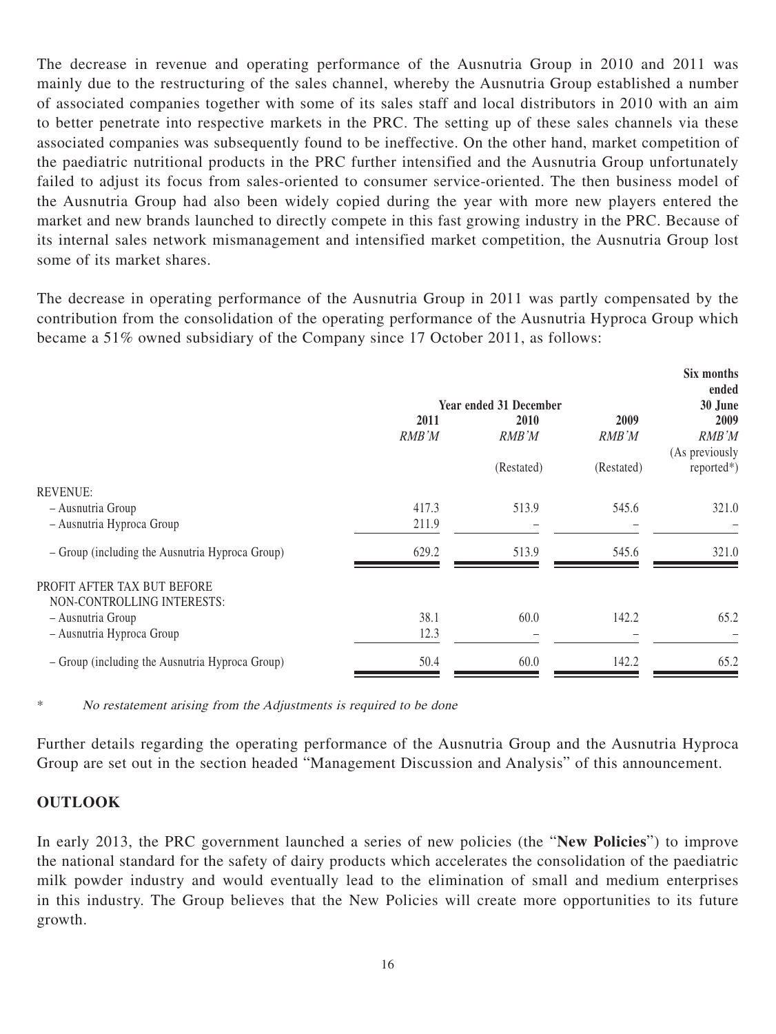The decrease in revenue and operating performance of the Ausnutria Group in 2010 and 2011 was mainly due to the restructuring of the sales channel, whereby the Ausnutria Group established a number of associated companies together with some of its sales staff and local distributors in 2010 with an aim to better penetrate into respective markets in the PRC. The setting up of these sales channels via these associated companies was subsequently found to be ineffective. On the other hand, market competition of the paediatric nutritional products in the PRC further intensified and the Ausnutria Group unfortunately failed to adjust its focus from sales-oriented to consumer service-oriented. The then business model of the Ausnutria Group had also been widely copied during the year with more new players entered the market and new brands launched to directly compete in this fast growing industry in the PRC. Because of its internal sales network mismanagement and intensified market competition, the Ausnutria Group lost some of its market shares.

The decrease in operating performance of the Ausnutria Group in 2011 was partly compensated by the contribution from the consolidation of the operating performance of the Ausnutria Hyproca Group which became a 51% owned subsidiary of the Company since 17 October 2011, as follows:

| | Year ended 31 December | | | Six months ended 30 June |
|---|---|---|---|---|
| | 2011 | 2010 | 2009 | 2009 |
| | *RMB'M* | *RMB'M* | *RMB'M* | *RMB'M* |
| | | (Restated) | (Restated) | (As previously reported*) |
| REVENUE: | | | | |
| – Ausnutria Group | 417.3 | 513.9 | 545.6 | 321.0 |
| – Ausnutria Hyproca Group | 211.9 | – | – | – |
| – Group (including the Ausnutria Hyproca Group) | 629.2 | 513.9 | 545.6 | 321.0 |
| PROFIT AFTER TAX BUT BEFORE NON-CONTROLLING INTERESTS: | | | | |
| – Ausnutria Group | 38.1 | 60.0 | 142.2 | 65.2 |
| – Ausnutria Hyproca Group | 12.3 | – | – | – |
| – Group (including the Ausnutria Hyproca Group) | 50.4 | 60.0 | 142.2 | 65.2 |

\* *No restatement arising from the Adjustments is required to be done*

Further details regarding the operating performance of the Ausnutria Group and the Ausnutria Hyproca Group are set out in the section headed "Management Discussion and Analysis" of this announcement.

## OUTLOOK

In early 2013, the PRC government launched a series of new policies (the "**New Policies**") to improve the national standard for the safety of dairy products which accelerates the consolidation of the paediatric milk powder industry and would eventually lead to the elimination of small and medium enterprises in this industry. The Group believes that the New Policies will create more opportunities to its future growth.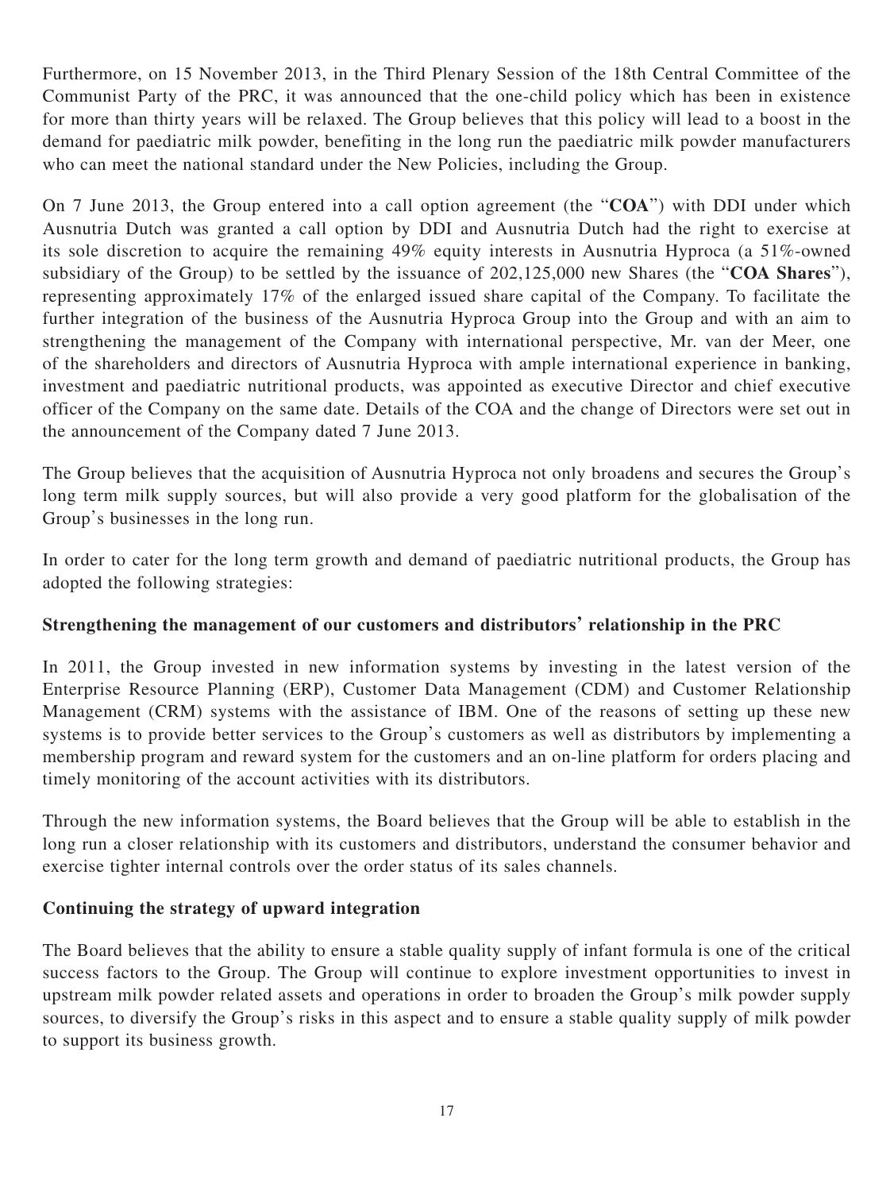Furthermore, on 15 November 2013, in the Third Plenary Session of the 18th Central Committee of the Communist Party of the PRC, it was announced that the one-child policy which has been in existence for more than thirty years will be relaxed. The Group believes that this policy will lead to a boost in the demand for paediatric milk powder, benefiting in the long run the paediatric milk powder manufacturers who can meet the national standard under the New Policies, including the Group.

On 7 June 2013, the Group entered into a call option agreement (the "**COA**") with DDI under which Ausnutria Dutch was granted a call option by DDI and Ausnutria Dutch had the right to exercise at its sole discretion to acquire the remaining 49% equity interests in Ausnutria Hyproca (a 51%-owned subsidiary of the Group) to be settled by the issuance of 202,125,000 new Shares (the "**COA Shares**"), representing approximately 17% of the enlarged issued share capital of the Company. To facilitate the further integration of the business of the Ausnutria Hyproca Group into the Group and with an aim to strengthening the management of the Company with international perspective, Mr. van der Meer, one of the shareholders and directors of Ausnutria Hyproca with ample international experience in banking, investment and paediatric nutritional products, was appointed as executive Director and chief executive officer of the Company on the same date. Details of the COA and the change of Directors were set out in the announcement of the Company dated 7 June 2013.

The Group believes that the acquisition of Ausnutria Hyproca not only broadens and secures the Group's long term milk supply sources, but will also provide a very good platform for the globalisation of the Group's businesses in the long run.

In order to cater for the long term growth and demand of paediatric nutritional products, the Group has adopted the following strategies:

**Strengthening the management of our customers and distributors' relationship in the PRC**

In 2011, the Group invested in new information systems by investing in the latest version of the Enterprise Resource Planning (ERP), Customer Data Management (CDM) and Customer Relationship Management (CRM) systems with the assistance of IBM. One of the reasons of setting up these new systems is to provide better services to the Group's customers as well as distributors by implementing a membership program and reward system for the customers and an on-line platform for orders placing and timely monitoring of the account activities with its distributors.

Through the new information systems, the Board believes that the Group will be able to establish in the long run a closer relationship with its customers and distributors, understand the consumer behavior and exercise tighter internal controls over the order status of its sales channels.

**Continuing the strategy of upward integration**

The Board believes that the ability to ensure a stable quality supply of infant formula is one of the critical success factors to the Group. The Group will continue to explore investment opportunities to invest in upstream milk powder related assets and operations in order to broaden the Group's milk powder supply sources, to diversify the Group's risks in this aspect and to ensure a stable quality supply of milk powder to support its business growth.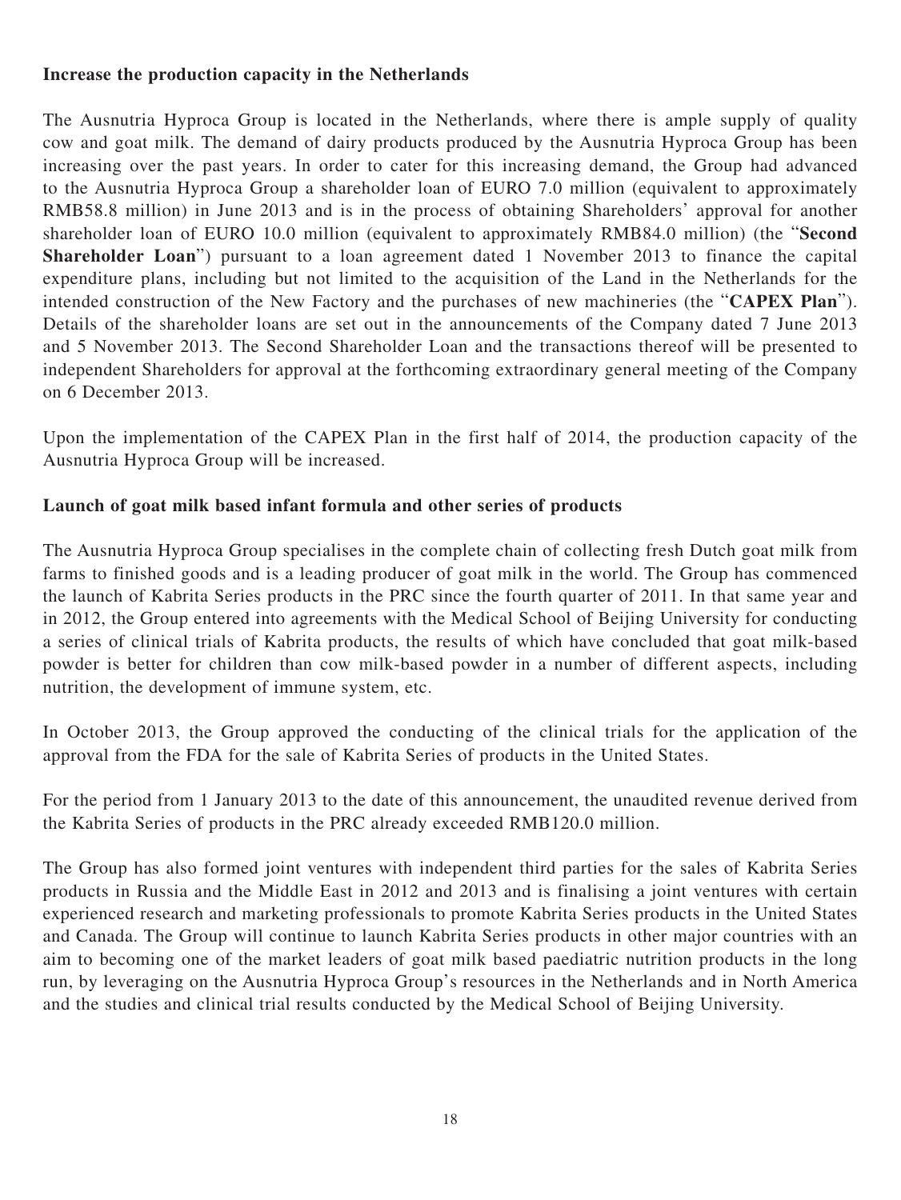**Increase the production capacity in the Netherlands**

The Ausnutria Hyproca Group is located in the Netherlands, where there is ample supply of quality cow and goat milk. The demand of dairy products produced by the Ausnutria Hyproca Group has been increasing over the past years. In order to cater for this increasing demand, the Group had advanced to the Ausnutria Hyproca Group a shareholder loan of EURO 7.0 million (equivalent to approximately RMB58.8 million) in June 2013 and is in the process of obtaining Shareholders' approval for another shareholder loan of EURO 10.0 million (equivalent to approximately RMB84.0 million) (the "**Second Shareholder Loan**") pursuant to a loan agreement dated 1 November 2013 to finance the capital expenditure plans, including but not limited to the acquisition of the Land in the Netherlands for the intended construction of the New Factory and the purchases of new machineries (the "**CAPEX Plan**"). Details of the shareholder loans are set out in the announcements of the Company dated 7 June 2013 and 5 November 2013. The Second Shareholder Loan and the transactions thereof will be presented to independent Shareholders for approval at the forthcoming extraordinary general meeting of the Company on 6 December 2013.

Upon the implementation of the CAPEX Plan in the first half of 2014, the production capacity of the Ausnutria Hyproca Group will be increased.

**Launch of goat milk based infant formula and other series of products**

The Ausnutria Hyproca Group specialises in the complete chain of collecting fresh Dutch goat milk from farms to finished goods and is a leading producer of goat milk in the world. The Group has commenced the launch of Kabrita Series products in the PRC since the fourth quarter of 2011. In that same year and in 2012, the Group entered into agreements with the Medical School of Beijing University for conducting a series of clinical trials of Kabrita products, the results of which have concluded that goat milk-based powder is better for children than cow milk-based powder in a number of different aspects, including nutrition, the development of immune system, etc.

In October 2013, the Group approved the conducting of the clinical trials for the application of the approval from the FDA for the sale of Kabrita Series of products in the United States.

For the period from 1 January 2013 to the date of this announcement, the unaudited revenue derived from the Kabrita Series of products in the PRC already exceeded RMB120.0 million.

The Group has also formed joint ventures with independent third parties for the sales of Kabrita Series products in Russia and the Middle East in 2012 and 2013 and is finalising a joint ventures with certain experienced research and marketing professionals to promote Kabrita Series products in the United States and Canada. The Group will continue to launch Kabrita Series products in other major countries with an aim to becoming one of the market leaders of goat milk based paediatric nutrition products in the long run, by leveraging on the Ausnutria Hyproca Group's resources in the Netherlands and in North America and the studies and clinical trial results conducted by the Medical School of Beijing University.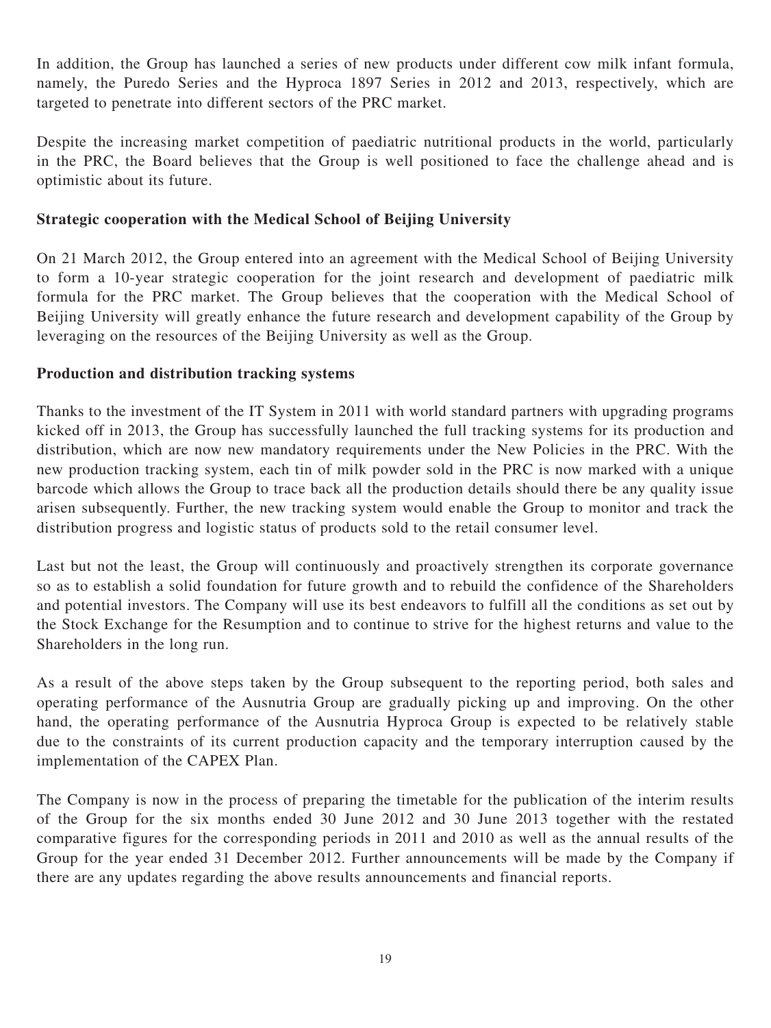In addition, the Group has launched a series of new products under different cow milk infant formula, namely, the Puredo Series and the Hyproca 1897 Series in 2012 and 2013, respectively, which are targeted to penetrate into different sectors of the PRC market.

Despite the increasing market competition of paediatric nutritional products in the world, particularly in the PRC, the Board believes that the Group is well positioned to face the challenge ahead and is optimistic about its future.

**Strategic cooperation with the Medical School of Beijing University**

On 21 March 2012, the Group entered into an agreement with the Medical School of Beijing University to form a 10-year strategic cooperation for the joint research and development of paediatric milk formula for the PRC market. The Group believes that the cooperation with the Medical School of Beijing University will greatly enhance the future research and development capability of the Group by leveraging on the resources of the Beijing University as well as the Group.

**Production and distribution tracking systems**

Thanks to the investment of the IT System in 2011 with world standard partners with upgrading programs kicked off in 2013, the Group has successfully launched the full tracking systems for its production and distribution, which are now new mandatory requirements under the New Policies in the PRC. With the new production tracking system, each tin of milk powder sold in the PRC is now marked with a unique barcode which allows the Group to trace back all the production details should there be any quality issue arisen subsequently. Further, the new tracking system would enable the Group to monitor and track the distribution progress and logistic status of products sold to the retail consumer level.

Last but not the least, the Group will continuously and proactively strengthen its corporate governance so as to establish a solid foundation for future growth and to rebuild the confidence of the Shareholders and potential investors. The Company will use its best endeavors to fulfill all the conditions as set out by the Stock Exchange for the Resumption and to continue to strive for the highest returns and value to the Shareholders in the long run.

As a result of the above steps taken by the Group subsequent to the reporting period, both sales and operating performance of the Ausnutria Group are gradually picking up and improving. On the other hand, the operating performance of the Ausnutria Hyproca Group is expected to be relatively stable due to the constraints of its current production capacity and the temporary interruption caused by the implementation of the CAPEX Plan.

The Company is now in the process of preparing the timetable for the publication of the interim results of the Group for the six months ended 30 June 2012 and 30 June 2013 together with the restated comparative figures for the corresponding periods in 2011 and 2010 as well as the annual results of the Group for the year ended 31 December 2012. Further announcements will be made by the Company if there are any updates regarding the above results announcements and financial reports.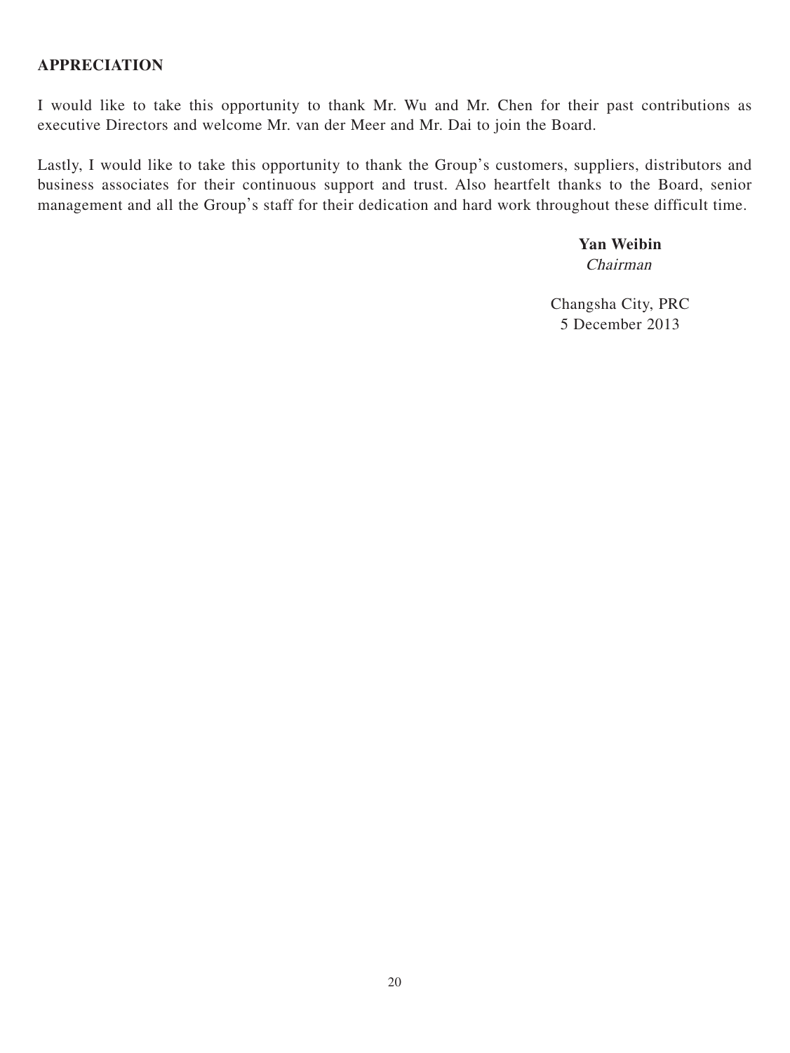## APPRECIATION

I would like to take this opportunity to thank Mr. Wu and Mr. Chen for their past contributions as executive Directors and welcome Mr. van der Meer and Mr. Dai to join the Board.

Lastly, I would like to take this opportunity to thank the Group's customers, suppliers, distributors and business associates for their continuous support and trust. Also heartfelt thanks to the Board, senior management and all the Group's staff for their dedication and hard work throughout these difficult time.

**Yan Weibin**
*Chairman*

Changsha City, PRC
5 December 2013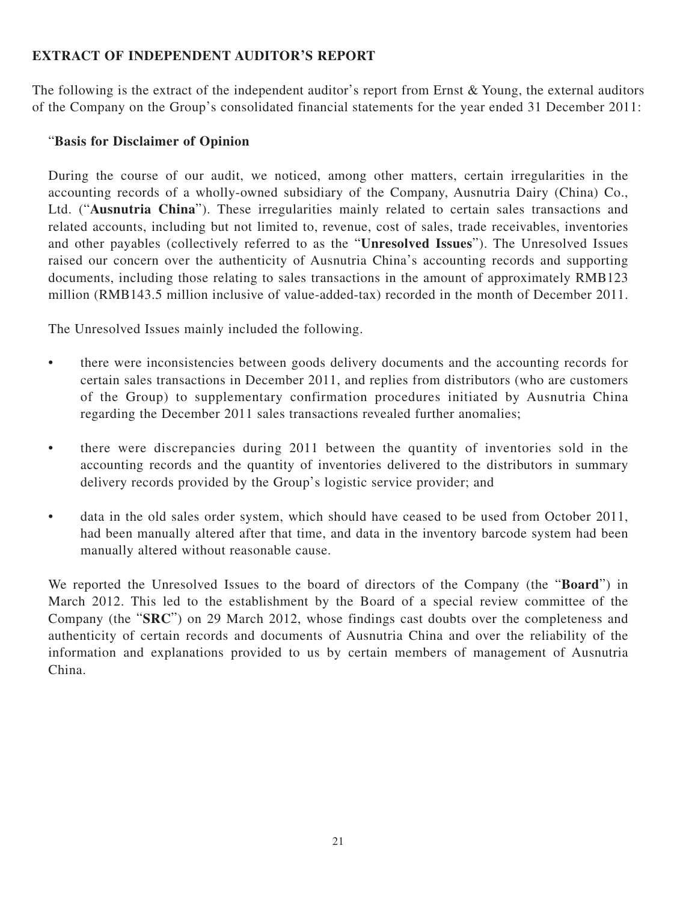## EXTRACT OF INDEPENDENT AUDITOR'S REPORT

The following is the extract of the independent auditor's report from Ernst & Young, the external auditors of the Company on the Group's consolidated financial statements for the year ended 31 December 2011:

"**Basis for Disclaimer of Opinion**

During the course of our audit, we noticed, among other matters, certain irregularities in the accounting records of a wholly-owned subsidiary of the Company, Ausnutria Dairy (China) Co., Ltd. ("**Ausnutria China**"). These irregularities mainly related to certain sales transactions and related accounts, including but not limited to, revenue, cost of sales, trade receivables, inventories and other payables (collectively referred to as the "**Unresolved Issues**"). The Unresolved Issues raised our concern over the authenticity of Ausnutria China's accounting records and supporting documents, including those relating to sales transactions in the amount of approximately RMB123 million (RMB143.5 million inclusive of value-added-tax) recorded in the month of December 2011.

The Unresolved Issues mainly included the following.

- there were inconsistencies between goods delivery documents and the accounting records for certain sales transactions in December 2011, and replies from distributors (who are customers of the Group) to supplementary confirmation procedures initiated by Ausnutria China regarding the December 2011 sales transactions revealed further anomalies;
- there were discrepancies during 2011 between the quantity of inventories sold in the accounting records and the quantity of inventories delivered to the distributors in summary delivery records provided by the Group's logistic service provider; and
- data in the old sales order system, which should have ceased to be used from October 2011, had been manually altered after that time, and data in the inventory barcode system had been manually altered without reasonable cause.

We reported the Unresolved Issues to the board of directors of the Company (the "**Board**") in March 2012. This led to the establishment by the Board of a special review committee of the Company (the "**SRC**") on 29 March 2012, whose findings cast doubts over the completeness and authenticity of certain records and documents of Ausnutria China and over the reliability of the information and explanations provided to us by certain members of management of Ausnutria China.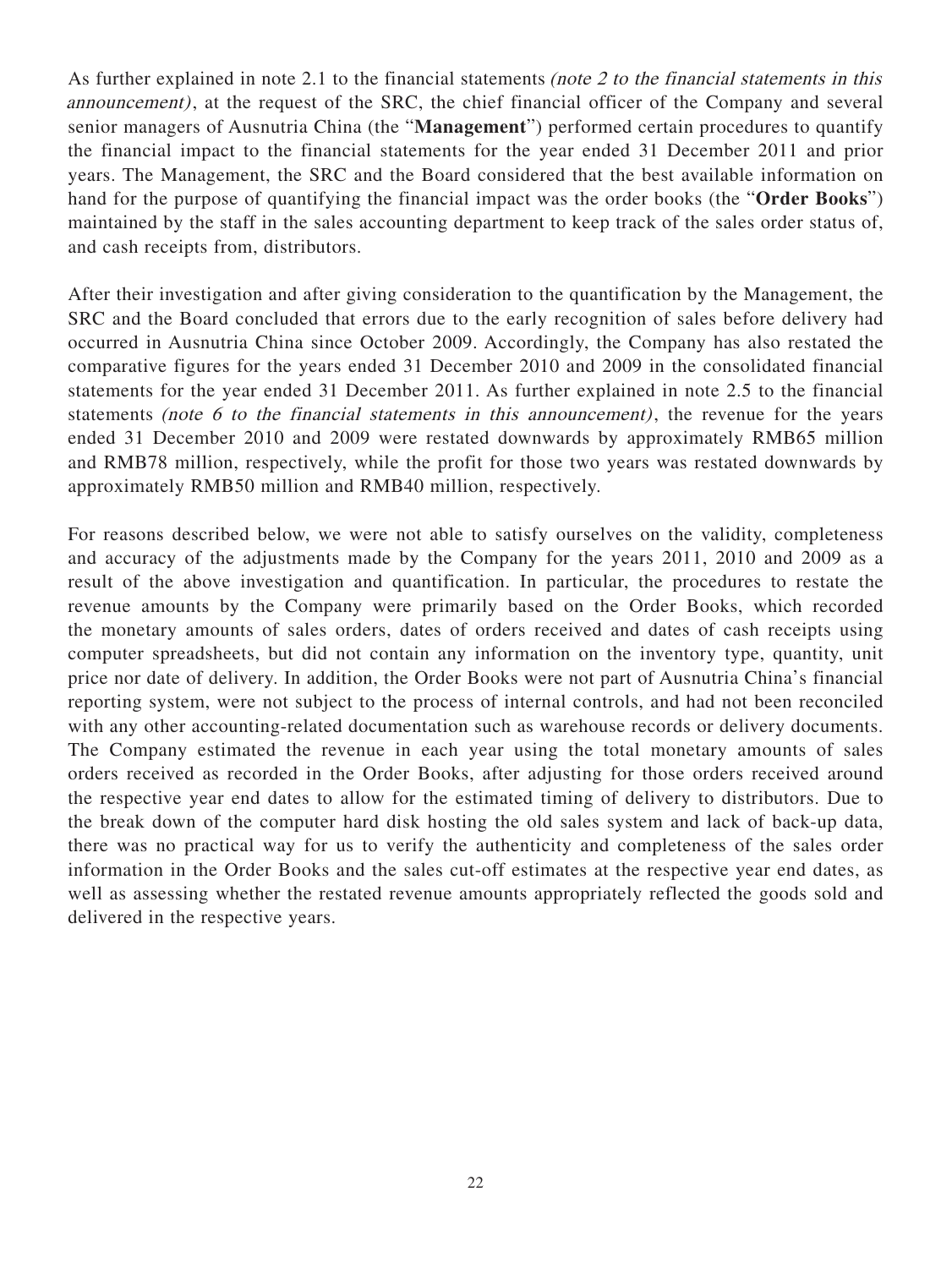As further explained in note 2.1 to the financial statements *(note 2 to the financial statements in this announcement)*, at the request of the SRC, the chief financial officer of the Company and several senior managers of Ausnutria China (the "**Management**") performed certain procedures to quantify the financial impact to the financial statements for the year ended 31 December 2011 and prior years. The Management, the SRC and the Board considered that the best available information on hand for the purpose of quantifying the financial impact was the order books (the "**Order Books**") maintained by the staff in the sales accounting department to keep track of the sales order status of, and cash receipts from, distributors.

After their investigation and after giving consideration to the quantification by the Management, the SRC and the Board concluded that errors due to the early recognition of sales before delivery had occurred in Ausnutria China since October 2009. Accordingly, the Company has also restated the comparative figures for the years ended 31 December 2010 and 2009 in the consolidated financial statements for the year ended 31 December 2011. As further explained in note 2.5 to the financial statements *(note 6 to the financial statements in this announcement)*, the revenue for the years ended 31 December 2010 and 2009 were restated downwards by approximately RMB65 million and RMB78 million, respectively, while the profit for those two years was restated downwards by approximately RMB50 million and RMB40 million, respectively.

For reasons described below, we were not able to satisfy ourselves on the validity, completeness and accuracy of the adjustments made by the Company for the years 2011, 2010 and 2009 as a result of the above investigation and quantification. In particular, the procedures to restate the revenue amounts by the Company were primarily based on the Order Books, which recorded the monetary amounts of sales orders, dates of orders received and dates of cash receipts using computer spreadsheets, but did not contain any information on the inventory type, quantity, unit price nor date of delivery. In addition, the Order Books were not part of Ausnutria China's financial reporting system, were not subject to the process of internal controls, and had not been reconciled with any other accounting-related documentation such as warehouse records or delivery documents. The Company estimated the revenue in each year using the total monetary amounts of sales orders received as recorded in the Order Books, after adjusting for those orders received around the respective year end dates to allow for the estimated timing of delivery to distributors. Due to the break down of the computer hard disk hosting the old sales system and lack of back-up data, there was no practical way for us to verify the authenticity and completeness of the sales order information in the Order Books and the sales cut-off estimates at the respective year end dates, as well as assessing whether the restated revenue amounts appropriately reflected the goods sold and delivered in the respective years.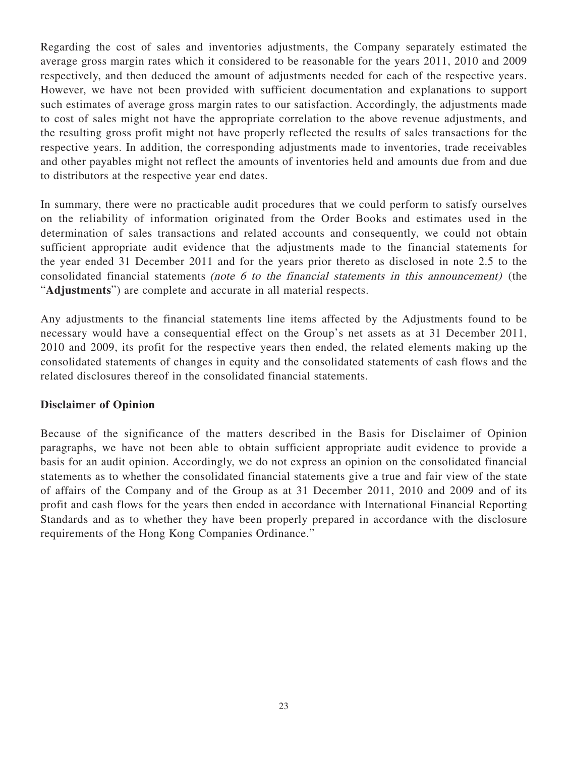Regarding the cost of sales and inventories adjustments, the Company separately estimated the average gross margin rates which it considered to be reasonable for the years 2011, 2010 and 2009 respectively, and then deduced the amount of adjustments needed for each of the respective years. However, we have not been provided with sufficient documentation and explanations to support such estimates of average gross margin rates to our satisfaction. Accordingly, the adjustments made to cost of sales might not have the appropriate correlation to the above revenue adjustments, and the resulting gross profit might not have properly reflected the results of sales transactions for the respective years. In addition, the corresponding adjustments made to inventories, trade receivables and other payables might not reflect the amounts of inventories held and amounts due from and due to distributors at the respective year end dates.

In summary, there were no practicable audit procedures that we could perform to satisfy ourselves on the reliability of information originated from the Order Books and estimates used in the determination of sales transactions and related accounts and consequently, we could not obtain sufficient appropriate audit evidence that the adjustments made to the financial statements for the year ended 31 December 2011 and for the years prior thereto as disclosed in note 2.5 to the consolidated financial statements *(note 6 to the financial statements in this announcement)* (the "**Adjustments**") are complete and accurate in all material respects.

Any adjustments to the financial statements line items affected by the Adjustments found to be necessary would have a consequential effect on the Group's net assets as at 31 December 2011, 2010 and 2009, its profit for the respective years then ended, the related elements making up the consolidated statements of changes in equity and the consolidated statements of cash flows and the related disclosures thereof in the consolidated financial statements.

**Disclaimer of Opinion**

Because of the significance of the matters described in the Basis for Disclaimer of Opinion paragraphs, we have not been able to obtain sufficient appropriate audit evidence to provide a basis for an audit opinion. Accordingly, we do not express an opinion on the consolidated financial statements as to whether the consolidated financial statements give a true and fair view of the state of affairs of the Company and of the Group as at 31 December 2011, 2010 and 2009 and of its profit and cash flows for the years then ended in accordance with International Financial Reporting Standards and as to whether they have been properly prepared in accordance with the disclosure requirements of the Hong Kong Companies Ordinance."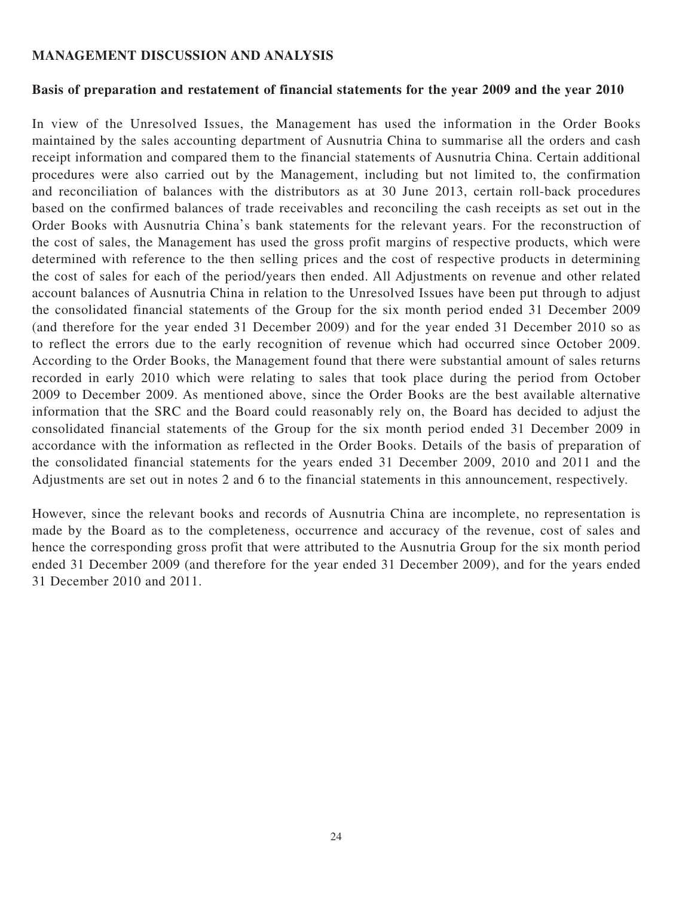## MANAGEMENT DISCUSSION AND ANALYSIS

### Basis of preparation and restatement of financial statements for the year 2009 and the year 2010

In view of the Unresolved Issues, the Management has used the information in the Order Books maintained by the sales accounting department of Ausnutria China to summarise all the orders and cash receipt information and compared them to the financial statements of Ausnutria China. Certain additional procedures were also carried out by the Management, including but not limited to, the confirmation and reconciliation of balances with the distributors as at 30 June 2013, certain roll-back procedures based on the confirmed balances of trade receivables and reconciling the cash receipts as set out in the Order Books with Ausnutria China's bank statements for the relevant years. For the reconstruction of the cost of sales, the Management has used the gross profit margins of respective products, which were determined with reference to the then selling prices and the cost of respective products in determining the cost of sales for each of the period/years then ended. All Adjustments on revenue and other related account balances of Ausnutria China in relation to the Unresolved Issues have been put through to adjust the consolidated financial statements of the Group for the six month period ended 31 December 2009 (and therefore for the year ended 31 December 2009) and for the year ended 31 December 2010 so as to reflect the errors due to the early recognition of revenue which had occurred since October 2009. According to the Order Books, the Management found that there were substantial amount of sales returns recorded in early 2010 which were relating to sales that took place during the period from October 2009 to December 2009. As mentioned above, since the Order Books are the best available alternative information that the SRC and the Board could reasonably rely on, the Board has decided to adjust the consolidated financial statements of the Group for the six month period ended 31 December 2009 in accordance with the information as reflected in the Order Books. Details of the basis of preparation of the consolidated financial statements for the years ended 31 December 2009, 2010 and 2011 and the Adjustments are set out in notes 2 and 6 to the financial statements in this announcement, respectively.

However, since the relevant books and records of Ausnutria China are incomplete, no representation is made by the Board as to the completeness, occurrence and accuracy of the revenue, cost of sales and hence the corresponding gross profit that were attributed to the Ausnutria Group for the six month period ended 31 December 2009 (and therefore for the year ended 31 December 2009), and for the years ended 31 December 2010 and 2011.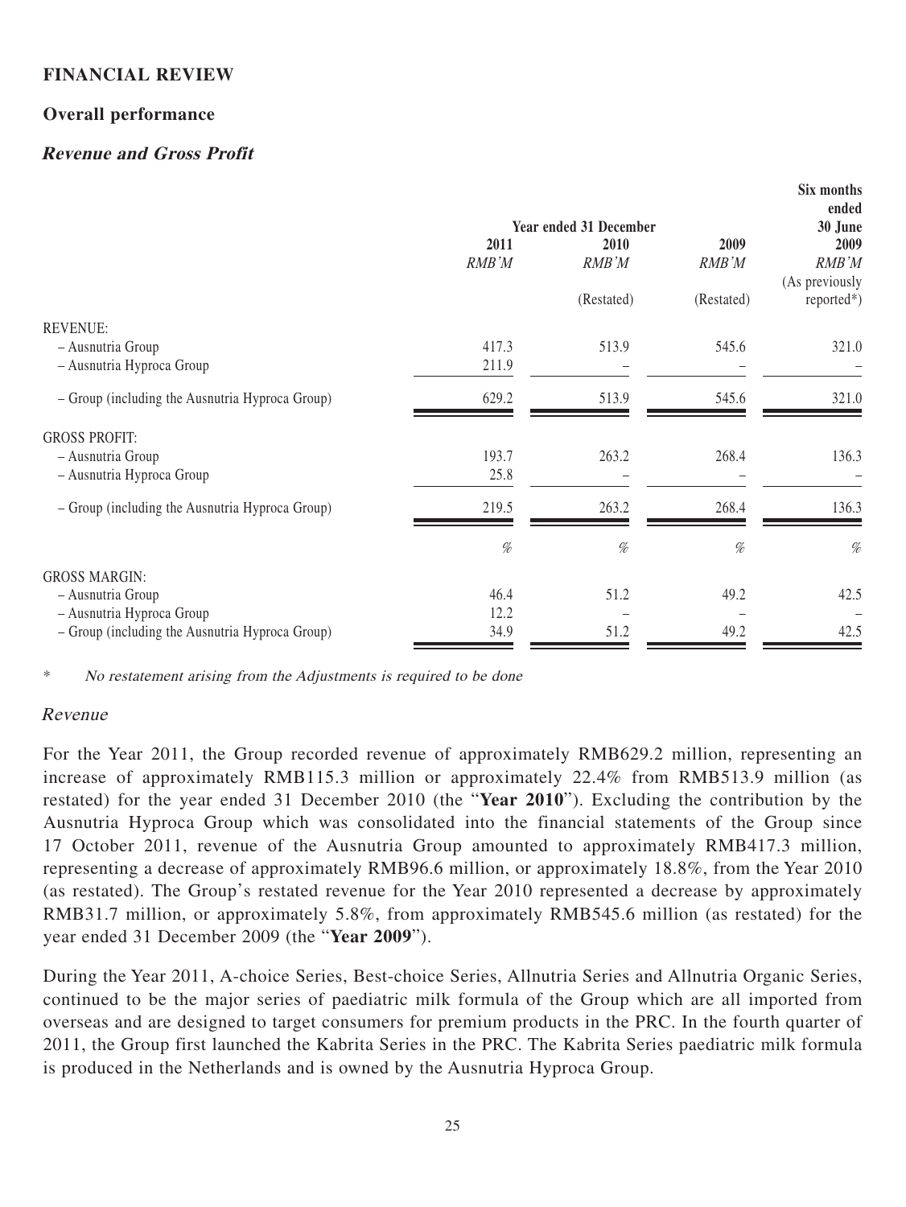## FINANCIAL REVIEW

### Overall performance

#### *Revenue and Gross Profit*

| | Year ended 31 December | | | Six months ended 30 June |
|---|---|---|---|---|
| | 2011 | 2010 | 2009 | 2009 |
| | *RMB'M* | *RMB'M* | *RMB'M* | *RMB'M* |
| | | (Restated) | (Restated) | (As previously reported*) |
| REVENUE: | | | | |
| – Ausnutria Group | 417.3 | 513.9 | 545.6 | 321.0 |
| – Ausnutria Hyproca Group | 211.9 | – | – | – |
| – Group (including the Ausnutria Hyproca Group) | 629.2 | 513.9 | 545.6 | 321.0 |
| GROSS PROFIT: | | | | |
| – Ausnutria Group | 193.7 | 263.2 | 268.4 | 136.3 |
| – Ausnutria Hyproca Group | 25.8 | – | – | – |
| – Group (including the Ausnutria Hyproca Group) | 219.5 | 263.2 | 268.4 | 136.3 |
| | *%* | *%* | *%* | *%* |
| GROSS MARGIN: | | | | |
| – Ausnutria Group | 46.4 | 51.2 | 49.2 | 42.5 |
| – Ausnutria Hyproca Group | 12.2 | – | – | – |
| – Group (including the Ausnutria Hyproca Group) | 34.9 | 51.2 | 49.2 | 42.5 |

\* *No restatement arising from the Adjustments is required to be done*

##### *Revenue*

For the Year 2011, the Group recorded revenue of approximately RMB629.2 million, representing an increase of approximately RMB115.3 million or approximately 22.4% from RMB513.9 million (as restated) for the year ended 31 December 2010 (the "**Year 2010**"). Excluding the contribution by the Ausnutria Hyproca Group which was consolidated into the financial statements of the Group since 17 October 2011, revenue of the Ausnutria Group amounted to approximately RMB417.3 million, representing a decrease of approximately RMB96.6 million, or approximately 18.8%, from the Year 2010 (as restated). The Group's restated revenue for the Year 2010 represented a decrease by approximately RMB31.7 million, or approximately 5.8%, from approximately RMB545.6 million (as restated) for the year ended 31 December 2009 (the "**Year 2009**").

During the Year 2011, A-choice Series, Best-choice Series, Allnutria Series and Allnutria Organic Series, continued to be the major series of paediatric milk formula of the Group which are all imported from overseas and are designed to target consumers for premium products in the PRC. In the fourth quarter of 2011, the Group first launched the Kabrita Series in the PRC. The Kabrita Series paediatric milk formula is produced in the Netherlands and is owned by the Ausnutria Hyproca Group.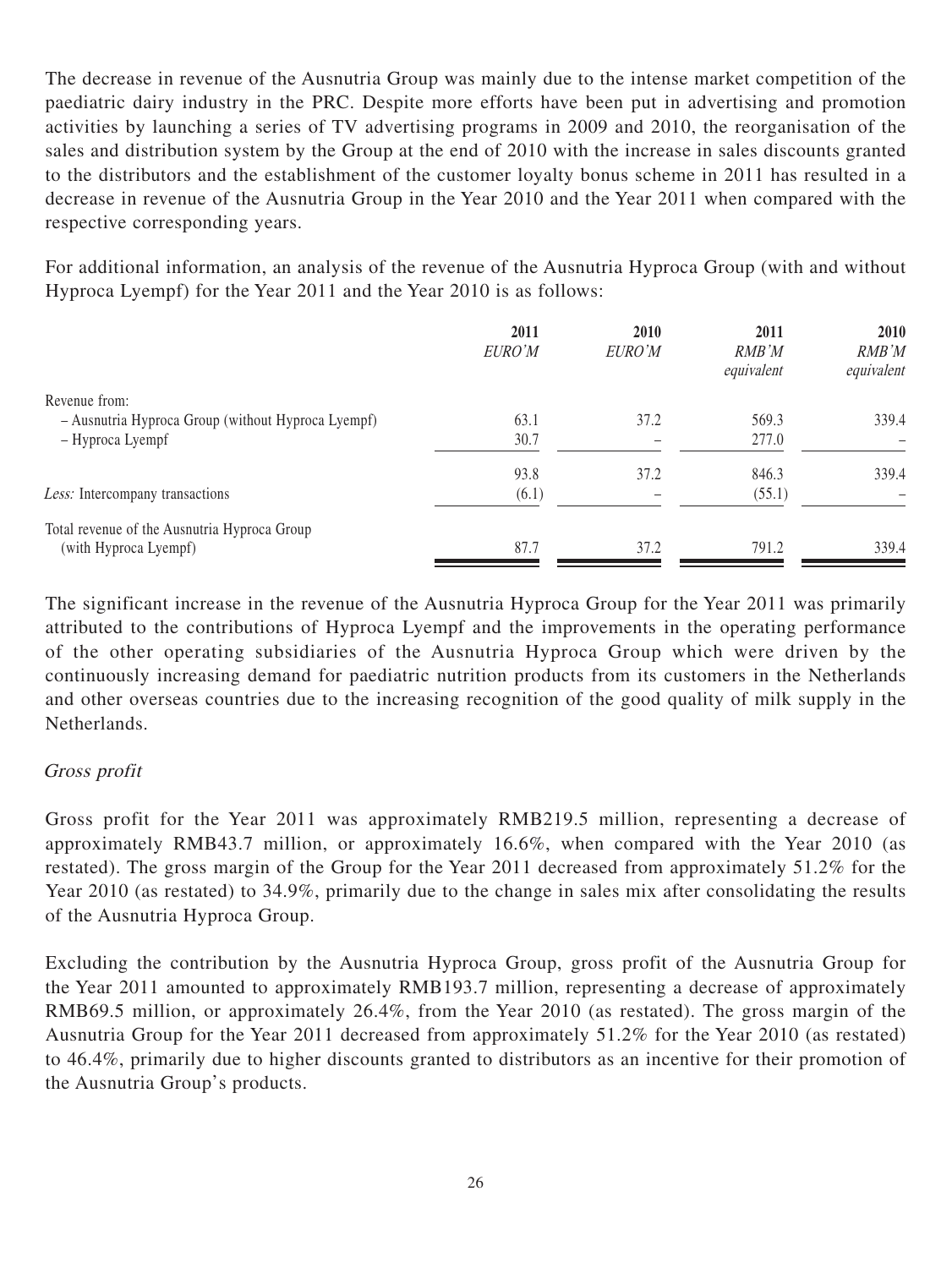The decrease in revenue of the Ausnutria Group was mainly due to the intense market competition of the paediatric dairy industry in the PRC. Despite more efforts have been put in advertising and promotion activities by launching a series of TV advertising programs in 2009 and 2010, the reorganisation of the sales and distribution system by the Group at the end of 2010 with the increase in sales discounts granted to the distributors and the establishment of the customer loyalty bonus scheme in 2011 has resulted in a decrease in revenue of the Ausnutria Group in the Year 2010 and the Year 2011 when compared with the respective corresponding years.

For additional information, an analysis of the revenue of the Ausnutria Hyproca Group (with and without Hyproca Lyempf) for the Year 2011 and the Year 2010 is as follows:

| | 2011 | 2010 | 2011 | 2010 |
|---|---|---|---|---|
| | *EURO'M* | *EURO'M* | *RMB'M equivalent* | *RMB'M equivalent* |
| Revenue from: | | | | |
| – Ausnutria Hyproca Group (without Hyproca Lyempf) | 63.1 | 37.2 | 569.3 | 339.4 |
| – Hyproca Lyempf | 30.7 | – | 277.0 | – |
| | 93.8 | 37.2 | 846.3 | 339.4 |
| *Less:* Intercompany transactions | (6.1) | – | (55.1) | – |
| Total revenue of the Ausnutria Hyproca Group (with Hyproca Lyempf) | 87.7 | 37.2 | 791.2 | 339.4 |

The significant increase in the revenue of the Ausnutria Hyproca Group for the Year 2011 was primarily attributed to the contributions of Hyproca Lyempf and the improvements in the operating performance of the other operating subsidiaries of the Ausnutria Hyproca Group which were driven by the continuously increasing demand for paediatric nutrition products from its customers in the Netherlands and other overseas countries due to the increasing recognition of the good quality of milk supply in the Netherlands.

*Gross profit*

Gross profit for the Year 2011 was approximately RMB219.5 million, representing a decrease of approximately RMB43.7 million, or approximately 16.6%, when compared with the Year 2010 (as restated). The gross margin of the Group for the Year 2011 decreased from approximately 51.2% for the Year 2010 (as restated) to 34.9%, primarily due to the change in sales mix after consolidating the results of the Ausnutria Hyproca Group.

Excluding the contribution by the Ausnutria Hyproca Group, gross profit of the Ausnutria Group for the Year 2011 amounted to approximately RMB193.7 million, representing a decrease of approximately RMB69.5 million, or approximately 26.4%, from the Year 2010 (as restated). The gross margin of the Ausnutria Group for the Year 2011 decreased from approximately 51.2% for the Year 2010 (as restated) to 46.4%, primarily due to higher discounts granted to distributors as an incentive for their promotion of the Ausnutria Group's products.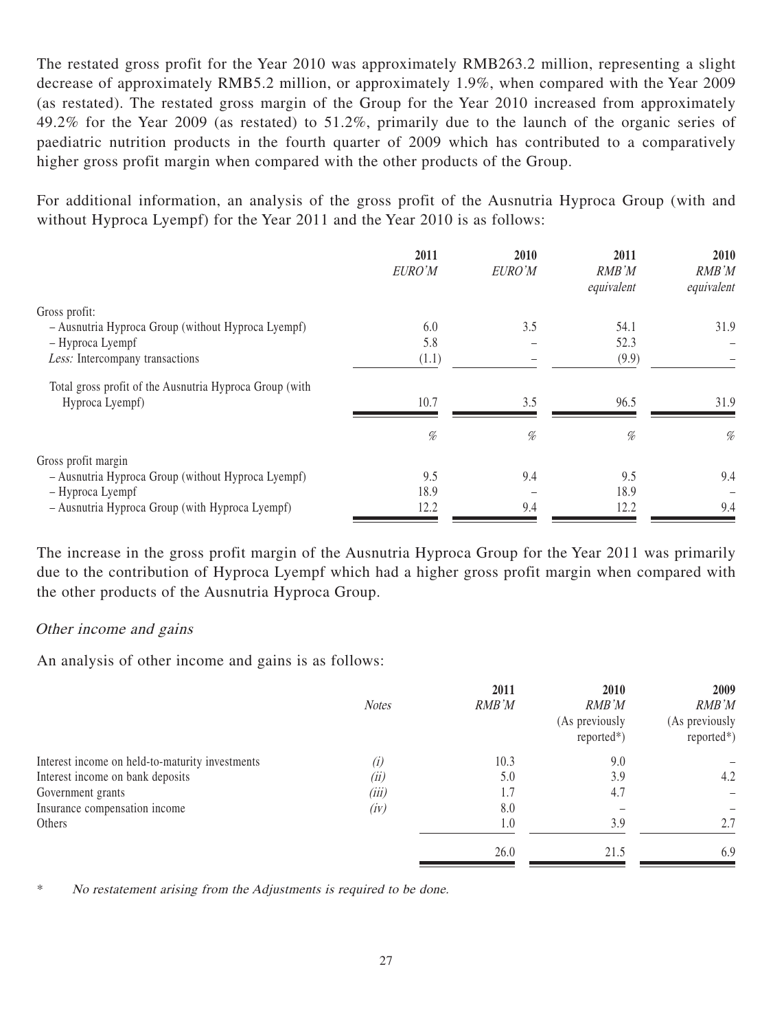The restated gross profit for the Year 2010 was approximately RMB263.2 million, representing a slight decrease of approximately RMB5.2 million, or approximately 1.9%, when compared with the Year 2009 (as restated). The restated gross margin of the Group for the Year 2010 increased from approximately 49.2% for the Year 2009 (as restated) to 51.2%, primarily due to the launch of the organic series of paediatric nutrition products in the fourth quarter of 2009 which has contributed to a comparatively higher gross profit margin when compared with the other products of the Group.

For additional information, an analysis of the gross profit of the Ausnutria Hyproca Group (with and without Hyproca Lyempf) for the Year 2011 and the Year 2010 is as follows:

| | 2011 | 2010 | 2011 | 2010 |
|---|---|---|---|---|
| | *EURO'M* | *EURO'M* | *RMB'M equivalent* | *RMB'M equivalent* |
| Gross profit: | | | | |
| – Ausnutria Hyproca Group (without Hyproca Lyempf) | 6.0 | 3.5 | 54.1 | 31.9 |
| – Hyproca Lyempf | 5.8 | – | 52.3 | – |
| *Less:* Intercompany transactions | (1.1) | – | (9.9) | – |
| Total gross profit of the Ausnutria Hyproca Group (with Hyproca Lyempf) | 10.7 | 3.5 | 96.5 | 31.9 |
| | % | % | % | % |
| Gross profit margin | | | | |
| – Ausnutria Hyproca Group (without Hyproca Lyempf) | 9.5 | 9.4 | 9.5 | 9.4 |
| – Hyproca Lyempf | 18.9 | – | 18.9 | – |
| – Ausnutria Hyproca Group (with Hyproca Lyempf) | 12.2 | 9.4 | 12.2 | 9.4 |

The increase in the gross profit margin of the Ausnutria Hyproca Group for the Year 2011 was primarily due to the contribution of Hyproca Lyempf which had a higher gross profit margin when compared with the other products of the Ausnutria Hyproca Group.

### *Other income and gains*

An analysis of other income and gains is as follows:

| | *Notes* | 2011 *RMB'M* | 2010 *RMB'M* (As previously reported*) | 2009 *RMB'M* (As previously reported*) |
|---|---|---|---|---|
| Interest income on held-to-maturity investments | *(i)* | 10.3 | 9.0 | – |
| Interest income on bank deposits | *(ii)* | 5.0 | 3.9 | 4.2 |
| Government grants | *(iii)* | 1.7 | 4.7 | – |
| Insurance compensation income | *(iv)* | 8.0 | – | – |
| Others | | 1.0 | 3.9 | 2.7 |
| | | 26.0 | 21.5 | 6.9 |

\* *No restatement arising from the Adjustments is required to be done.*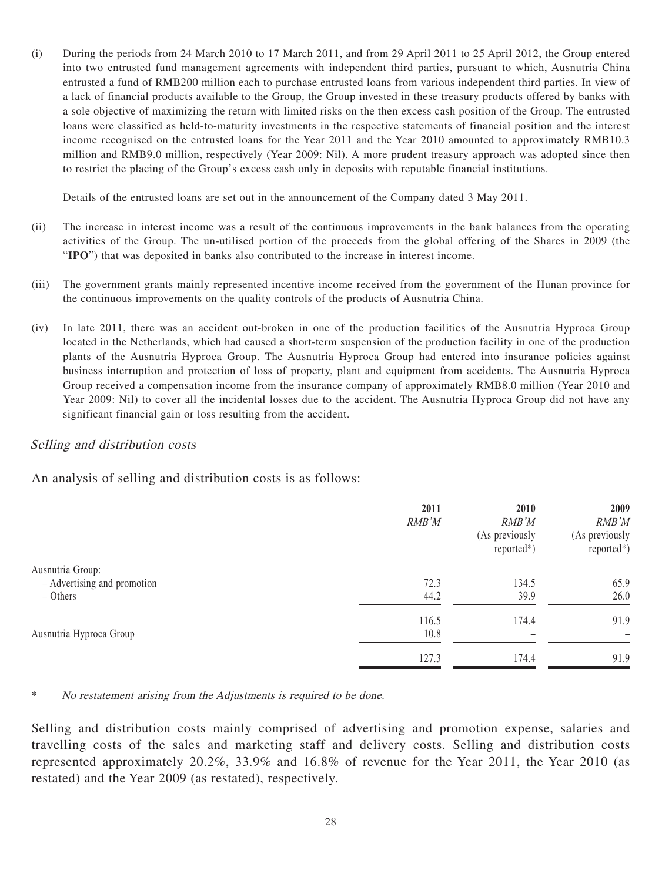(i) During the periods from 24 March 2010 to 17 March 2011, and from 29 April 2011 to 25 April 2012, the Group entered into two entrusted fund management agreements with independent third parties, pursuant to which, Ausnutria China entrusted a fund of RMB200 million each to purchase entrusted loans from various independent third parties. In view of a lack of financial products available to the Group, the Group invested in these treasury products offered by banks with a sole objective of maximizing the return with limited risks on the then excess cash position of the Group. The entrusted loans were classified as held-to-maturity investments in the respective statements of financial position and the interest income recognised on the entrusted loans for the Year 2011 and the Year 2010 amounted to approximately RMB10.3 million and RMB9.0 million, respectively (Year 2009: Nil). A more prudent treasury approach was adopted since then to restrict the placing of the Group's excess cash only in deposits with reputable financial institutions.

   Details of the entrusted loans are set out in the announcement of the Company dated 3 May 2011.

(ii) The increase in interest income was a result of the continuous improvements in the bank balances from the operating activities of the Group. The un-utilised portion of the proceeds from the global offering of the Shares in 2009 (the "**IPO**") that was deposited in banks also contributed to the increase in interest income.

(iii) The government grants mainly represented incentive income received from the government of the Hunan province for the continuous improvements on the quality controls of the products of Ausnutria China.

(iv) In late 2011, there was an accident out-broken in one of the production facilities of the Ausnutria Hyproca Group located in the Netherlands, which had caused a short-term suspension of the production facility in one of the production plants of the Ausnutria Hyproca Group. The Ausnutria Hyproca Group had entered into insurance policies against business interruption and protection of loss of property, plant and equipment from accidents. The Ausnutria Hyproca Group received a compensation income from the insurance company of approximately RMB8.0 million (Year 2010 and Year 2009: Nil) to cover all the incidental losses due to the accident. The Ausnutria Hyproca Group did not have any significant financial gain or loss resulting from the accident.

### *Selling and distribution costs*

An analysis of selling and distribution costs is as follows:

| | 2011 | 2010 | 2009 |
|---|---|---|---|
| | *RMB'M* | *RMB'M* | *RMB'M* |
| | | (As previously reported*) | (As previously reported*) |
| Ausnutria Group: | | | |
| – Advertising and promotion | 72.3 | 134.5 | 65.9 |
| – Others | 44.2 | 39.9 | 26.0 |
| | 116.5 | 174.4 | 91.9 |
| Ausnutria Hyproca Group | 10.8 | – | – |
| | 127.3 | 174.4 | 91.9 |

\* *No restatement arising from the Adjustments is required to be done.*

Selling and distribution costs mainly comprised of advertising and promotion expense, salaries and travelling costs of the sales and marketing staff and delivery costs. Selling and distribution costs represented approximately 20.2%, 33.9% and 16.8% of revenue for the Year 2011, the Year 2010 (as restated) and the Year 2009 (as restated), respectively.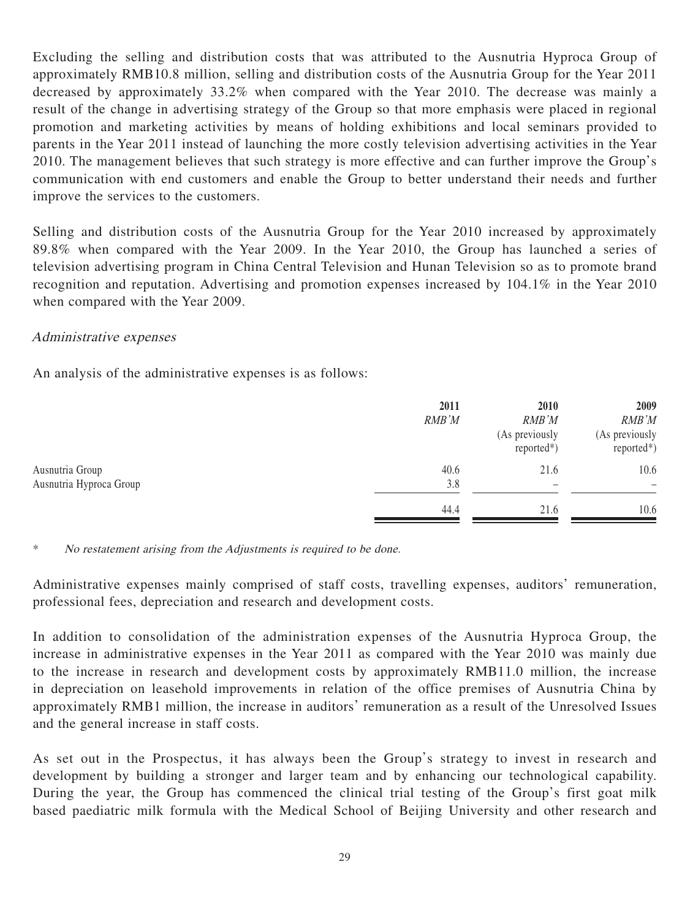Excluding the selling and distribution costs that was attributed to the Ausnutria Hyproca Group of approximately RMB10.8 million, selling and distribution costs of the Ausnutria Group for the Year 2011 decreased by approximately 33.2% when compared with the Year 2010. The decrease was mainly a result of the change in advertising strategy of the Group so that more emphasis were placed in regional promotion and marketing activities by means of holding exhibitions and local seminars provided to parents in the Year 2011 instead of launching the more costly television advertising activities in the Year 2010. The management believes that such strategy is more effective and can further improve the Group's communication with end customers and enable the Group to better understand their needs and further improve the services to the customers.

Selling and distribution costs of the Ausnutria Group for the Year 2010 increased by approximately 89.8% when compared with the Year 2009. In the Year 2010, the Group has launched a series of television advertising program in China Central Television and Hunan Television so as to promote brand recognition and reputation. Advertising and promotion expenses increased by 104.1% in the Year 2010 when compared with the Year 2009.

*Administrative expenses*

An analysis of the administrative expenses is as follows:

| | 2011 | 2010 | 2009 |
|---|---|---|---|
| | *RMB'M* | *RMB'M* | *RMB'M* |
| | | (As previously reported*) | (As previously reported*) |
| Ausnutria Group | 40.6 | 21.6 | 10.6 |
| Ausnutria Hyproca Group | 3.8 | – | – |
| | 44.4 | 21.6 | 10.6 |

\* *No restatement arising from the Adjustments is required to be done.*

Administrative expenses mainly comprised of staff costs, travelling expenses, auditors' remuneration, professional fees, depreciation and research and development costs.

In addition to consolidation of the administration expenses of the Ausnutria Hyproca Group, the increase in administrative expenses in the Year 2011 as compared with the Year 2010 was mainly due to the increase in research and development costs by approximately RMB11.0 million, the increase in depreciation on leasehold improvements in relation of the office premises of Ausnutria China by approximately RMB1 million, the increase in auditors' remuneration as a result of the Unresolved Issues and the general increase in staff costs.

As set out in the Prospectus, it has always been the Group's strategy to invest in research and development by building a stronger and larger team and by enhancing our technological capability. During the year, the Group has commenced the clinical trial testing of the Group's first goat milk based paediatric milk formula with the Medical School of Beijing University and other research and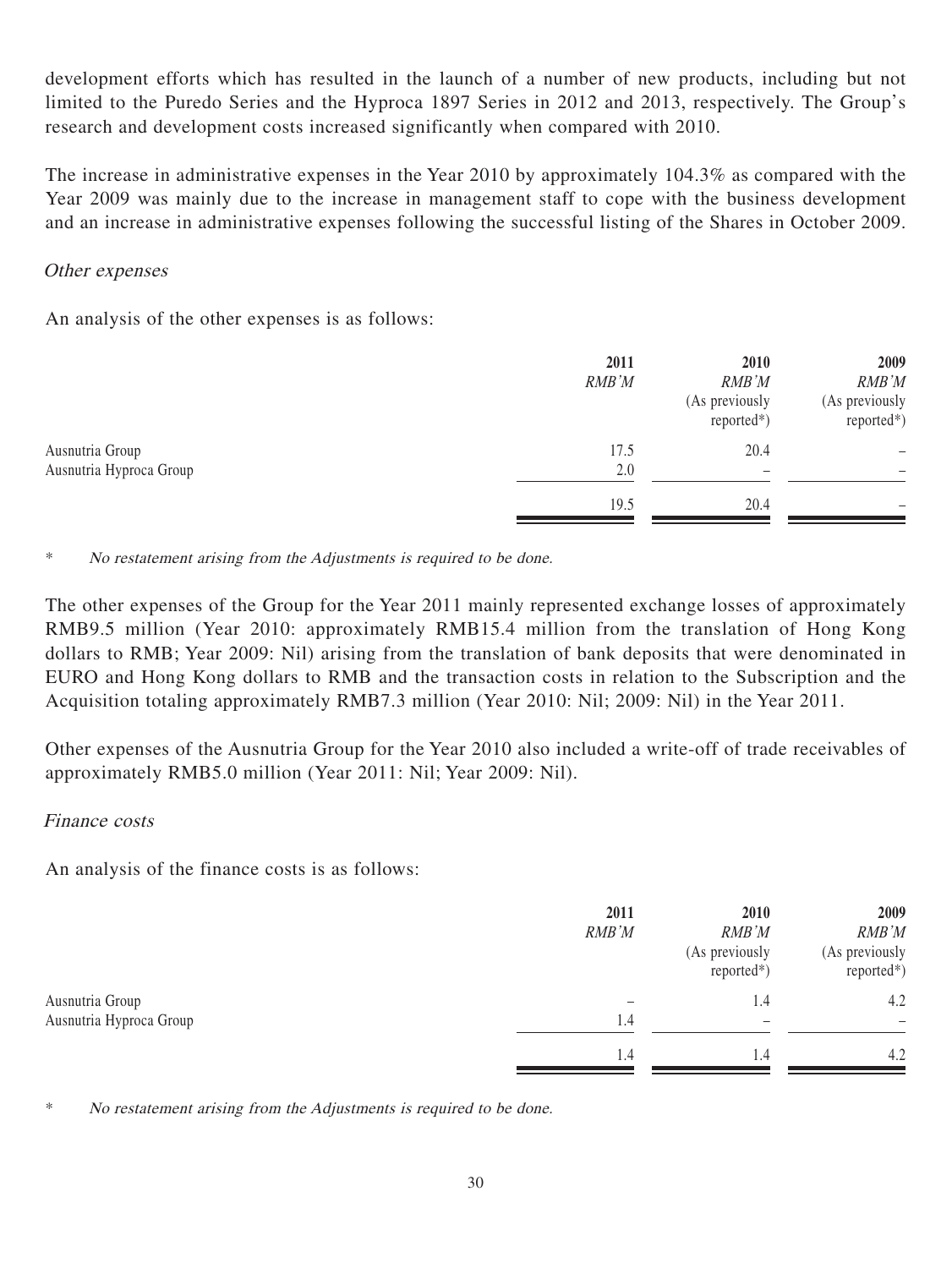development efforts which has resulted in the launch of a number of new products, including but not limited to the Puredo Series and the Hyproca 1897 Series in 2012 and 2013, respectively. The Group's research and development costs increased significantly when compared with 2010.

The increase in administrative expenses in the Year 2010 by approximately 104.3% as compared with the Year 2009 was mainly due to the increase in management staff to cope with the business development and an increase in administrative expenses following the successful listing of the Shares in October 2009.

*Other expenses*

An analysis of the other expenses is as follows:

| | 2011 | 2010 | 2009 |
|---|---|---|---|
| | *RMB'M* | *RMB'M* | *RMB'M* |
| | | (As previously reported*) | (As previously reported*) |
| Ausnutria Group | 17.5 | 20.4 | – |
| Ausnutria Hyproca Group | 2.0 | – | – |
| | 19.5 | 20.4 | – |

\* *No restatement arising from the Adjustments is required to be done.*

The other expenses of the Group for the Year 2011 mainly represented exchange losses of approximately RMB9.5 million (Year 2010: approximately RMB15.4 million from the translation of Hong Kong dollars to RMB; Year 2009: Nil) arising from the translation of bank deposits that were denominated in EURO and Hong Kong dollars to RMB and the transaction costs in relation to the Subscription and the Acquisition totaling approximately RMB7.3 million (Year 2010: Nil; 2009: Nil) in the Year 2011.

Other expenses of the Ausnutria Group for the Year 2010 also included a write-off of trade receivables of approximately RMB5.0 million (Year 2011: Nil; Year 2009: Nil).

*Finance costs*

An analysis of the finance costs is as follows:

| | 2011 | 2010 | 2009 |
|---|---|---|---|
| | *RMB'M* | *RMB'M* | *RMB'M* |
| | | (As previously reported*) | (As previously reported*) |
| Ausnutria Group | – | 1.4 | 4.2 |
| Ausnutria Hyproca Group | 1.4 | – | – |
| | 1.4 | 1.4 | 4.2 |

\* *No restatement arising from the Adjustments is required to be done.*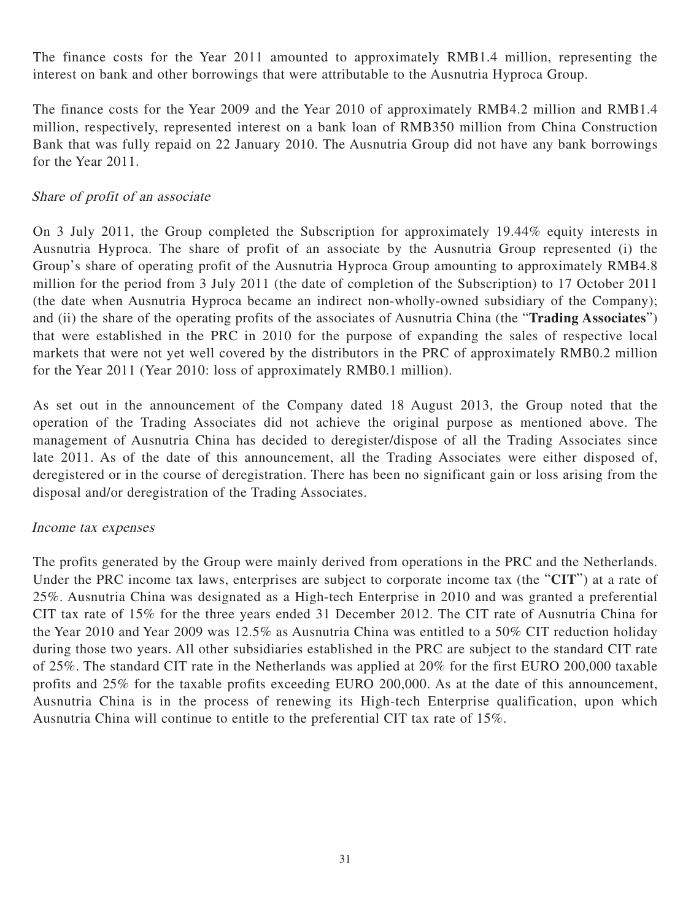The finance costs for the Year 2011 amounted to approximately RMB1.4 million, representing the interest on bank and other borrowings that were attributable to the Ausnutria Hyproca Group.

The finance costs for the Year 2009 and the Year 2010 of approximately RMB4.2 million and RMB1.4 million, respectively, represented interest on a bank loan of RMB350 million from China Construction Bank that was fully repaid on 22 January 2010. The Ausnutria Group did not have any bank borrowings for the Year 2011.

*Share of profit of an associate*

On 3 July 2011, the Group completed the Subscription for approximately 19.44% equity interests in Ausnutria Hyproca. The share of profit of an associate by the Ausnutria Group represented (i) the Group's share of operating profit of the Ausnutria Hyproca Group amounting to approximately RMB4.8 million for the period from 3 July 2011 (the date of completion of the Subscription) to 17 October 2011 (the date when Ausnutria Hyproca became an indirect non-wholly-owned subsidiary of the Company); and (ii) the share of the operating profits of the associates of Ausnutria China (the "**Trading Associates**") that were established in the PRC in 2010 for the purpose of expanding the sales of respective local markets that were not yet well covered by the distributors in the PRC of approximately RMB0.2 million for the Year 2011 (Year 2010: loss of approximately RMB0.1 million).

As set out in the announcement of the Company dated 18 August 2013, the Group noted that the operation of the Trading Associates did not achieve the original purpose as mentioned above. The management of Ausnutria China has decided to deregister/dispose of all the Trading Associates since late 2011. As of the date of this announcement, all the Trading Associates were either disposed of, deregistered or in the course of deregistration. There has been no significant gain or loss arising from the disposal and/or deregistration of the Trading Associates.

*Income tax expenses*

The profits generated by the Group were mainly derived from operations in the PRC and the Netherlands. Under the PRC income tax laws, enterprises are subject to corporate income tax (the "**CIT**") at a rate of 25%. Ausnutria China was designated as a High-tech Enterprise in 2010 and was granted a preferential CIT tax rate of 15% for the three years ended 31 December 2012. The CIT rate of Ausnutria China for the Year 2010 and Year 2009 was 12.5% as Ausnutria China was entitled to a 50% CIT reduction holiday during those two years. All other subsidiaries established in the PRC are subject to the standard CIT rate of 25%. The standard CIT rate in the Netherlands was applied at 20% for the first EURO 200,000 taxable profits and 25% for the taxable profits exceeding EURO 200,000. As at the date of this announcement, Ausnutria China is in the process of renewing its High-tech Enterprise qualification, upon which Ausnutria China will continue to entitle to the preferential CIT tax rate of 15%.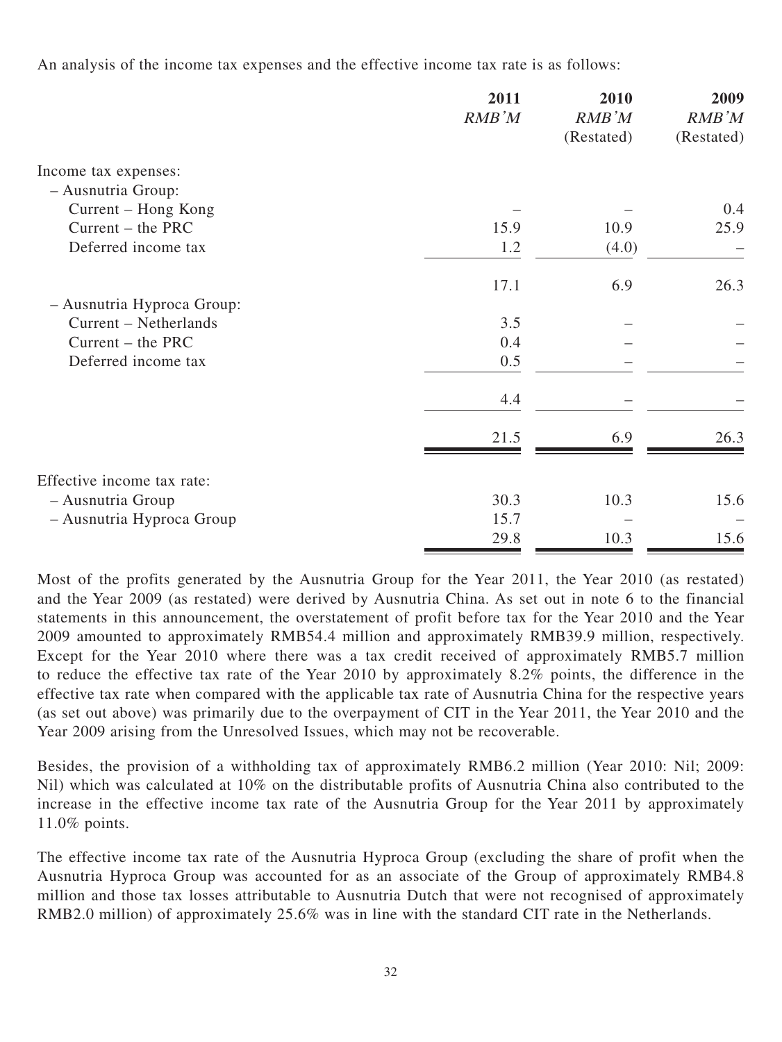An analysis of the income tax expenses and the effective income tax rate is as follows:

| | 2011 | 2010 | 2009 |
|---|---|---|---|
| | *RMB'M* | *RMB'M* | *RMB'M* |
| | | (Restated) | (Restated) |
| Income tax expenses: | | | |
| – Ausnutria Group: | | | |
| Current – Hong Kong | – | – | 0.4 |
| Current – the PRC | 15.9 | 10.9 | 25.9 |
| Deferred income tax | 1.2 | (4.0) | – |
| | 17.1 | 6.9 | 26.3 |
| – Ausnutria Hyproca Group: | | | |
| Current – Netherlands | 3.5 | – | – |
| Current – the PRC | 0.4 | – | – |
| Deferred income tax | 0.5 | – | – |
| | 4.4 | – | – |
| | 21.5 | 6.9 | 26.3 |
| Effective income tax rate: | | | |
| – Ausnutria Group | 30.3 | 10.3 | 15.6 |
| – Ausnutria Hyproca Group | 15.7 | – | – |
| | 29.8 | 10.3 | 15.6 |

Most of the profits generated by the Ausnutria Group for the Year 2011, the Year 2010 (as restated) and the Year 2009 (as restated) were derived by Ausnutria China. As set out in note 6 to the financial statements in this announcement, the overstatement of profit before tax for the Year 2010 and the Year 2009 amounted to approximately RMB54.4 million and approximately RMB39.9 million, respectively. Except for the Year 2010 where there was a tax credit received of approximately RMB5.7 million to reduce the effective tax rate of the Year 2010 by approximately 8.2% points, the difference in the effective tax rate when compared with the applicable tax rate of Ausnutria China for the respective years (as set out above) was primarily due to the overpayment of CIT in the Year 2011, the Year 2010 and the Year 2009 arising from the Unresolved Issues, which may not be recoverable.

Besides, the provision of a withholding tax of approximately RMB6.2 million (Year 2010: Nil; 2009: Nil) which was calculated at 10% on the distributable profits of Ausnutria China also contributed to the increase in the effective income tax rate of the Ausnutria Group for the Year 2011 by approximately 11.0% points.

The effective income tax rate of the Ausnutria Hyproca Group (excluding the share of profit when the Ausnutria Hyproca Group was accounted for as an associate of the Group of approximately RMB4.8 million and those tax losses attributable to Ausnutria Dutch that were not recognised of approximately RMB2.0 million) of approximately 25.6% was in line with the standard CIT rate in the Netherlands.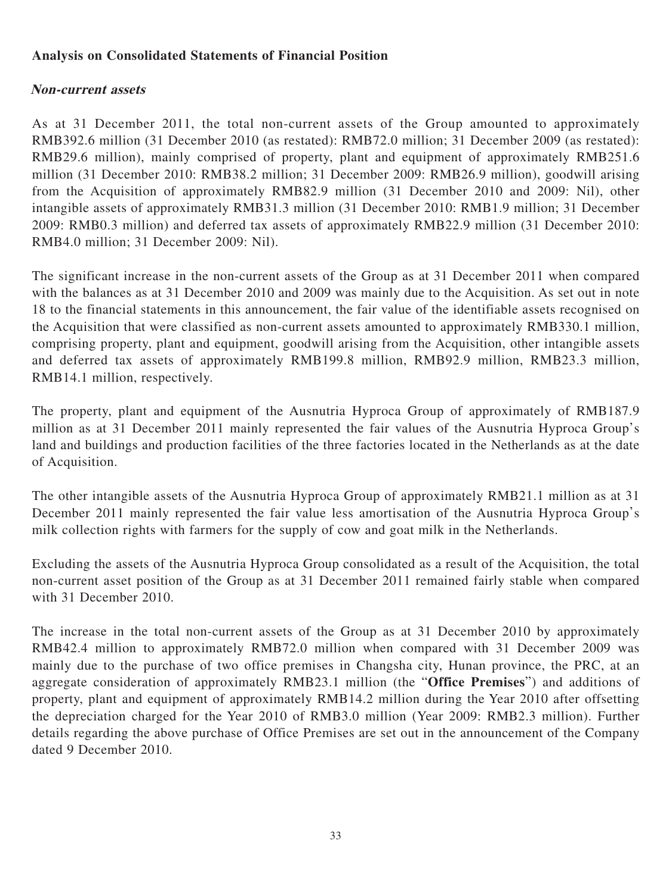**Analysis on Consolidated Statements of Financial Position**

***Non-current assets***

As at 31 December 2011, the total non-current assets of the Group amounted to approximately RMB392.6 million (31 December 2010 (as restated): RMB72.0 million; 31 December 2009 (as restated): RMB29.6 million), mainly comprised of property, plant and equipment of approximately RMB251.6 million (31 December 2010: RMB38.2 million; 31 December 2009: RMB26.9 million), goodwill arising from the Acquisition of approximately RMB82.9 million (31 December 2010 and 2009: Nil), other intangible assets of approximately RMB31.3 million (31 December 2010: RMB1.9 million; 31 December 2009: RMB0.3 million) and deferred tax assets of approximately RMB22.9 million (31 December 2010: RMB4.0 million; 31 December 2009: Nil).

The significant increase in the non-current assets of the Group as at 31 December 2011 when compared with the balances as at 31 December 2010 and 2009 was mainly due to the Acquisition. As set out in note 18 to the financial statements in this announcement, the fair value of the identifiable assets recognised on the Acquisition that were classified as non-current assets amounted to approximately RMB330.1 million, comprising property, plant and equipment, goodwill arising from the Acquisition, other intangible assets and deferred tax assets of approximately RMB199.8 million, RMB92.9 million, RMB23.3 million, RMB14.1 million, respectively.

The property, plant and equipment of the Ausnutria Hyproca Group of approximately of RMB187.9 million as at 31 December 2011 mainly represented the fair values of the Ausnutria Hyproca Group's land and buildings and production facilities of the three factories located in the Netherlands as at the date of Acquisition.

The other intangible assets of the Ausnutria Hyproca Group of approximately RMB21.1 million as at 31 December 2011 mainly represented the fair value less amortisation of the Ausnutria Hyproca Group's milk collection rights with farmers for the supply of cow and goat milk in the Netherlands.

Excluding the assets of the Ausnutria Hyproca Group consolidated as a result of the Acquisition, the total non-current asset position of the Group as at 31 December 2011 remained fairly stable when compared with 31 December 2010.

The increase in the total non-current assets of the Group as at 31 December 2010 by approximately RMB42.4 million to approximately RMB72.0 million when compared with 31 December 2009 was mainly due to the purchase of two office premises in Changsha city, Hunan province, the PRC, at an aggregate consideration of approximately RMB23.1 million (the "**Office Premises**") and additions of property, plant and equipment of approximately RMB14.2 million during the Year 2010 after offsetting the depreciation charged for the Year 2010 of RMB3.0 million (Year 2009: RMB2.3 million). Further details regarding the above purchase of Office Premises are set out in the announcement of the Company dated 9 December 2010.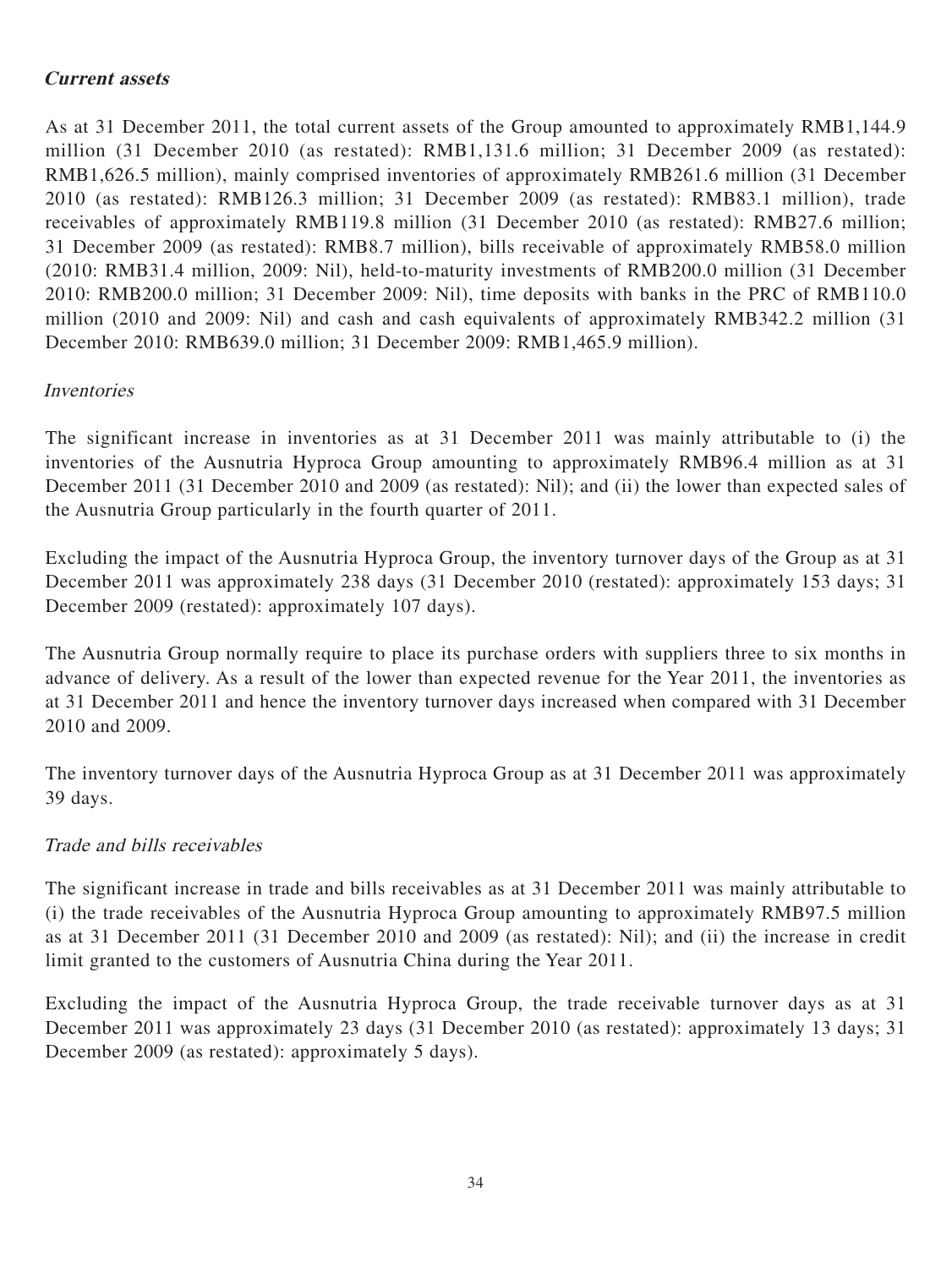### ***Current assets***

As at 31 December 2011, the total current assets of the Group amounted to approximately RMB1,144.9 million (31 December 2010 (as restated): RMB1,131.6 million; 31 December 2009 (as restated): RMB1,626.5 million), mainly comprised inventories of approximately RMB261.6 million (31 December 2010 (as restated): RMB126.3 million; 31 December 2009 (as restated): RMB83.1 million), trade receivables of approximately RMB119.8 million (31 December 2010 (as restated): RMB27.6 million; 31 December 2009 (as restated): RMB8.7 million), bills receivable of approximately RMB58.0 million (2010: RMB31.4 million, 2009: Nil), held-to-maturity investments of RMB200.0 million (31 December 2010: RMB200.0 million; 31 December 2009: Nil), time deposits with banks in the PRC of RMB110.0 million (2010 and 2009: Nil) and cash and cash equivalents of approximately RMB342.2 million (31 December 2010: RMB639.0 million; 31 December 2009: RMB1,465.9 million).

*Inventories*

The significant increase in inventories as at 31 December 2011 was mainly attributable to (i) the inventories of the Ausnutria Hyproca Group amounting to approximately RMB96.4 million as at 31 December 2011 (31 December 2010 and 2009 (as restated): Nil); and (ii) the lower than expected sales of the Ausnutria Group particularly in the fourth quarter of 2011.

Excluding the impact of the Ausnutria Hyproca Group, the inventory turnover days of the Group as at 31 December 2011 was approximately 238 days (31 December 2010 (restated): approximately 153 days; 31 December 2009 (restated): approximately 107 days).

The Ausnutria Group normally require to place its purchase orders with suppliers three to six months in advance of delivery. As a result of the lower than expected revenue for the Year 2011, the inventories as at 31 December 2011 and hence the inventory turnover days increased when compared with 31 December 2010 and 2009.

The inventory turnover days of the Ausnutria Hyproca Group as at 31 December 2011 was approximately 39 days.

*Trade and bills receivables*

The significant increase in trade and bills receivables as at 31 December 2011 was mainly attributable to (i) the trade receivables of the Ausnutria Hyproca Group amounting to approximately RMB97.5 million as at 31 December 2011 (31 December 2010 and 2009 (as restated): Nil); and (ii) the increase in credit limit granted to the customers of Ausnutria China during the Year 2011.

Excluding the impact of the Ausnutria Hyproca Group, the trade receivable turnover days as at 31 December 2011 was approximately 23 days (31 December 2010 (as restated): approximately 13 days; 31 December 2009 (as restated): approximately 5 days).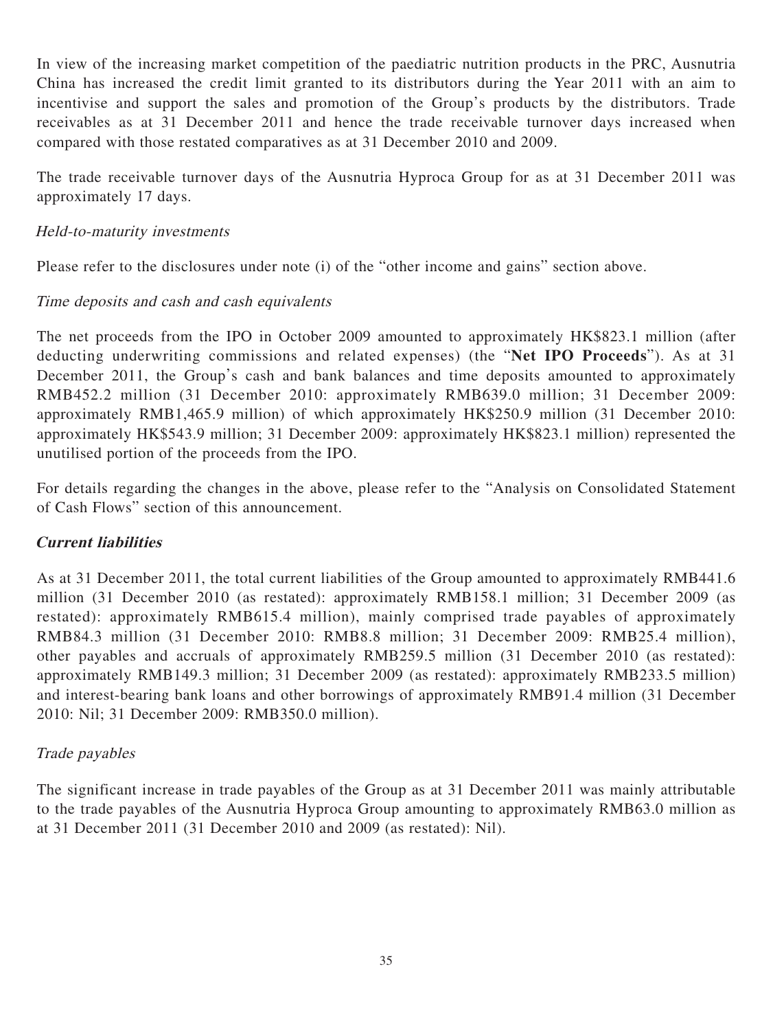In view of the increasing market competition of the paediatric nutrition products in the PRC, Ausnutria China has increased the credit limit granted to its distributors during the Year 2011 with an aim to incentivise and support the sales and promotion of the Group's products by the distributors. Trade receivables as at 31 December 2011 and hence the trade receivable turnover days increased when compared with those restated comparatives as at 31 December 2010 and 2009.

The trade receivable turnover days of the Ausnutria Hyproca Group for as at 31 December 2011 was approximately 17 days.

*Held-to-maturity investments*

Please refer to the disclosures under note (i) of the "other income and gains" section above.

*Time deposits and cash and cash equivalents*

The net proceeds from the IPO in October 2009 amounted to approximately HK$823.1 million (after deducting underwriting commissions and related expenses) (the "**Net IPO Proceeds**"). As at 31 December 2011, the Group's cash and bank balances and time deposits amounted to approximately RMB452.2 million (31 December 2010: approximately RMB639.0 million; 31 December 2009: approximately RMB1,465.9 million) of which approximately HK$250.9 million (31 December 2010: approximately HK$543.9 million; 31 December 2009: approximately HK$823.1 million) represented the unutilised portion of the proceeds from the IPO.

For details regarding the changes in the above, please refer to the "Analysis on Consolidated Statement of Cash Flows" section of this announcement.

***Current liabilities***

As at 31 December 2011, the total current liabilities of the Group amounted to approximately RMB441.6 million (31 December 2010 (as restated): approximately RMB158.1 million; 31 December 2009 (as restated): approximately RMB615.4 million), mainly comprised trade payables of approximately RMB84.3 million (31 December 2010: RMB8.8 million; 31 December 2009: RMB25.4 million), other payables and accruals of approximately RMB259.5 million (31 December 2010 (as restated): approximately RMB149.3 million; 31 December 2009 (as restated): approximately RMB233.5 million) and interest-bearing bank loans and other borrowings of approximately RMB91.4 million (31 December 2010: Nil; 31 December 2009: RMB350.0 million).

*Trade payables*

The significant increase in trade payables of the Group as at 31 December 2011 was mainly attributable to the trade payables of the Ausnutria Hyproca Group amounting to approximately RMB63.0 million as at 31 December 2011 (31 December 2010 and 2009 (as restated): Nil).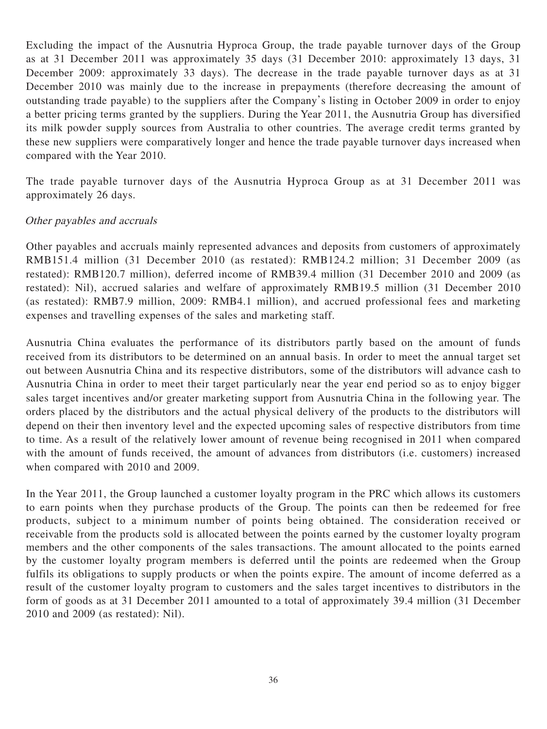Excluding the impact of the Ausnutria Hyproca Group, the trade payable turnover days of the Group as at 31 December 2011 was approximately 35 days (31 December 2010: approximately 13 days, 31 December 2009: approximately 33 days). The decrease in the trade payable turnover days as at 31 December 2010 was mainly due to the increase in prepayments (therefore decreasing the amount of outstanding trade payable) to the suppliers after the Company's listing in October 2009 in order to enjoy a better pricing terms granted by the suppliers. During the Year 2011, the Ausnutria Group has diversified its milk powder supply sources from Australia to other countries. The average credit terms granted by these new suppliers were comparatively longer and hence the trade payable turnover days increased when compared with the Year 2010.

The trade payable turnover days of the Ausnutria Hyproca Group as at 31 December 2011 was approximately 26 days.

*Other payables and accruals*

Other payables and accruals mainly represented advances and deposits from customers of approximately RMB151.4 million (31 December 2010 (as restated): RMB124.2 million; 31 December 2009 (as restated): RMB120.7 million), deferred income of RMB39.4 million (31 December 2010 and 2009 (as restated): Nil), accrued salaries and welfare of approximately RMB19.5 million (31 December 2010 (as restated): RMB7.9 million, 2009: RMB4.1 million), and accrued professional fees and marketing expenses and travelling expenses of the sales and marketing staff.

Ausnutria China evaluates the performance of its distributors partly based on the amount of funds received from its distributors to be determined on an annual basis. In order to meet the annual target set out between Ausnutria China and its respective distributors, some of the distributors will advance cash to Ausnutria China in order to meet their target particularly near the year end period so as to enjoy bigger sales target incentives and/or greater marketing support from Ausnutria China in the following year. The orders placed by the distributors and the actual physical delivery of the products to the distributors will depend on their then inventory level and the expected upcoming sales of respective distributors from time to time. As a result of the relatively lower amount of revenue being recognised in 2011 when compared with the amount of funds received, the amount of advances from distributors (i.e. customers) increased when compared with 2010 and 2009.

In the Year 2011, the Group launched a customer loyalty program in the PRC which allows its customers to earn points when they purchase products of the Group. The points can then be redeemed for free products, subject to a minimum number of points being obtained. The consideration received or receivable from the products sold is allocated between the points earned by the customer loyalty program members and the other components of the sales transactions. The amount allocated to the points earned by the customer loyalty program members is deferred until the points are redeemed when the Group fulfils its obligations to supply products or when the points expire. The amount of income deferred as a result of the customer loyalty program to customers and the sales target incentives to distributors in the form of goods as at 31 December 2011 amounted to a total of approximately 39.4 million (31 December 2010 and 2009 (as restated): Nil).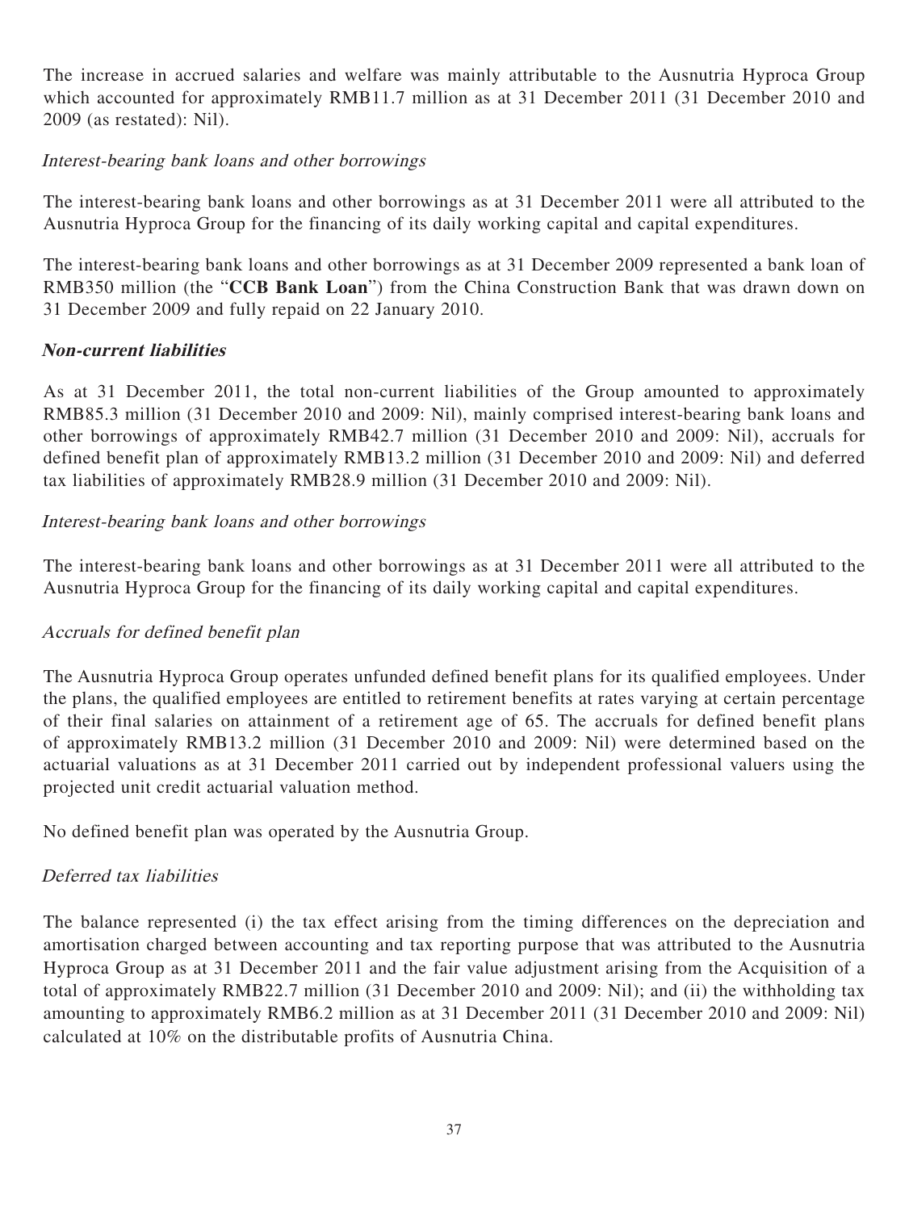The increase in accrued salaries and welfare was mainly attributable to the Ausnutria Hyproca Group which accounted for approximately RMB11.7 million as at 31 December 2011 (31 December 2010 and 2009 (as restated): Nil).

*Interest-bearing bank loans and other borrowings*

The interest-bearing bank loans and other borrowings as at 31 December 2011 were all attributed to the Ausnutria Hyproca Group for the financing of its daily working capital and capital expenditures.

The interest-bearing bank loans and other borrowings as at 31 December 2009 represented a bank loan of RMB350 million (the "**CCB Bank Loan**") from the China Construction Bank that was drawn down on 31 December 2009 and fully repaid on 22 January 2010.

***Non-current liabilities***

As at 31 December 2011, the total non-current liabilities of the Group amounted to approximately RMB85.3 million (31 December 2010 and 2009: Nil), mainly comprised interest-bearing bank loans and other borrowings of approximately RMB42.7 million (31 December 2010 and 2009: Nil), accruals for defined benefit plan of approximately RMB13.2 million (31 December 2010 and 2009: Nil) and deferred tax liabilities of approximately RMB28.9 million (31 December 2010 and 2009: Nil).

*Interest-bearing bank loans and other borrowings*

The interest-bearing bank loans and other borrowings as at 31 December 2011 were all attributed to the Ausnutria Hyproca Group for the financing of its daily working capital and capital expenditures.

*Accruals for defined benefit plan*

The Ausnutria Hyproca Group operates unfunded defined benefit plans for its qualified employees. Under the plans, the qualified employees are entitled to retirement benefits at rates varying at certain percentage of their final salaries on attainment of a retirement age of 65. The accruals for defined benefit plans of approximately RMB13.2 million (31 December 2010 and 2009: Nil) were determined based on the actuarial valuations as at 31 December 2011 carried out by independent professional valuers using the projected unit credit actuarial valuation method.

No defined benefit plan was operated by the Ausnutria Group.

*Deferred tax liabilities*

The balance represented (i) the tax effect arising from the timing differences on the depreciation and amortisation charged between accounting and tax reporting purpose that was attributed to the Ausnutria Hyproca Group as at 31 December 2011 and the fair value adjustment arising from the Acquisition of a total of approximately RMB22.7 million (31 December 2010 and 2009: Nil); and (ii) the withholding tax amounting to approximately RMB6.2 million as at 31 December 2011 (31 December 2010 and 2009: Nil) calculated at 10% on the distributable profits of Ausnutria China.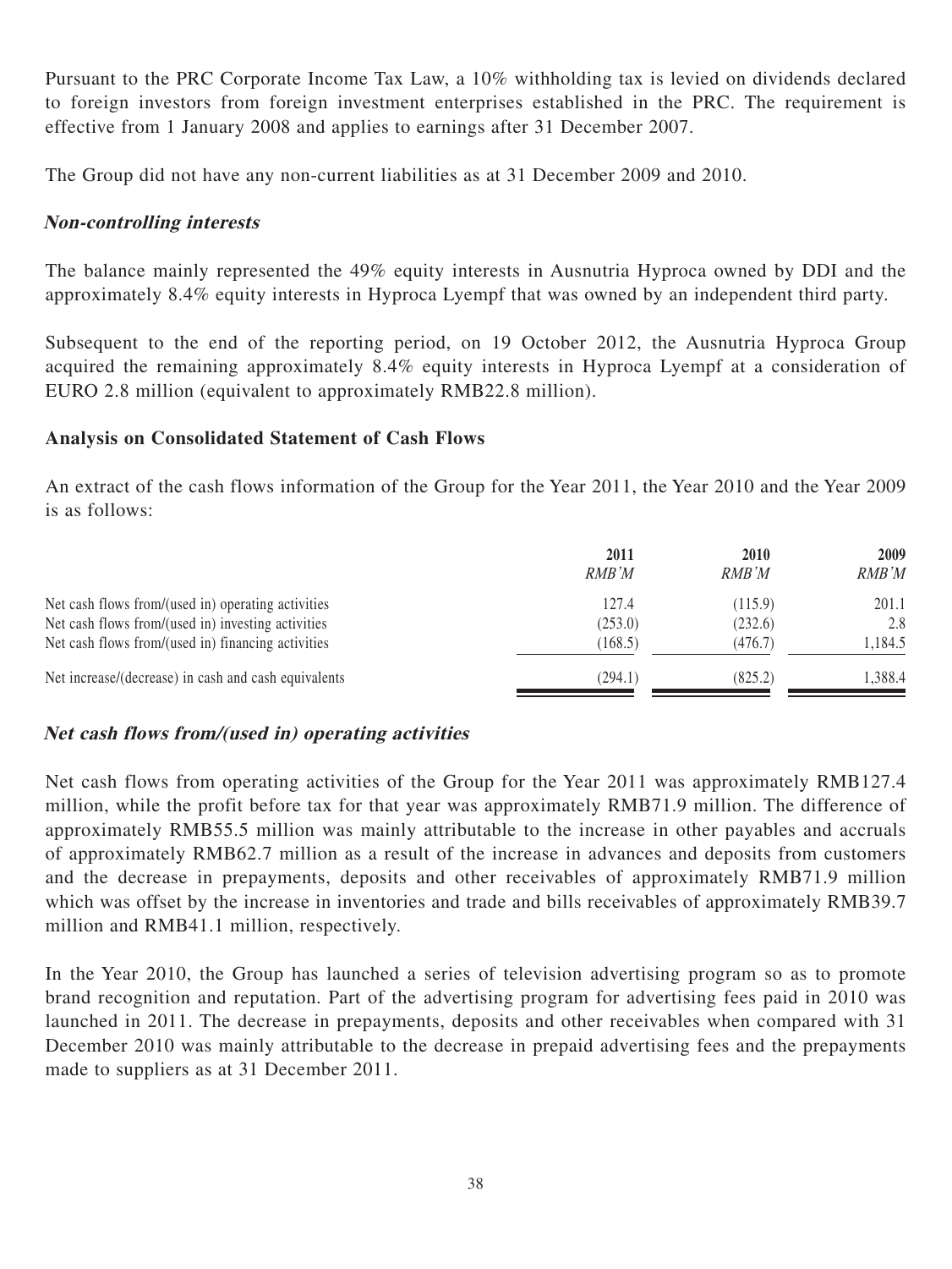Pursuant to the PRC Corporate Income Tax Law, a 10% withholding tax is levied on dividends declared to foreign investors from foreign investment enterprises established in the PRC. The requirement is effective from 1 January 2008 and applies to earnings after 31 December 2007.

The Group did not have any non-current liabilities as at 31 December 2009 and 2010.

### *Non-controlling interests*

The balance mainly represented the 49% equity interests in Ausnutria Hyproca owned by DDI and the approximately 8.4% equity interests in Hyproca Lyempf that was owned by an independent third party.

Subsequent to the end of the reporting period, on 19 October 2012, the Ausnutria Hyproca Group acquired the remaining approximately 8.4% equity interests in Hyproca Lyempf at a consideration of EURO 2.8 million (equivalent to approximately RMB22.8 million).

## Analysis on Consolidated Statement of Cash Flows

An extract of the cash flows information of the Group for the Year 2011, the Year 2010 and the Year 2009 is as follows:

| | 2011 *RMB'M* | 2010 *RMB'M* | 2009 *RMB'M* |
|---|---|---|---|
| Net cash flows from/(used in) operating activities | 127.4 | (115.9) | 201.1 |
| Net cash flows from/(used in) investing activities | (253.0) | (232.6) | 2.8 |
| Net cash flows from/(used in) financing activities | (168.5) | (476.7) | 1,184.5 |
| Net increase/(decrease) in cash and cash equivalents | (294.1) | (825.2) | 1,388.4 |

### *Net cash flows from/(used in) operating activities*

Net cash flows from operating activities of the Group for the Year 2011 was approximately RMB127.4 million, while the profit before tax for that year was approximately RMB71.9 million. The difference of approximately RMB55.5 million was mainly attributable to the increase in other payables and accruals of approximately RMB62.7 million as a result of the increase in advances and deposits from customers and the decrease in prepayments, deposits and other receivables of approximately RMB71.9 million which was offset by the increase in inventories and trade and bills receivables of approximately RMB39.7 million and RMB41.1 million, respectively.

In the Year 2010, the Group has launched a series of television advertising program so as to promote brand recognition and reputation. Part of the advertising program for advertising fees paid in 2010 was launched in 2011. The decrease in prepayments, deposits and other receivables when compared with 31 December 2010 was mainly attributable to the decrease in prepaid advertising fees and the prepayments made to suppliers as at 31 December 2011.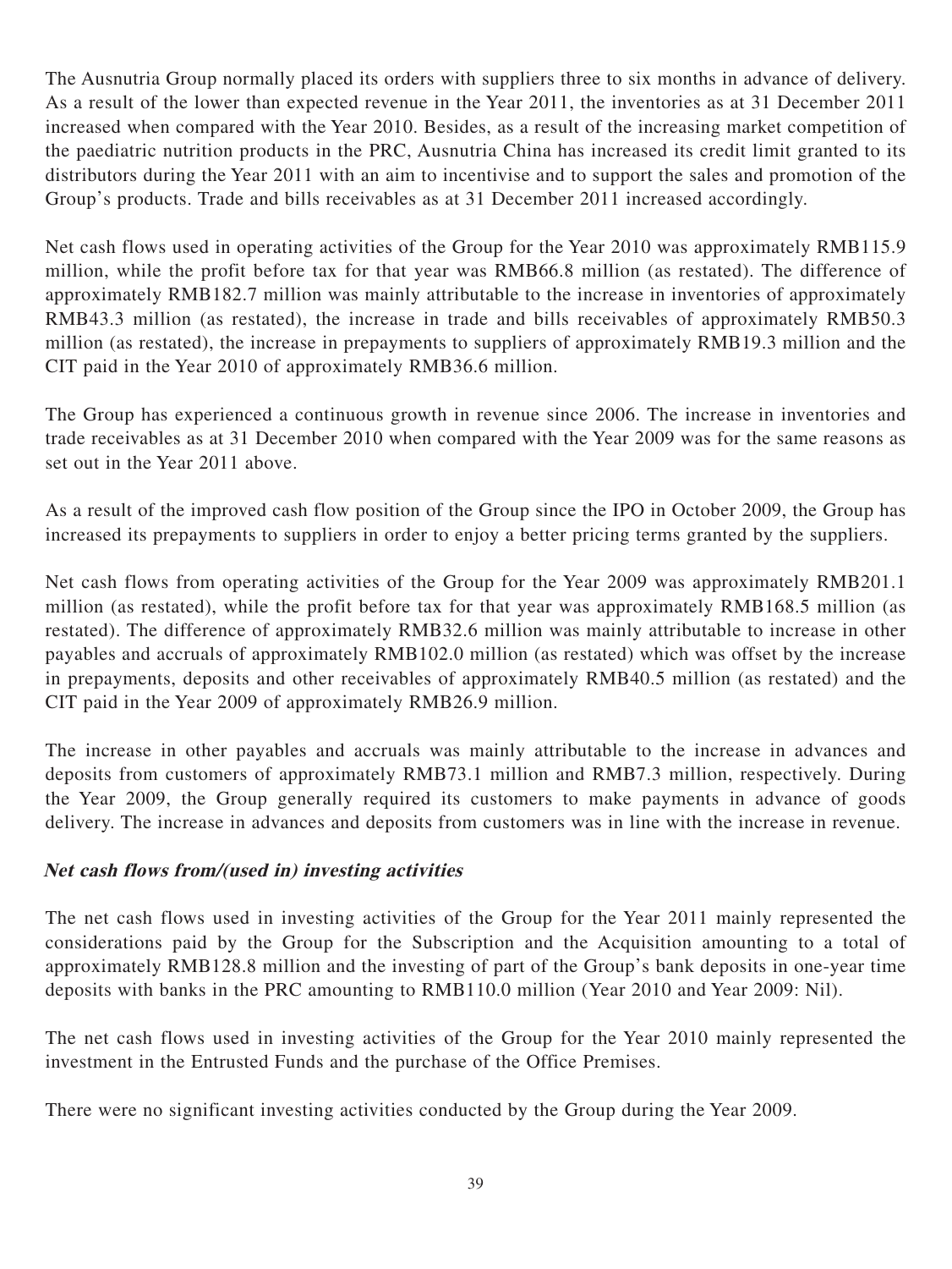The Ausnutria Group normally placed its orders with suppliers three to six months in advance of delivery. As a result of the lower than expected revenue in the Year 2011, the inventories as at 31 December 2011 increased when compared with the Year 2010. Besides, as a result of the increasing market competition of the paediatric nutrition products in the PRC, Ausnutria China has increased its credit limit granted to its distributors during the Year 2011 with an aim to incentivise and to support the sales and promotion of the Group's products. Trade and bills receivables as at 31 December 2011 increased accordingly.

Net cash flows used in operating activities of the Group for the Year 2010 was approximately RMB115.9 million, while the profit before tax for that year was RMB66.8 million (as restated). The difference of approximately RMB182.7 million was mainly attributable to the increase in inventories of approximately RMB43.3 million (as restated), the increase in trade and bills receivables of approximately RMB50.3 million (as restated), the increase in prepayments to suppliers of approximately RMB19.3 million and the CIT paid in the Year 2010 of approximately RMB36.6 million.

The Group has experienced a continuous growth in revenue since 2006. The increase in inventories and trade receivables as at 31 December 2010 when compared with the Year 2009 was for the same reasons as set out in the Year 2011 above.

As a result of the improved cash flow position of the Group since the IPO in October 2009, the Group has increased its prepayments to suppliers in order to enjoy a better pricing terms granted by the suppliers.

Net cash flows from operating activities of the Group for the Year 2009 was approximately RMB201.1 million (as restated), while the profit before tax for that year was approximately RMB168.5 million (as restated). The difference of approximately RMB32.6 million was mainly attributable to increase in other payables and accruals of approximately RMB102.0 million (as restated) which was offset by the increase in prepayments, deposits and other receivables of approximately RMB40.5 million (as restated) and the CIT paid in the Year 2009 of approximately RMB26.9 million.

The increase in other payables and accruals was mainly attributable to the increase in advances and deposits from customers of approximately RMB73.1 million and RMB7.3 million, respectively. During the Year 2009, the Group generally required its customers to make payments in advance of goods delivery. The increase in advances and deposits from customers was in line with the increase in revenue.

***Net cash flows from/(used in) investing activities***

The net cash flows used in investing activities of the Group for the Year 2011 mainly represented the considerations paid by the Group for the Subscription and the Acquisition amounting to a total of approximately RMB128.8 million and the investing of part of the Group's bank deposits in one-year time deposits with banks in the PRC amounting to RMB110.0 million (Year 2010 and Year 2009: Nil).

The net cash flows used in investing activities of the Group for the Year 2010 mainly represented the investment in the Entrusted Funds and the purchase of the Office Premises.

There were no significant investing activities conducted by the Group during the Year 2009.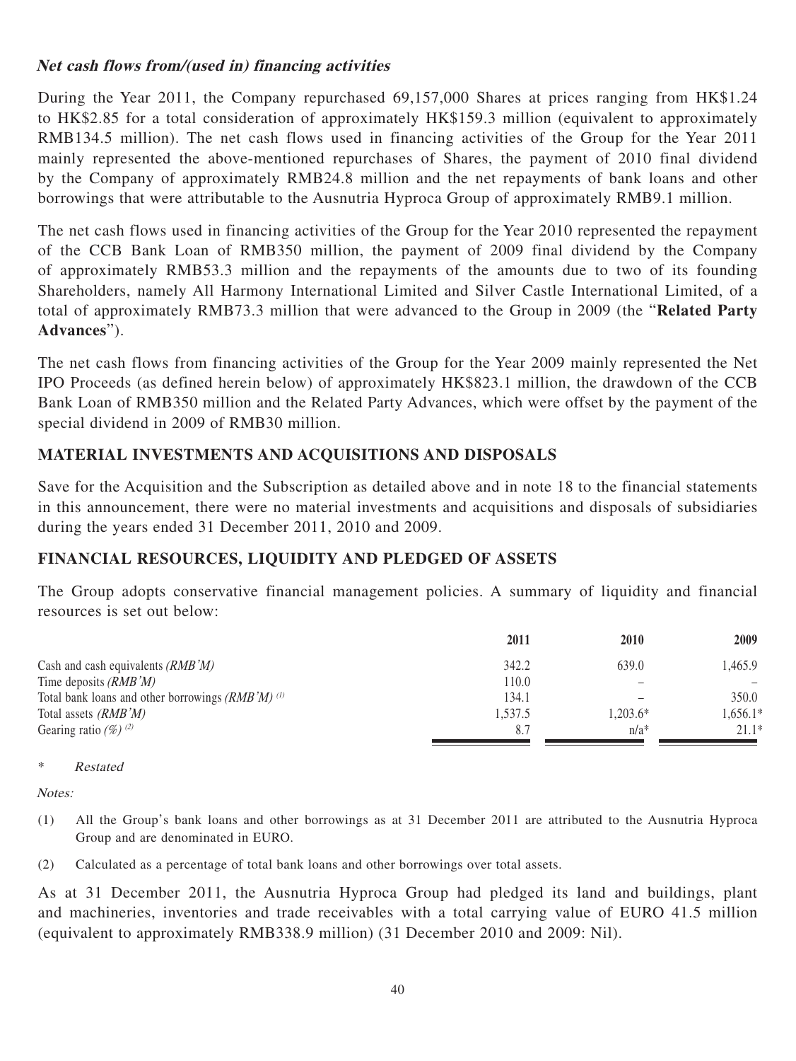***Net cash flows from/(used in) financing activities***

During the Year 2011, the Company repurchased 69,157,000 Shares at prices ranging from HK$1.24 to HK$2.85 for a total consideration of approximately HK$159.3 million (equivalent to approximately RMB134.5 million). The net cash flows used in financing activities of the Group for the Year 2011 mainly represented the above-mentioned repurchases of Shares, the payment of 2010 final dividend by the Company of approximately RMB24.8 million and the net repayments of bank loans and other borrowings that were attributable to the Ausnutria Hyproca Group of approximately RMB9.1 million.

The net cash flows used in financing activities of the Group for the Year 2010 represented the repayment of the CCB Bank Loan of RMB350 million, the payment of 2009 final dividend by the Company of approximately RMB53.3 million and the repayments of the amounts due to two of its founding Shareholders, namely All Harmony International Limited and Silver Castle International Limited, of a total of approximately RMB73.3 million that were advanced to the Group in 2009 (the "**Related Party Advances**").

The net cash flows from financing activities of the Group for the Year 2009 mainly represented the Net IPO Proceeds (as defined herein below) of approximately HK$823.1 million, the drawdown of the CCB Bank Loan of RMB350 million and the Related Party Advances, which were offset by the payment of the special dividend in 2009 of RMB30 million.

## MATERIAL INVESTMENTS AND ACQUISITIONS AND DISPOSALS

Save for the Acquisition and the Subscription as detailed above and in note 18 to the financial statements in this announcement, there were no material investments and acquisitions and disposals of subsidiaries during the years ended 31 December 2011, 2010 and 2009.

## FINANCIAL RESOURCES, LIQUIDITY AND PLEDGED OF ASSETS

The Group adopts conservative financial management policies. A summary of liquidity and financial resources is set out below:

| | 2011 | 2010 | 2009 |
|---|---|---|---|
| Cash and cash equivalents *(RMB'M)* | 342.2 | 639.0 | 1,465.9 |
| Time deposits *(RMB'M)* | 110.0 | – | – |
| Total bank loans and other borrowings *(RMB'M)* [(1)] | 134.1 | – | 350.0 |
| Total assets *(RMB'M)* | 1,537.5 | 1,203.6* | 1,656.1* |
| Gearing ratio *(%)* [(2)] | 8.7 | n/a* | 21.1* |

\* *Restated*

*Notes:*

(1) All the Group's bank loans and other borrowings as at 31 December 2011 are attributed to the Ausnutria Hyproca Group and are denominated in EURO.

(2) Calculated as a percentage of total bank loans and other borrowings over total assets.

As at 31 December 2011, the Ausnutria Hyproca Group had pledged its land and buildings, plant and machineries, inventories and trade receivables with a total carrying value of EURO 41.5 million (equivalent to approximately RMB338.9 million) (31 December 2010 and 2009: Nil).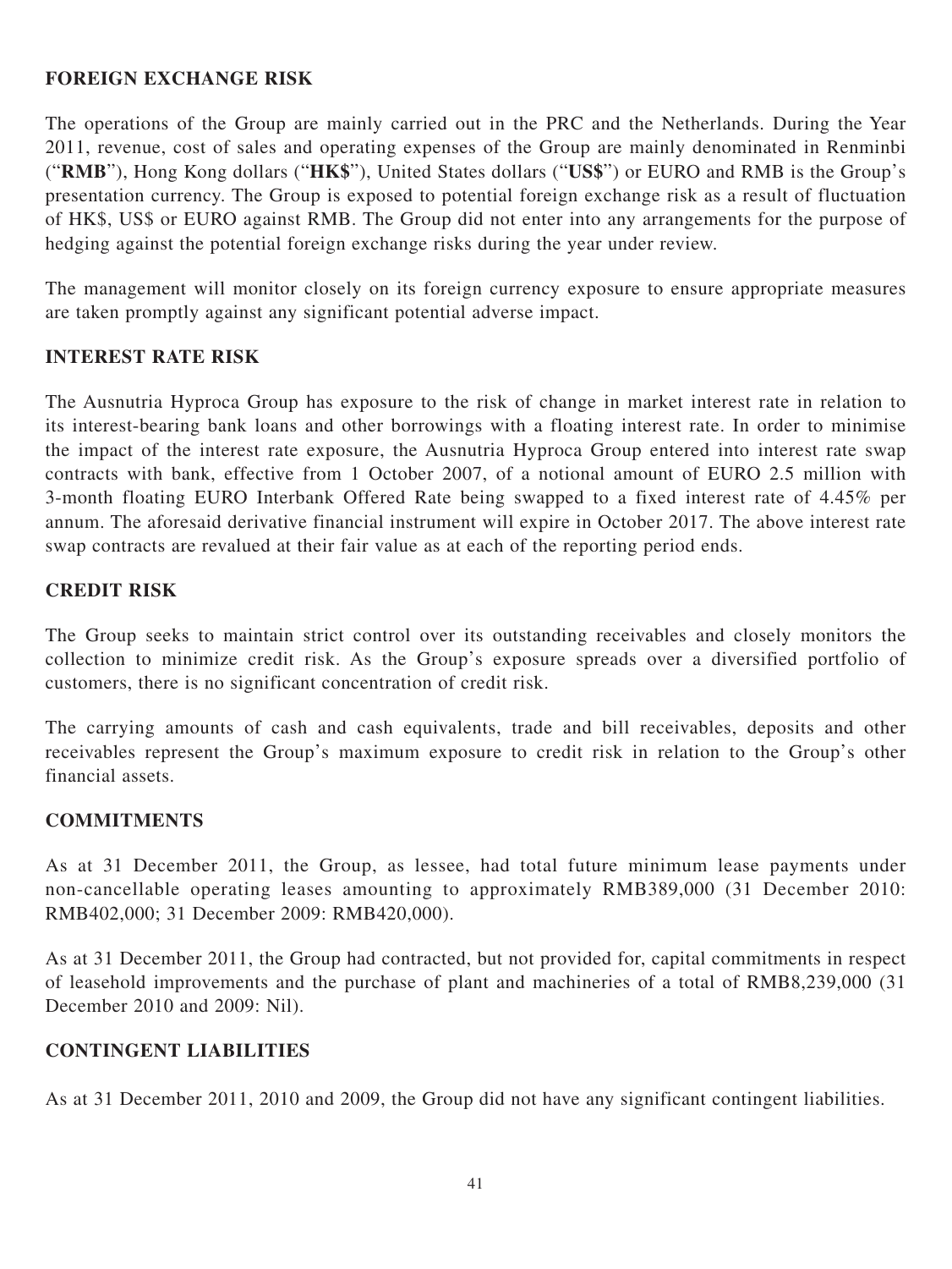## FOREIGN EXCHANGE RISK

The operations of the Group are mainly carried out in the PRC and the Netherlands. During the Year 2011, revenue, cost of sales and operating expenses of the Group are mainly denominated in Renminbi ("**RMB**"), Hong Kong dollars ("**HK$**"), United States dollars ("**US$**") or EURO and RMB is the Group's presentation currency. The Group is exposed to potential foreign exchange risk as a result of fluctuation of HK$, US$ or EURO against RMB. The Group did not enter into any arrangements for the purpose of hedging against the potential foreign exchange risks during the year under review.

The management will monitor closely on its foreign currency exposure to ensure appropriate measures are taken promptly against any significant potential adverse impact.

## INTEREST RATE RISK

The Ausnutria Hyproca Group has exposure to the risk of change in market interest rate in relation to its interest-bearing bank loans and other borrowings with a floating interest rate. In order to minimise the impact of the interest rate exposure, the Ausnutria Hyproca Group entered into interest rate swap contracts with bank, effective from 1 October 2007, of a notional amount of EURO 2.5 million with 3-month floating EURO Interbank Offered Rate being swapped to a fixed interest rate of 4.45% per annum. The aforesaid derivative financial instrument will expire in October 2017. The above interest rate swap contracts are revalued at their fair value as at each of the reporting period ends.

## CREDIT RISK

The Group seeks to maintain strict control over its outstanding receivables and closely monitors the collection to minimize credit risk. As the Group's exposure spreads over a diversified portfolio of customers, there is no significant concentration of credit risk.

The carrying amounts of cash and cash equivalents, trade and bill receivables, deposits and other receivables represent the Group's maximum exposure to credit risk in relation to the Group's other financial assets.

## COMMITMENTS

As at 31 December 2011, the Group, as lessee, had total future minimum lease payments under non-cancellable operating leases amounting to approximately RMB389,000 (31 December 2010: RMB402,000; 31 December 2009: RMB420,000).

As at 31 December 2011, the Group had contracted, but not provided for, capital commitments in respect of leasehold improvements and the purchase of plant and machineries of a total of RMB8,239,000 (31 December 2010 and 2009: Nil).

## CONTINGENT LIABILITIES

As at 31 December 2011, 2010 and 2009, the Group did not have any significant contingent liabilities.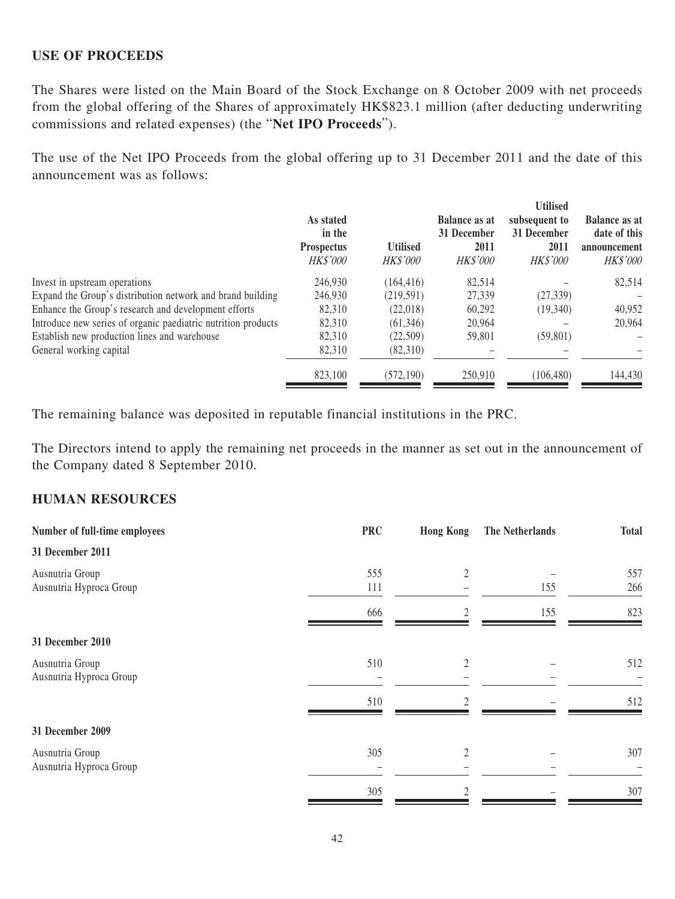## USE OF PROCEEDS

The Shares were listed on the Main Board of the Stock Exchange on 8 October 2009 with net proceeds from the global offering of the Shares of approximately HK$823.1 million (after deducting underwriting commissions and related expenses) (the "**Net IPO Proceeds**").

The use of the Net IPO Proceeds from the global offering up to 31 December 2011 and the date of this announcement was as follows:

| | As stated in the Prospectus *HK$'000* | Utilised *HK$'000* | Balance as at 31 December 2011 *HK$'000* | Utilised subsequent to 31 December 2011 *HK$'000* | Balance as at date of this announcement *HK$'000* |
|---|---|---|---|---|---|
| Invest in upstream operations | 246,930 | (164,416) | 82,514 | – | 82,514 |
| Expand the Group's distribution network and brand building | 246,930 | (219,591) | 27,339 | (27,339) | – |
| Enhance the Group's research and development efforts | 82,310 | (22,018) | 60,292 | (19,340) | 40,952 |
| Introduce new series of organic paediatric nutrition products | 82,310 | (61,346) | 20,964 | – | 20,964 |
| Establish new production lines and warehouse | 82,310 | (22,509) | 59,801 | (59,801) | – |
| General working capital | 82,310 | (82,310) | – | – | – |
| | 823,100 | (572,190) | 250,910 | (106,480) | 144,430 |

The remaining balance was deposited in reputable financial institutions in the PRC.

The Directors intend to apply the remaining net proceeds in the manner as set out in the announcement of the Company dated 8 September 2010.

## HUMAN RESOURCES

| Number of full-time employees | PRC | Hong Kong | The Netherlands | Total |
|---|---|---|---|---|
| **31 December 2011** | | | | |
| Ausnutria Group | 555 | 2 | – | 557 |
| Ausnutria Hyproca Group | 111 | – | 155 | 266 |
| | 666 | 2 | 155 | 823 |
| **31 December 2010** | | | | |
| Ausnutria Group | 510 | 2 | – | 512 |
| Ausnutria Hyproca Group | – | – | – | – |
| | 510 | 2 | – | 512 |
| **31 December 2009** | | | | |
| Ausnutria Group | 305 | 2 | – | 307 |
| Ausnutria Hyproca Group | – | – | – | – |
| | 305 | 2 | – | 307 |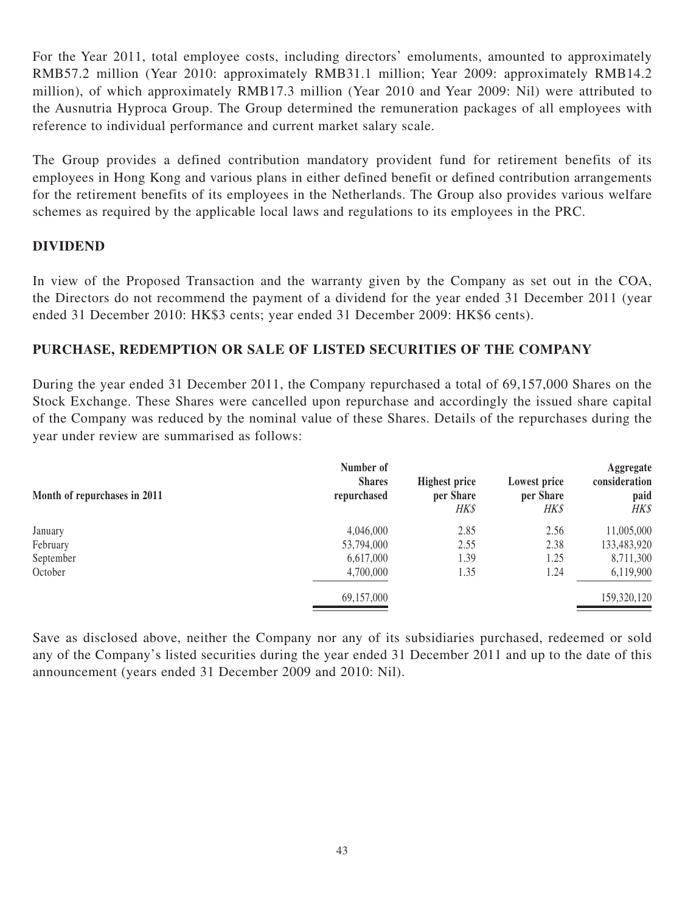For the Year 2011, total employee costs, including directors' emoluments, amounted to approximately RMB57.2 million (Year 2010: approximately RMB31.1 million; Year 2009: approximately RMB14.2 million), of which approximately RMB17.3 million (Year 2010 and Year 2009: Nil) were attributed to the Ausnutria Hyproca Group. The Group determined the remuneration packages of all employees with reference to individual performance and current market salary scale.

The Group provides a defined contribution mandatory provident fund for retirement benefits of its employees in Hong Kong and various plans in either defined benefit or defined contribution arrangements for the retirement benefits of its employees in the Netherlands. The Group also provides various welfare schemes as required by the applicable local laws and regulations to its employees in the PRC.

## DIVIDEND

In view of the Proposed Transaction and the warranty given by the Company as set out in the COA, the Directors do not recommend the payment of a dividend for the year ended 31 December 2011 (year ended 31 December 2010: HK$3 cents; year ended 31 December 2009: HK$6 cents).

## PURCHASE, REDEMPTION OR SALE OF LISTED SECURITIES OF THE COMPANY

During the year ended 31 December 2011, the Company repurchased a total of 69,157,000 Shares on the Stock Exchange. These Shares were cancelled upon repurchase and accordingly the issued share capital of the Company was reduced by the nominal value of these Shares. Details of the repurchases during the year under review are summarised as follows:

| Month of repurchases in 2011 | Number of Shares repurchased | Highest price per Share *HK$* | Lowest price per Share *HK$* | Aggregate consideration paid *HK$* |
|---|---|---|---|---|
| January | 4,046,000 | 2.85 | 2.56 | 11,005,000 |
| February | 53,794,000 | 2.55 | 2.38 | 133,483,920 |
| September | 6,617,000 | 1.39 | 1.25 | 8,711,300 |
| October | 4,700,000 | 1.35 | 1.24 | 6,119,900 |
| | 69,157,000 | | | 159,320,120 |

Save as disclosed above, neither the Company nor any of its subsidiaries purchased, redeemed or sold any of the Company's listed securities during the year ended 31 December 2011 and up to the date of this announcement (years ended 31 December 2009 and 2010: Nil).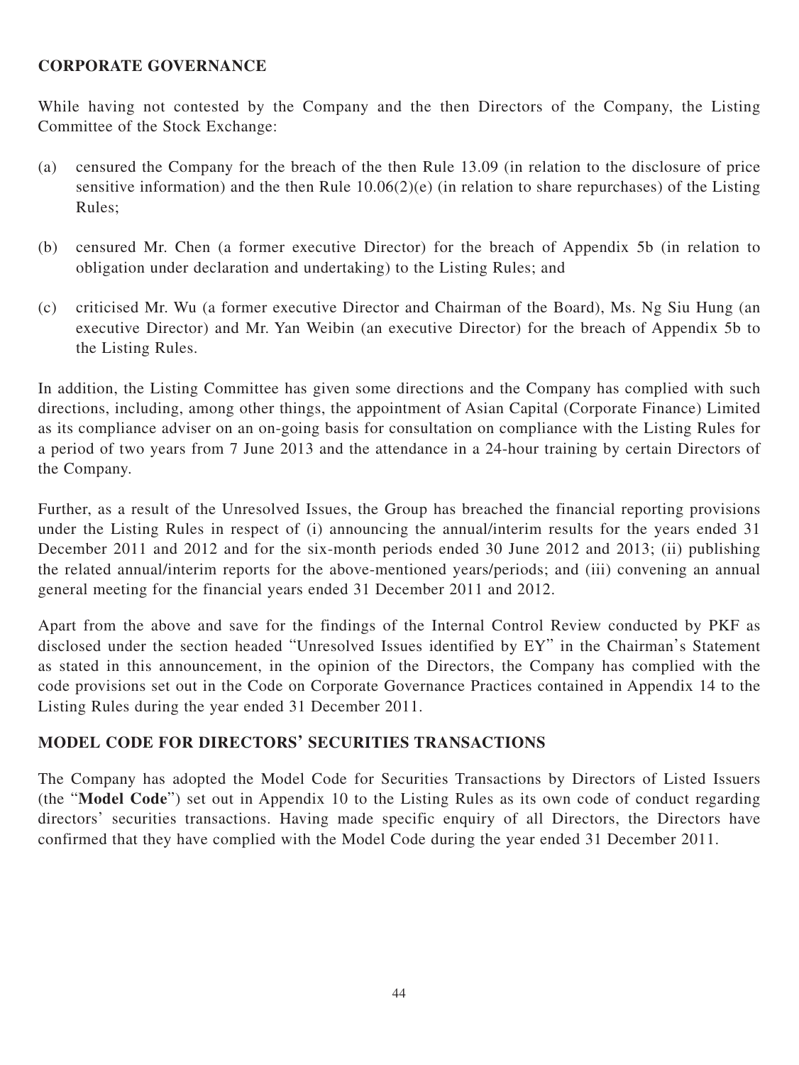## CORPORATE GOVERNANCE

While having not contested by the Company and the then Directors of the Company, the Listing Committee of the Stock Exchange:

(a) censured the Company for the breach of the then Rule 13.09 (in relation to the disclosure of price sensitive information) and the then Rule 10.06(2)(e) (in relation to share repurchases) of the Listing Rules;

(b) censured Mr. Chen (a former executive Director) for the breach of Appendix 5b (in relation to obligation under declaration and undertaking) to the Listing Rules; and

(c) criticised Mr. Wu (a former executive Director and Chairman of the Board), Ms. Ng Siu Hung (an executive Director) and Mr. Yan Weibin (an executive Director) for the breach of Appendix 5b to the Listing Rules.

In addition, the Listing Committee has given some directions and the Company has complied with such directions, including, among other things, the appointment of Asian Capital (Corporate Finance) Limited as its compliance adviser on an on-going basis for consultation on compliance with the Listing Rules for a period of two years from 7 June 2013 and the attendance in a 24-hour training by certain Directors of the Company.

Further, as a result of the Unresolved Issues, the Group has breached the financial reporting provisions under the Listing Rules in respect of (i) announcing the annual/interim results for the years ended 31 December 2011 and 2012 and for the six-month periods ended 30 June 2012 and 2013; (ii) publishing the related annual/interim reports for the above-mentioned years/periods; and (iii) convening an annual general meeting for the financial years ended 31 December 2011 and 2012.

Apart from the above and save for the findings of the Internal Control Review conducted by PKF as disclosed under the section headed "Unresolved Issues identified by EY" in the Chairman's Statement as stated in this announcement, in the opinion of the Directors, the Company has complied with the code provisions set out in the Code on Corporate Governance Practices contained in Appendix 14 to the Listing Rules during the year ended 31 December 2011.

## MODEL CODE FOR DIRECTORS' SECURITIES TRANSACTIONS

The Company has adopted the Model Code for Securities Transactions by Directors of Listed Issuers (the "**Model Code**") set out in Appendix 10 to the Listing Rules as its own code of conduct regarding directors' securities transactions. Having made specific enquiry of all Directors, the Directors have confirmed that they have complied with the Model Code during the year ended 31 December 2011.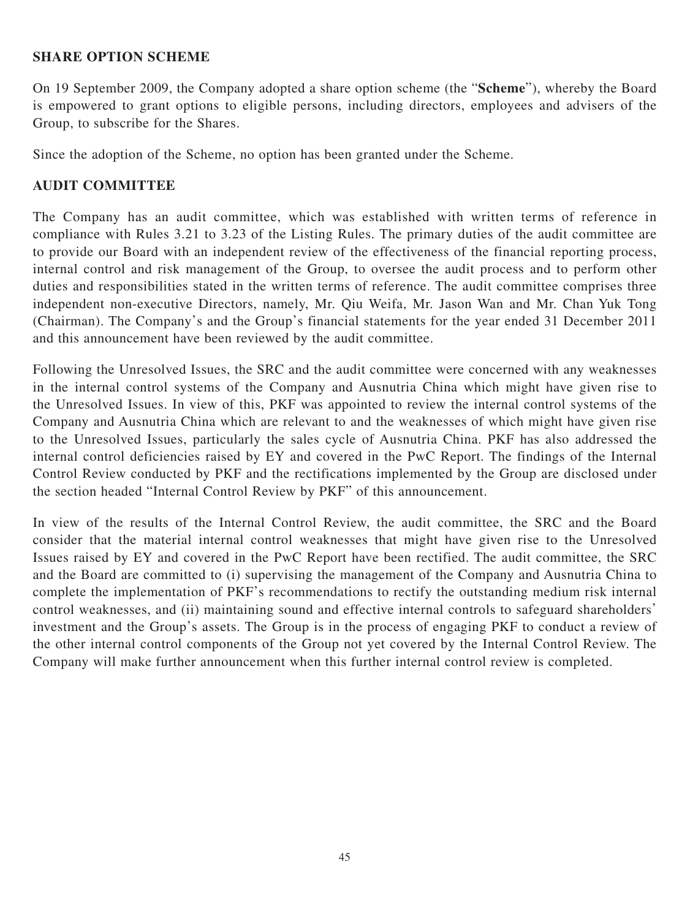## SHARE OPTION SCHEME

On 19 September 2009, the Company adopted a share option scheme (the "**Scheme**"), whereby the Board is empowered to grant options to eligible persons, including directors, employees and advisers of the Group, to subscribe for the Shares.

Since the adoption of the Scheme, no option has been granted under the Scheme.

## AUDIT COMMITTEE

The Company has an audit committee, which was established with written terms of reference in compliance with Rules 3.21 to 3.23 of the Listing Rules. The primary duties of the audit committee are to provide our Board with an independent review of the effectiveness of the financial reporting process, internal control and risk management of the Group, to oversee the audit process and to perform other duties and responsibilities stated in the written terms of reference. The audit committee comprises three independent non-executive Directors, namely, Mr. Qiu Weifa, Mr. Jason Wan and Mr. Chan Yuk Tong (Chairman). The Company's and the Group's financial statements for the year ended 31 December 2011 and this announcement have been reviewed by the audit committee.

Following the Unresolved Issues, the SRC and the audit committee were concerned with any weaknesses in the internal control systems of the Company and Ausnutria China which might have given rise to the Unresolved Issues. In view of this, PKF was appointed to review the internal control systems of the Company and Ausnutria China which are relevant to and the weaknesses of which might have given rise to the Unresolved Issues, particularly the sales cycle of Ausnutria China. PKF has also addressed the internal control deficiencies raised by EY and covered in the PwC Report. The findings of the Internal Control Review conducted by PKF and the rectifications implemented by the Group are disclosed under the section headed "Internal Control Review by PKF" of this announcement.

In view of the results of the Internal Control Review, the audit committee, the SRC and the Board consider that the material internal control weaknesses that might have given rise to the Unresolved Issues raised by EY and covered in the PwC Report have been rectified. The audit committee, the SRC and the Board are committed to (i) supervising the management of the Company and Ausnutria China to complete the implementation of PKF's recommendations to rectify the outstanding medium risk internal control weaknesses, and (ii) maintaining sound and effective internal controls to safeguard shareholders' investment and the Group's assets. The Group is in the process of engaging PKF to conduct a review of the other internal control components of the Group not yet covered by the Internal Control Review. The Company will make further announcement when this further internal control review is completed.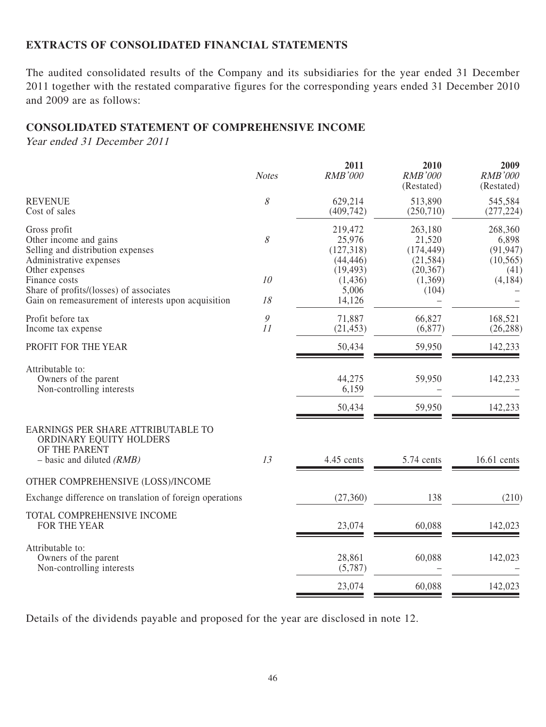## EXTRACTS OF CONSOLIDATED FINANCIAL STATEMENTS

The audited consolidated results of the Company and its subsidiaries for the year ended 31 December 2011 together with the restated comparative figures for the corresponding years ended 31 December 2010 and 2009 are as follows:

## CONSOLIDATED STATEMENT OF COMPREHENSIVE INCOME

*Year ended 31 December 2011*

| | *Notes* | 2011 *RMB'000* | 2010 *RMB'000* (Restated) | 2009 *RMB'000* (Restated) |
|---|---|---|---|---|
| REVENUE | *8* | 629,214 | 513,890 | 545,584 |
| Cost of sales | | (409,742) | (250,710) | (277,224) |
| Gross profit | | 219,472 | 263,180 | 268,360 |
| Other income and gains | *8* | 25,976 | 21,520 | 6,898 |
| Selling and distribution expenses | | (127,318) | (174,449) | (91,947) |
| Administrative expenses | | (44,446) | (21,584) | (10,565) |
| Other expenses | | (19,493) | (20,367) | (41) |
| Finance costs | *10* | (1,436) | (1,369) | (4,184) |
| Share of profits/(losses) of associates | | 5,006 | (104) | – |
| Gain on remeasurement of interests upon acquisition | *18* | 14,126 | – | – |
| Profit before tax | *9* | 71,887 | 66,827 | 168,521 |
| Income tax expense | *11* | (21,453) | (6,877) | (26,288) |
| PROFIT FOR THE YEAR | | 50,434 | 59,950 | 142,233 |
| Attributable to: | | | | |
| Owners of the parent | | 44,275 | 59,950 | 142,233 |
| Non-controlling interests | | 6,159 | – | – |
| | | 50,434 | 59,950 | 142,233 |
| EARNINGS PER SHARE ATTRIBUTABLE TO ORDINARY EQUITY HOLDERS OF THE PARENT – basic and diluted *(RMB)* | *13* | 4.45 cents | 5.74 cents | 16.61 cents |
| OTHER COMPREHENSIVE (LOSS)/INCOME | | | | |
| Exchange difference on translation of foreign operations | | (27,360) | 138 | (210) |
| TOTAL COMPREHENSIVE INCOME FOR THE YEAR | | 23,074 | 60,088 | 142,023 |
| Attributable to: | | | | |
| Owners of the parent | | 28,861 | 60,088 | 142,023 |
| Non-controlling interests | | (5,787) | – | – |
| | | 23,074 | 60,088 | 142,023 |

Details of the dividends payable and proposed for the year are disclosed in note 12.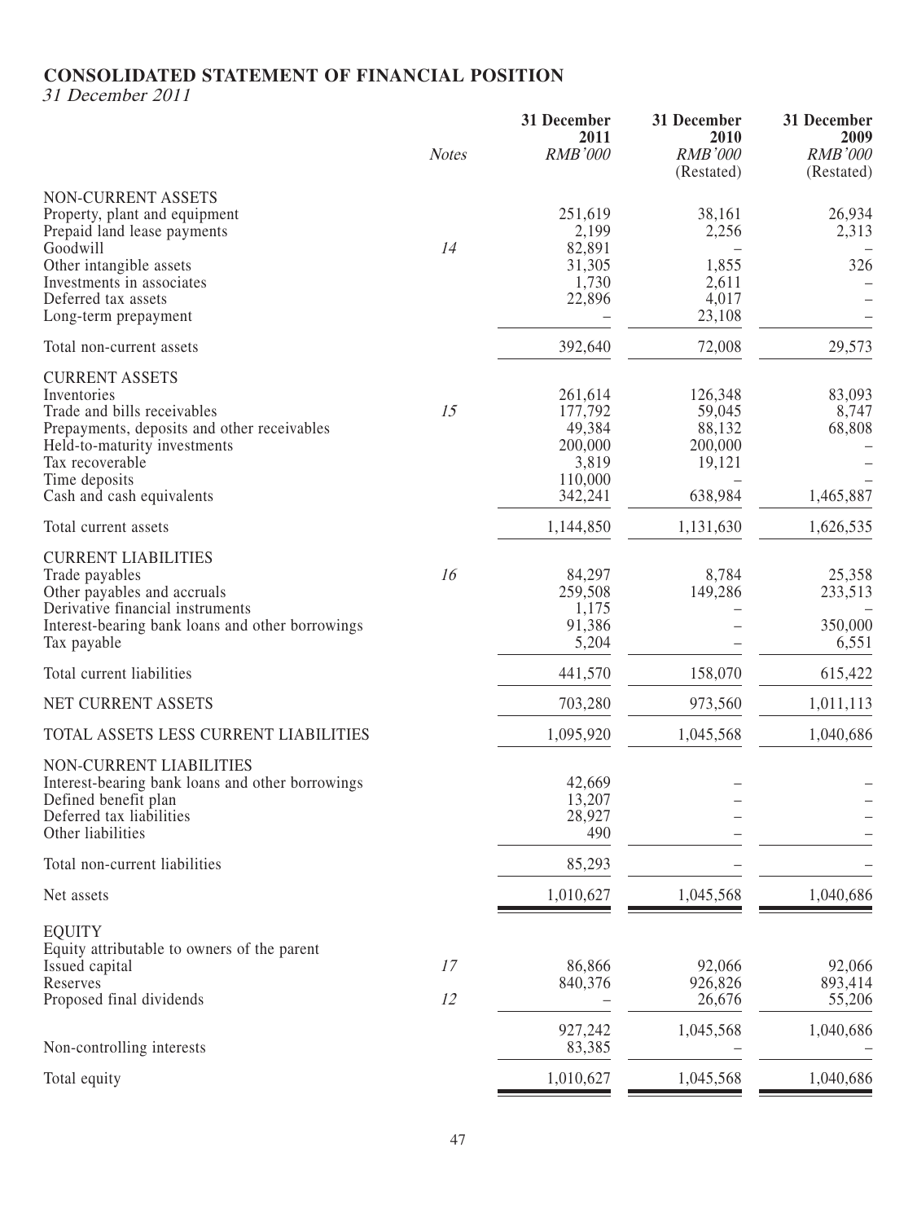# CONSOLIDATED STATEMENT OF FINANCIAL POSITION

*31 December 2011*

| | Notes | 31 December 2011 RMB'000 | 31 December 2010 RMB'000 (Restated) | 31 December 2009 RMB'000 (Restated) |
|---|---|---|---|---|
| NON-CURRENT ASSETS | | | | |
| Property, plant and equipment | | 251,619 | 38,161 | 26,934 |
| Prepaid land lease payments | | 2,199 | 2,256 | 2,313 |
| Goodwill | 14 | 82,891 | – | – |
| Other intangible assets | | 31,305 | 1,855 | 326 |
| Investments in associates | | 1,730 | 2,611 | – |
| Deferred tax assets | | 22,896 | 4,017 | – |
| Long-term prepayment | | – | 23,108 | – |
| Total non-current assets | | 392,640 | 72,008 | 29,573 |
| CURRENT ASSETS | | | | |
| Inventories | | 261,614 | 126,348 | 83,093 |
| Trade and bills receivables | 15 | 177,792 | 59,045 | 8,747 |
| Prepayments, deposits and other receivables | | 49,384 | 88,132 | 68,808 |
| Held-to-maturity investments | | 200,000 | 200,000 | – |
| Tax recoverable | | 3,819 | 19,121 | – |
| Time deposits | | 110,000 | – | – |
| Cash and cash equivalents | | 342,241 | 638,984 | 1,465,887 |
| Total current assets | | 1,144,850 | 1,131,630 | 1,626,535 |
| CURRENT LIABILITIES | | | | |
| Trade payables | 16 | 84,297 | 8,784 | 25,358 |
| Other payables and accruals | | 259,508 | 149,286 | 233,513 |
| Derivative financial instruments | | 1,175 | – | – |
| Interest-bearing bank loans and other borrowings | | 91,386 | – | 350,000 |
| Tax payable | | 5,204 | – | 6,551 |
| Total current liabilities | | 441,570 | 158,070 | 615,422 |
| NET CURRENT ASSETS | | 703,280 | 973,560 | 1,011,113 |
| TOTAL ASSETS LESS CURRENT LIABILITIES | | 1,095,920 | 1,045,568 | 1,040,686 |
| NON-CURRENT LIABILITIES | | | | |
| Interest-bearing bank loans and other borrowings | | 42,669 | – | – |
| Defined benefit plan | | 13,207 | – | – |
| Deferred tax liabilities | | 28,927 | – | – |
| Other liabilities | | 490 | – | – |
| Total non-current liabilities | | 85,293 | – | – |
| Net assets | | 1,010,627 | 1,045,568 | 1,040,686 |
| EQUITY | | | | |
| Equity attributable to owners of the parent | | | | |
| Issued capital | 17 | 86,866 | 92,066 | 92,066 |
| Reserves | | 840,376 | 926,826 | 893,414 |
| Proposed final dividends | 12 | – | 26,676 | 55,206 |
| | | 927,242 | 1,045,568 | 1,040,686 |
| Non-controlling interests | | 83,385 | – | – |
| Total equity | | 1,010,627 | 1,045,568 | 1,040,686 |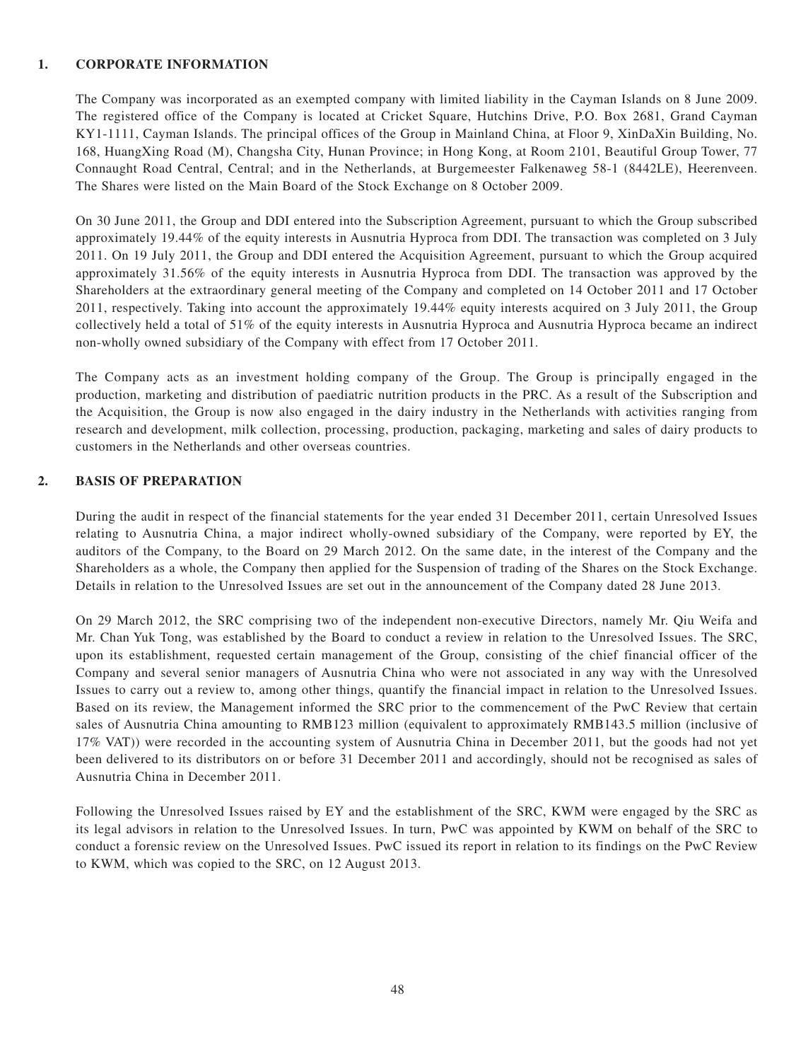## 1. CORPORATE INFORMATION

The Company was incorporated as an exempted company with limited liability in the Cayman Islands on 8 June 2009. The registered office of the Company is located at Cricket Square, Hutchins Drive, P.O. Box 2681, Grand Cayman KY1-1111, Cayman Islands. The principal offices of the Group in Mainland China, at Floor 9, XinDaXin Building, No. 168, HuangXing Road (M), Changsha City, Hunan Province; in Hong Kong, at Room 2101, Beautiful Group Tower, 77 Connaught Road Central, Central; and in the Netherlands, at Burgemeester Falkenaweg 58-1 (8442LE), Heerenveen. The Shares were listed on the Main Board of the Stock Exchange on 8 October 2009.

On 30 June 2011, the Group and DDI entered into the Subscription Agreement, pursuant to which the Group subscribed approximately 19.44% of the equity interests in Ausnutria Hyproca from DDI. The transaction was completed on 3 July 2011. On 19 July 2011, the Group and DDI entered the Acquisition Agreement, pursuant to which the Group acquired approximately 31.56% of the equity interests in Ausnutria Hyproca from DDI. The transaction was approved by the Shareholders at the extraordinary general meeting of the Company and completed on 14 October 2011 and 17 October 2011, respectively. Taking into account the approximately 19.44% equity interests acquired on 3 July 2011, the Group collectively held a total of 51% of the equity interests in Ausnutria Hyproca and Ausnutria Hyproca became an indirect non-wholly owned subsidiary of the Company with effect from 17 October 2011.

The Company acts as an investment holding company of the Group. The Group is principally engaged in the production, marketing and distribution of paediatric nutrition products in the PRC. As a result of the Subscription and the Acquisition, the Group is now also engaged in the dairy industry in the Netherlands with activities ranging from research and development, milk collection, processing, production, packaging, marketing and sales of dairy products to customers in the Netherlands and other overseas countries.

## 2. BASIS OF PREPARATION

During the audit in respect of the financial statements for the year ended 31 December 2011, certain Unresolved Issues relating to Ausnutria China, a major indirect wholly-owned subsidiary of the Company, were reported by EY, the auditors of the Company, to the Board on 29 March 2012. On the same date, in the interest of the Company and the Shareholders as a whole, the Company then applied for the Suspension of trading of the Shares on the Stock Exchange. Details in relation to the Unresolved Issues are set out in the announcement of the Company dated 28 June 2013.

On 29 March 2012, the SRC comprising two of the independent non-executive Directors, namely Mr. Qiu Weifa and Mr. Chan Yuk Tong, was established by the Board to conduct a review in relation to the Unresolved Issues. The SRC, upon its establishment, requested certain management of the Group, consisting of the chief financial officer of the Company and several senior managers of Ausnutria China who were not associated in any way with the Unresolved Issues to carry out a review to, among other things, quantify the financial impact in relation to the Unresolved Issues. Based on its review, the Management informed the SRC prior to the commencement of the PwC Review that certain sales of Ausnutria China amounting to RMB123 million (equivalent to approximately RMB143.5 million (inclusive of 17% VAT)) were recorded in the accounting system of Ausnutria China in December 2011, but the goods had not yet been delivered to its distributors on or before 31 December 2011 and accordingly, should not be recognised as sales of Ausnutria China in December 2011.

Following the Unresolved Issues raised by EY and the establishment of the SRC, KWM were engaged by the SRC as its legal advisors in relation to the Unresolved Issues. In turn, PwC was appointed by KWM on behalf of the SRC to conduct a forensic review on the Unresolved Issues. PwC issued its report in relation to its findings on the PwC Review to KWM, which was copied to the SRC, on 12 August 2013.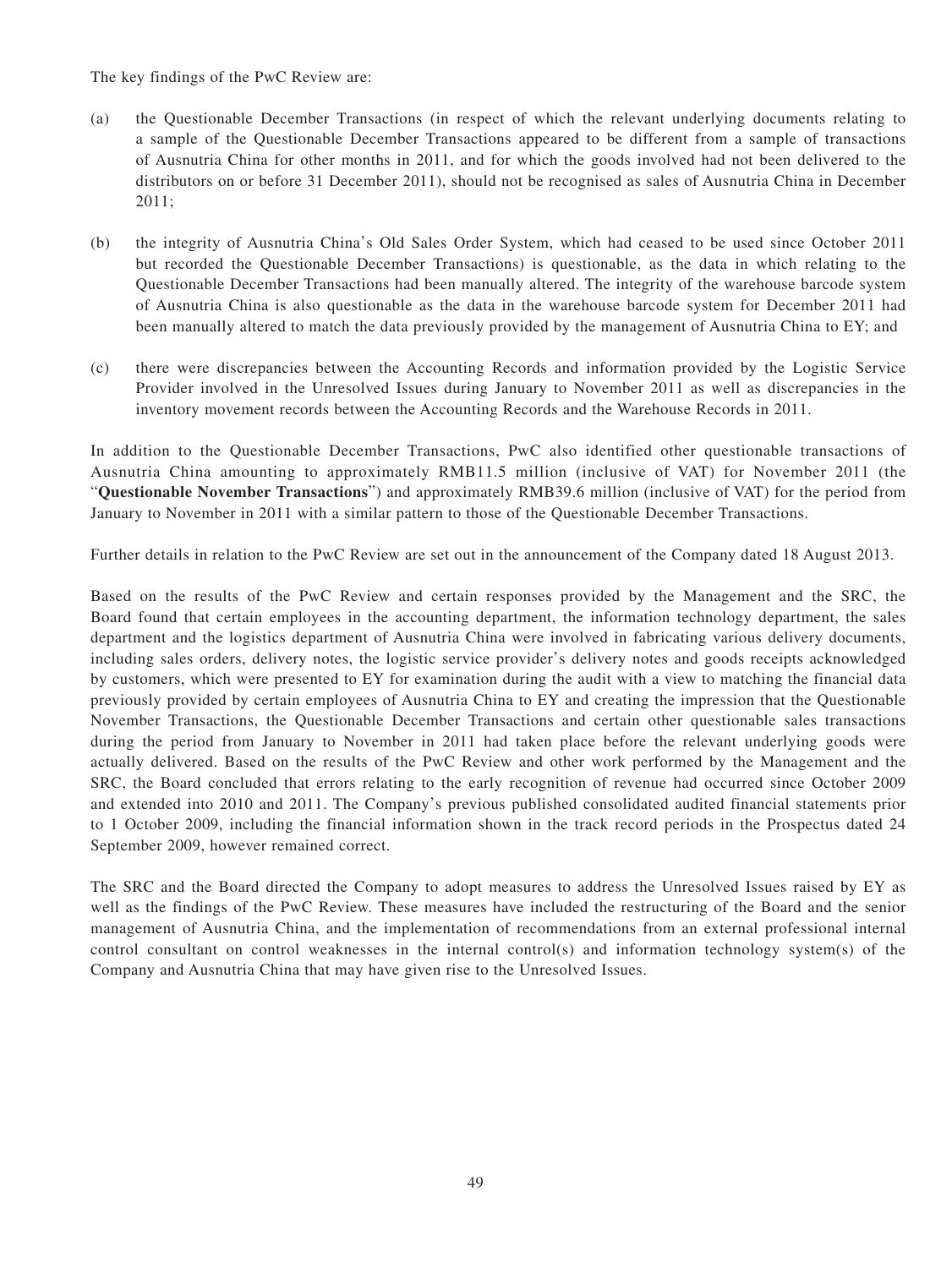The key findings of the PwC Review are:

(a) the Questionable December Transactions (in respect of which the relevant underlying documents relating to a sample of the Questionable December Transactions appeared to be different from a sample of transactions of Ausnutria China for other months in 2011, and for which the goods involved had not been delivered to the distributors on or before 31 December 2011), should not be recognised as sales of Ausnutria China in December 2011;

(b) the integrity of Ausnutria China's Old Sales Order System, which had ceased to be used since October 2011 but recorded the Questionable December Transactions) is questionable, as the data in which relating to the Questionable December Transactions had been manually altered. The integrity of the warehouse barcode system of Ausnutria China is also questionable as the data in the warehouse barcode system for December 2011 had been manually altered to match the data previously provided by the management of Ausnutria China to EY; and

(c) there were discrepancies between the Accounting Records and information provided by the Logistic Service Provider involved in the Unresolved Issues during January to November 2011 as well as discrepancies in the inventory movement records between the Accounting Records and the Warehouse Records in 2011.

In addition to the Questionable December Transactions, PwC also identified other questionable transactions of Ausnutria China amounting to approximately RMB11.5 million (inclusive of VAT) for November 2011 (the "**Questionable November Transactions**") and approximately RMB39.6 million (inclusive of VAT) for the period from January to November in 2011 with a similar pattern to those of the Questionable December Transactions.

Further details in relation to the PwC Review are set out in the announcement of the Company dated 18 August 2013.

Based on the results of the PwC Review and certain responses provided by the Management and the SRC, the Board found that certain employees in the accounting department, the information technology department, the sales department and the logistics department of Ausnutria China were involved in fabricating various delivery documents, including sales orders, delivery notes, the logistic service provider's delivery notes and goods receipts acknowledged by customers, which were presented to EY for examination during the audit with a view to matching the financial data previously provided by certain employees of Ausnutria China to EY and creating the impression that the Questionable November Transactions, the Questionable December Transactions and certain other questionable sales transactions during the period from January to November in 2011 had taken place before the relevant underlying goods were actually delivered. Based on the results of the PwC Review and other work performed by the Management and the SRC, the Board concluded that errors relating to the early recognition of revenue had occurred since October 2009 and extended into 2010 and 2011. The Company's previous published consolidated audited financial statements prior to 1 October 2009, including the financial information shown in the track record periods in the Prospectus dated 24 September 2009, however remained correct.

The SRC and the Board directed the Company to adopt measures to address the Unresolved Issues raised by EY as well as the findings of the PwC Review. These measures have included the restructuring of the Board and the senior management of Ausnutria China, and the implementation of recommendations from an external professional internal control consultant on control weaknesses in the internal control(s) and information technology system(s) of the Company and Ausnutria China that may have given rise to the Unresolved Issues.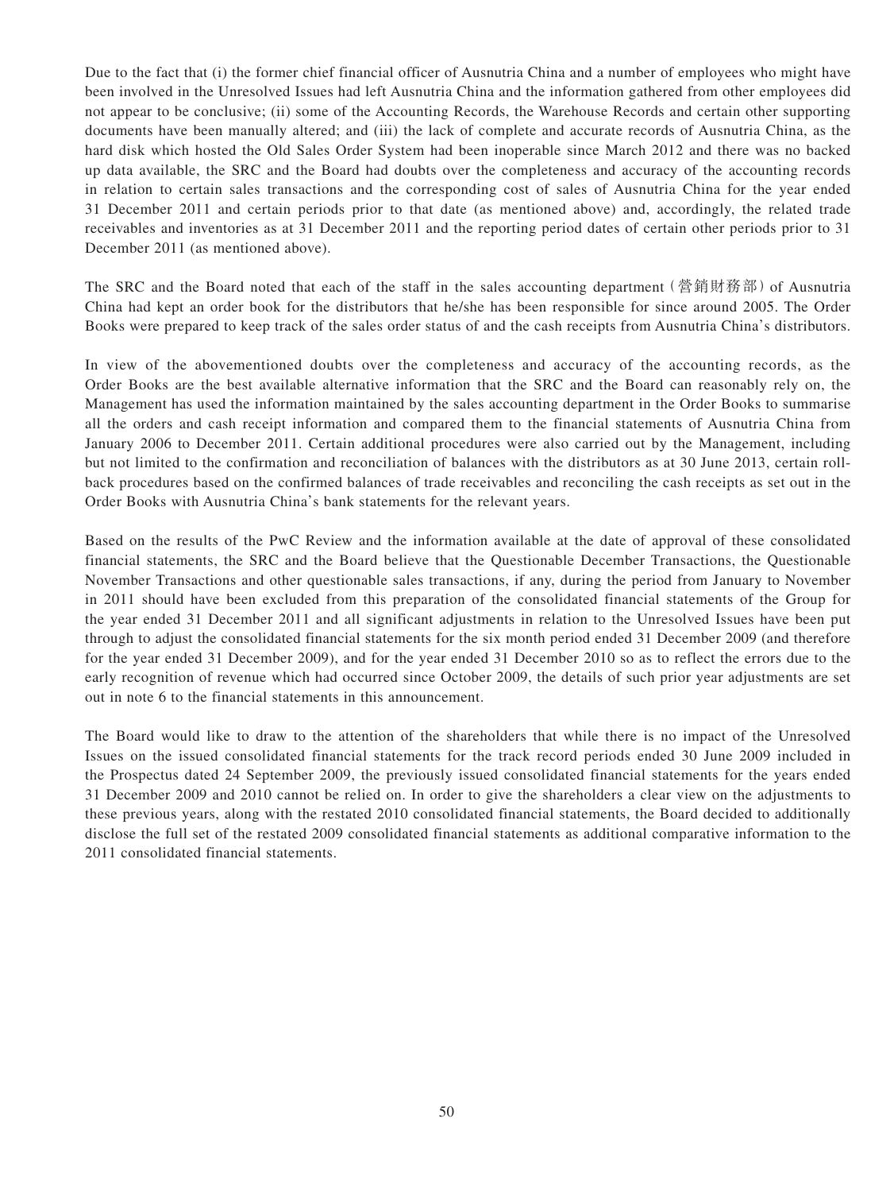Due to the fact that (i) the former chief financial officer of Ausnutria China and a number of employees who might have been involved in the Unresolved Issues had left Ausnutria China and the information gathered from other employees did not appear to be conclusive; (ii) some of the Accounting Records, the Warehouse Records and certain other supporting documents have been manually altered; and (iii) the lack of complete and accurate records of Ausnutria China, as the hard disk which hosted the Old Sales Order System had been inoperable since March 2012 and there was no backed up data available, the SRC and the Board had doubts over the completeness and accuracy of the accounting records in relation to certain sales transactions and the corresponding cost of sales of Ausnutria China for the year ended 31 December 2011 and certain periods prior to that date (as mentioned above) and, accordingly, the related trade receivables and inventories as at 31 December 2011 and the reporting period dates of certain other periods prior to 31 December 2011 (as mentioned above).

The SRC and the Board noted that each of the staff in the sales accounting department（營銷財務部）of Ausnutria China had kept an order book for the distributors that he/she has been responsible for since around 2005. The Order Books were prepared to keep track of the sales order status of and the cash receipts from Ausnutria China's distributors.

In view of the abovementioned doubts over the completeness and accuracy of the accounting records, as the Order Books are the best available alternative information that the SRC and the Board can reasonably rely on, the Management has used the information maintained by the sales accounting department in the Order Books to summarise all the orders and cash receipt information and compared them to the financial statements of Ausnutria China from January 2006 to December 2011. Certain additional procedures were also carried out by the Management, including but not limited to the confirmation and reconciliation of balances with the distributors as at 30 June 2013, certain roll-back procedures based on the confirmed balances of trade receivables and reconciling the cash receipts as set out in the Order Books with Ausnutria China's bank statements for the relevant years.

Based on the results of the PwC Review and the information available at the date of approval of these consolidated financial statements, the SRC and the Board believe that the Questionable December Transactions, the Questionable November Transactions and other questionable sales transactions, if any, during the period from January to November in 2011 should have been excluded from this preparation of the consolidated financial statements of the Group for the year ended 31 December 2011 and all significant adjustments in relation to the Unresolved Issues have been put through to adjust the consolidated financial statements for the six month period ended 31 December 2009 (and therefore for the year ended 31 December 2009), and for the year ended 31 December 2010 so as to reflect the errors due to the early recognition of revenue which had occurred since October 2009, the details of such prior year adjustments are set out in note 6 to the financial statements in this announcement.

The Board would like to draw to the attention of the shareholders that while there is no impact of the Unresolved Issues on the issued consolidated financial statements for the track record periods ended 30 June 2009 included in the Prospectus dated 24 September 2009, the previously issued consolidated financial statements for the years ended 31 December 2009 and 2010 cannot be relied on. In order to give the shareholders a clear view on the adjustments to these previous years, along with the restated 2010 consolidated financial statements, the Board decided to additionally disclose the full set of the restated 2009 consolidated financial statements as additional comparative information to the 2011 consolidated financial statements.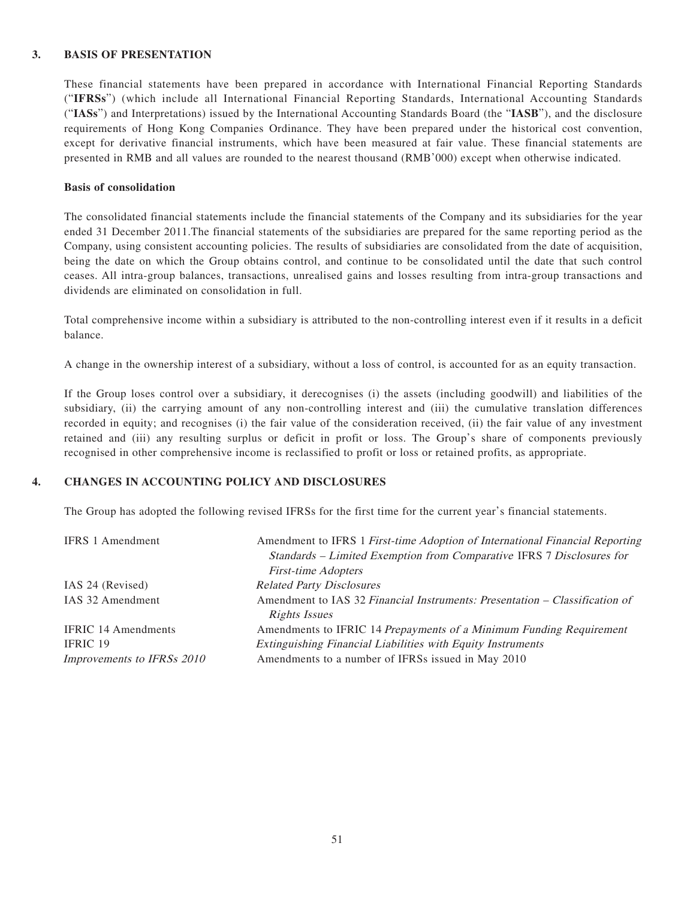## 3. BASIS OF PRESENTATION

These financial statements have been prepared in accordance with International Financial Reporting Standards ("**IFRSs**") (which include all International Financial Reporting Standards, International Accounting Standards ("**IASs**") and Interpretations) issued by the International Accounting Standards Board (the "**IASB**"), and the disclosure requirements of Hong Kong Companies Ordinance. They have been prepared under the historical cost convention, except for derivative financial instruments, which have been measured at fair value. These financial statements are presented in RMB and all values are rounded to the nearest thousand (RMB'000) except when otherwise indicated.

### Basis of consolidation

The consolidated financial statements include the financial statements of the Company and its subsidiaries for the year ended 31 December 2011.The financial statements of the subsidiaries are prepared for the same reporting period as the Company, using consistent accounting policies. The results of subsidiaries are consolidated from the date of acquisition, being the date on which the Group obtains control, and continue to be consolidated until the date that such control ceases. All intra-group balances, transactions, unrealised gains and losses resulting from intra-group transactions and dividends are eliminated on consolidation in full.

Total comprehensive income within a subsidiary is attributed to the non-controlling interest even if it results in a deficit balance.

A change in the ownership interest of a subsidiary, without a loss of control, is accounted for as an equity transaction.

If the Group loses control over a subsidiary, it derecognises (i) the assets (including goodwill) and liabilities of the subsidiary, (ii) the carrying amount of any non-controlling interest and (iii) the cumulative translation differences recorded in equity; and recognises (i) the fair value of the consideration received, (ii) the fair value of any investment retained and (iii) any resulting surplus or deficit in profit or loss. The Group's share of components previously recognised in other comprehensive income is reclassified to profit or loss or retained profits, as appropriate.

## 4. CHANGES IN ACCOUNTING POLICY AND DISCLOSURES

The Group has adopted the following revised IFRSs for the first time for the current year's financial statements.

| | |
|---|---|
| IFRS 1 Amendment | Amendment to IFRS 1 *First-time Adoption of International Financial Reporting Standards – Limited Exemption from Comparative* IFRS 7 *Disclosures for First-time Adopters* |
| IAS 24 (Revised) | *Related Party Disclosures* |
| IAS 32 Amendment | Amendment to IAS 32 *Financial Instruments: Presentation – Classification of Rights Issues* |
| IFRIC 14 Amendments | Amendments to IFRIC 14 *Prepayments of a Minimum Funding Requirement* |
| IFRIC 19 | *Extinguishing Financial Liabilities with Equity Instruments* |
| *Improvements to IFRSs 2010* | Amendments to a number of IFRSs issued in May 2010 |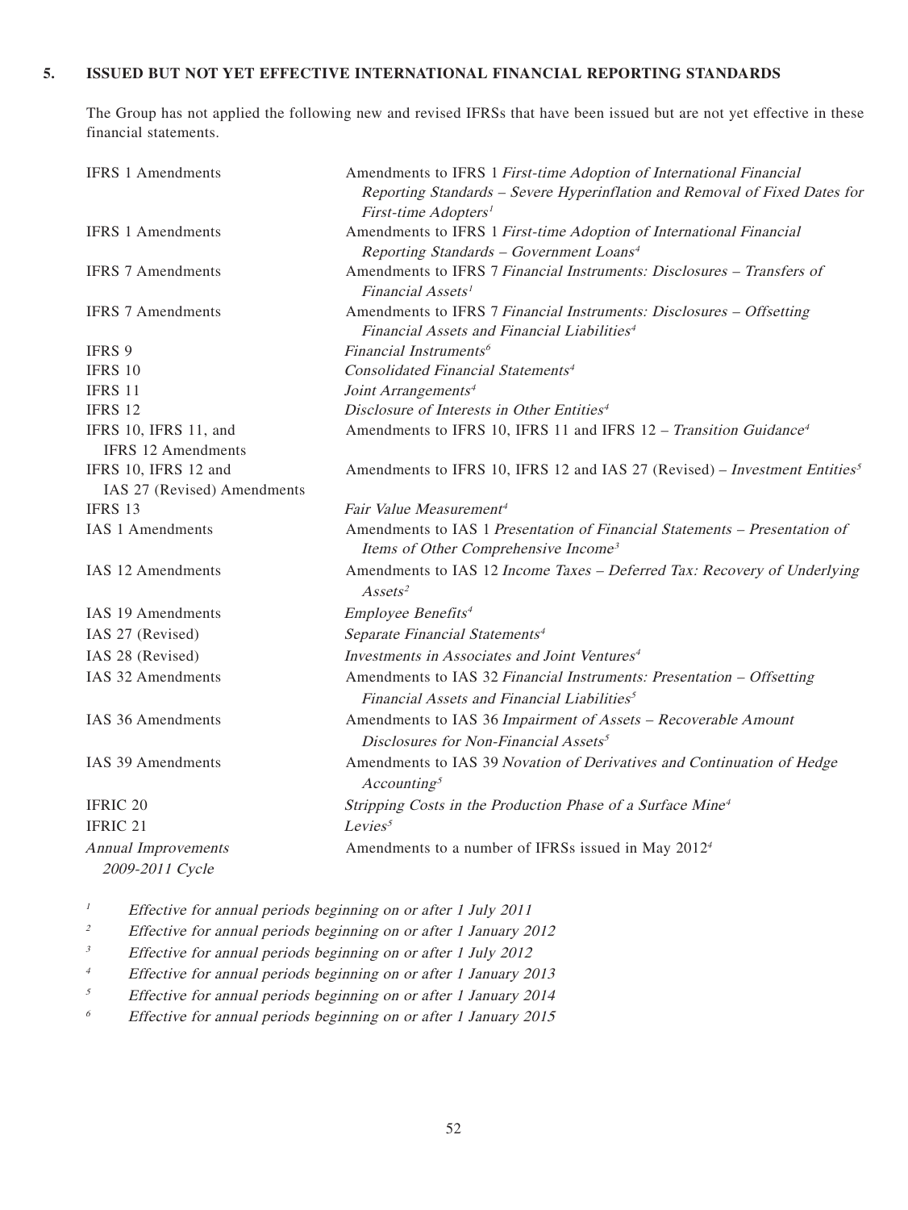## 5. ISSUED BUT NOT YET EFFECTIVE INTERNATIONAL FINANCIAL REPORTING STANDARDS

The Group has not applied the following new and revised IFRSs that have been issued but are not yet effective in these financial statements.

| | |
|---|---|
| IFRS 1 Amendments | Amendments to IFRS 1 *First-time Adoption of International Financial Reporting Standards – Severe Hyperinflation and Removal of Fixed Dates for First-time Adopters*[1] |
| IFRS 1 Amendments | Amendments to IFRS 1 *First-time Adoption of International Financial Reporting Standards – Government Loans*[4] |
| IFRS 7 Amendments | Amendments to IFRS 7 *Financial Instruments: Disclosures – Transfers of Financial Assets*[1] |
| IFRS 7 Amendments | Amendments to IFRS 7 *Financial Instruments: Disclosures – Offsetting Financial Assets and Financial Liabilities*[4] |
| IFRS 9 | *Financial Instruments*[6] |
| IFRS 10 | *Consolidated Financial Statements*[4] |
| IFRS 11 | *Joint Arrangements*[4] |
| IFRS 12 | *Disclosure of Interests in Other Entities*[4] |
| IFRS 10, IFRS 11, and IFRS 12 Amendments | Amendments to IFRS 10, IFRS 11 and IFRS 12 – *Transition Guidance*[4] |
| IFRS 10, IFRS 12 and IAS 27 (Revised) Amendments | Amendments to IFRS 10, IFRS 12 and IAS 27 (Revised) – *Investment Entities*[5] |
| IFRS 13 | *Fair Value Measurement*[4] |
| IAS 1 Amendments | Amendments to IAS 1 *Presentation of Financial Statements – Presentation of Items of Other Comprehensive Income*[3] |
| IAS 12 Amendments | Amendments to IAS 12 *Income Taxes – Deferred Tax: Recovery of Underlying Assets*[2] |
| IAS 19 Amendments | *Employee Benefits*[4] |
| IAS 27 (Revised) | *Separate Financial Statements*[4] |
| IAS 28 (Revised) | *Investments in Associates and Joint Ventures*[4] |
| IAS 32 Amendments | Amendments to IAS 32 *Financial Instruments: Presentation – Offsetting Financial Assets and Financial Liabilities*[5] |
| IAS 36 Amendments | Amendments to IAS 36 *Impairment of Assets – Recoverable Amount Disclosures for Non-Financial Assets*[5] |
| IAS 39 Amendments | Amendments to IAS 39 *Novation of Derivatives and Continuation of Hedge Accounting*[5] |
| IFRIC 20 | *Stripping Costs in the Production Phase of a Surface Mine*[4] |
| IFRIC 21 | *Levies*[5] |
| *Annual Improvements 2009-2011 Cycle* | Amendments to a number of IFRSs issued in May 2012[4] |

[1] *Effective for annual periods beginning on or after 1 July 2011*

[2] *Effective for annual periods beginning on or after 1 January 2012*

[3] *Effective for annual periods beginning on or after 1 July 2012*

[4] *Effective for annual periods beginning on or after 1 January 2013*

[5] *Effective for annual periods beginning on or after 1 January 2014*

[6] *Effective for annual periods beginning on or after 1 January 2015*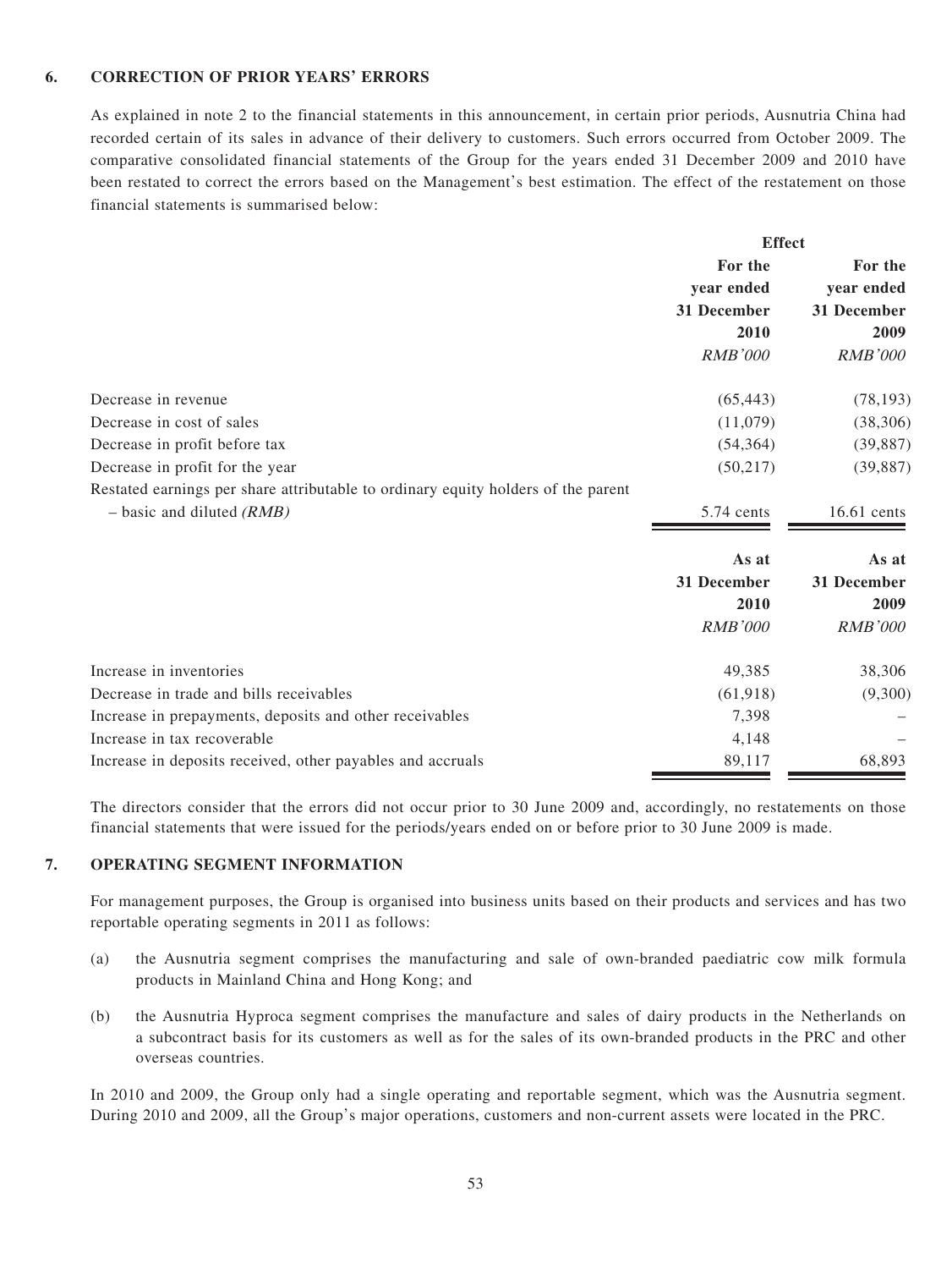## 6. CORRECTION OF PRIOR YEARS' ERRORS

As explained in note 2 to the financial statements in this announcement, in certain prior periods, Ausnutria China had recorded certain of its sales in advance of their delivery to customers. Such errors occurred from October 2009. The comparative consolidated financial statements of the Group for the years ended 31 December 2009 and 2010 have been restated to correct the errors based on the Management's best estimation. The effect of the restatement on those financial statements is summarised below:

| | **Effect** | |
|---|---|---|
| | **For the year ended 31 December 2010** | **For the year ended 31 December 2009** |
| | *RMB'000* | *RMB'000* |
| Decrease in revenue | (65,443) | (78,193) |
| Decrease in cost of sales | (11,079) | (38,306) |
| Decrease in profit before tax | (54,364) | (39,887) |
| Decrease in profit for the year | (50,217) | (39,887) |
| Restated earnings per share attributable to ordinary equity holders of the parent – basic and diluted *(RMB)* | 5.74 cents | 16.61 cents |

| | **As at 31 December 2010** | **As at 31 December 2009** |
|---|---|---|
| | *RMB'000* | *RMB'000* |
| Increase in inventories | 49,385 | 38,306 |
| Decrease in trade and bills receivables | (61,918) | (9,300) |
| Increase in prepayments, deposits and other receivables | 7,398 | – |
| Increase in tax recoverable | 4,148 | – |
| Increase in deposits received, other payables and accruals | 89,117 | 68,893 |

The directors consider that the errors did not occur prior to 30 June 2009 and, accordingly, no restatements on those financial statements that were issued for the periods/years ended on or before prior to 30 June 2009 is made.

## 7. OPERATING SEGMENT INFORMATION

For management purposes, the Group is organised into business units based on their products and services and has two reportable operating segments in 2011 as follows:

(a) the Ausnutria segment comprises the manufacturing and sale of own-branded paediatric cow milk formula products in Mainland China and Hong Kong; and

(b) the Ausnutria Hyproca segment comprises the manufacture and sales of dairy products in the Netherlands on a subcontract basis for its customers as well as for the sales of its own-branded products in the PRC and other overseas countries.

In 2010 and 2009, the Group only had a single operating and reportable segment, which was the Ausnutria segment. During 2010 and 2009, all the Group's major operations, customers and non-current assets were located in the PRC.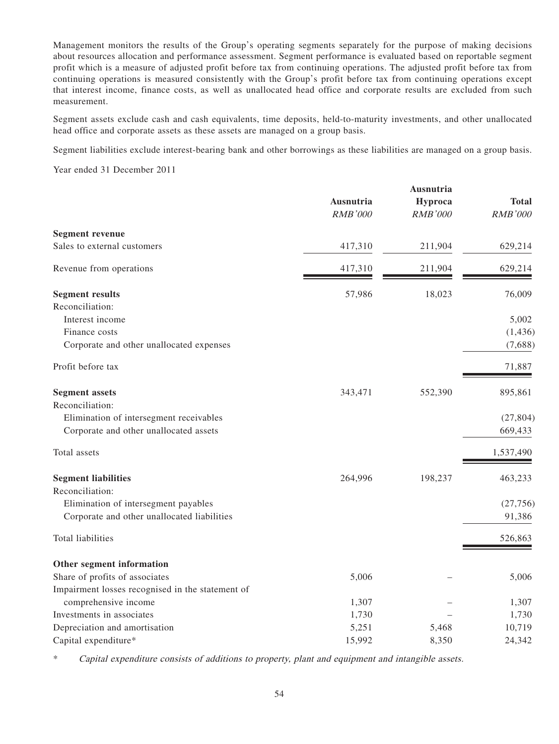Management monitors the results of the Group's operating segments separately for the purpose of making decisions about resources allocation and performance assessment. Segment performance is evaluated based on reportable segment profit which is a measure of adjusted profit before tax from continuing operations. The adjusted profit before tax from continuing operations is measured consistently with the Group's profit before tax from continuing operations except that interest income, finance costs, as well as unallocated head office and corporate results are excluded from such measurement.

Segment assets exclude cash and cash equivalents, time deposits, held-to-maturity investments, and other unallocated head office and corporate assets as these assets are managed on a group basis.

Segment liabilities exclude interest-bearing bank and other borrowings as these liabilities are managed on a group basis.

Year ended 31 December 2011

| | Ausnutria<br>*RMB'000* | Ausnutria Hyproca<br>*RMB'000* | Total<br>*RMB'000* |
|---|---|---|---|
| **Segment revenue** | | | |
| Sales to external customers | 417,310 | 211,904 | 629,214 |
| Revenue from operations | 417,310 | 211,904 | 629,214 |
| **Segment results** | 57,986 | 18,023 | 76,009 |
| Reconciliation: | | | |
| Interest income | | | 5,002 |
| Finance costs | | | (1,436) |
| Corporate and other unallocated expenses | | | (7,688) |
| Profit before tax | | | 71,887 |
| **Segment assets** | 343,471 | 552,390 | 895,861 |
| Reconciliation: | | | |
| Elimination of intersegment receivables | | | (27,804) |
| Corporate and other unallocated assets | | | 669,433 |
| Total assets | | | 1,537,490 |
| **Segment liabilities** | 264,996 | 198,237 | 463,233 |
| Reconciliation: | | | |
| Elimination of intersegment payables | | | (27,756) |
| Corporate and other unallocated liabilities | | | 91,386 |
| Total liabilities | | | 526,863 |
| **Other segment information** | | | |
| Share of profits of associates | 5,006 | – | 5,006 |
| Impairment losses recognised in the statement of comprehensive income | 1,307 | – | 1,307 |
| Investments in associates | 1,730 | – | 1,730 |
| Depreciation and amortisation | 5,251 | 5,468 | 10,719 |
| Capital expenditure* | 15,992 | 8,350 | 24,342 |

\* *Capital expenditure consists of additions to property, plant and equipment and intangible assets.*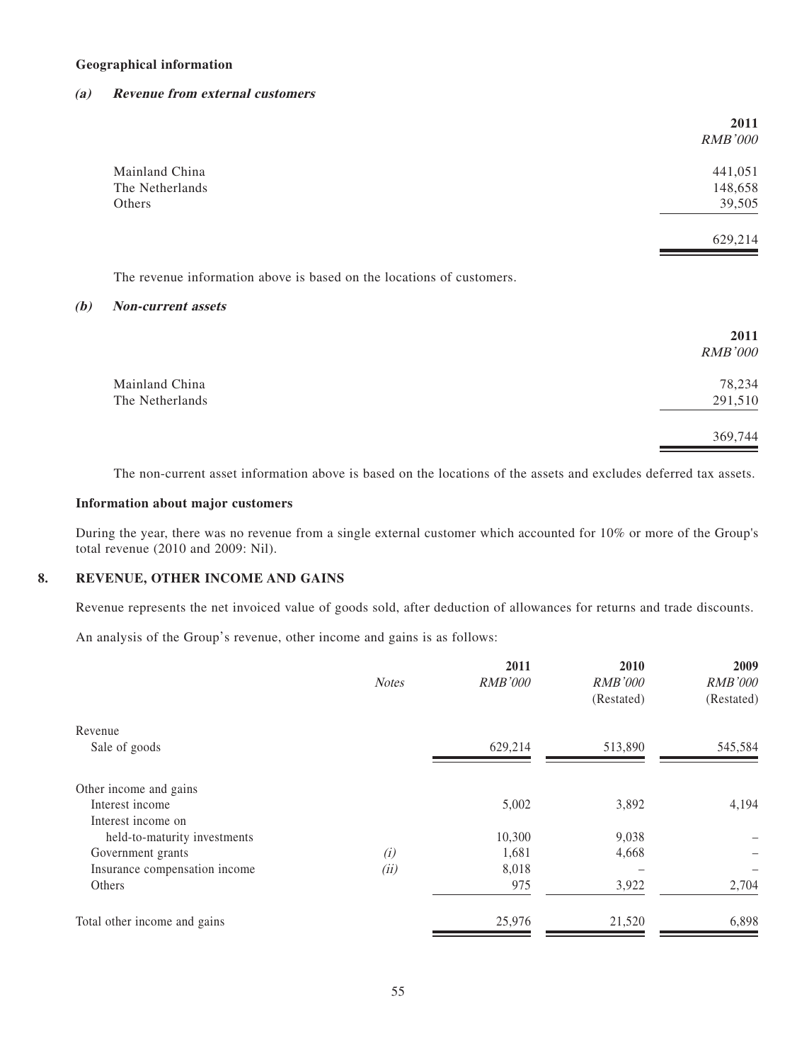**Geographical information**

***(a) Revenue from external customers***

| | 2011 |
|---|---|
| | *RMB'000* |
| Mainland China | 441,051 |
| The Netherlands | 148,658 |
| Others | 39,505 |
| | 629,214 |

The revenue information above is based on the locations of customers.

***(b) Non-current assets***

| | 2011 |
|---|---|
| | *RMB'000* |
| Mainland China | 78,234 |
| The Netherlands | 291,510 |
| | 369,744 |

The non-current asset information above is based on the locations of the assets and excludes deferred tax assets.

**Information about major customers**

During the year, there was no revenue from a single external customer which accounted for 10% or more of the Group's total revenue (2010 and 2009: Nil).

## 8. REVENUE, OTHER INCOME AND GAINS

Revenue represents the net invoiced value of goods sold, after deduction of allowances for returns and trade discounts.

An analysis of the Group's revenue, other income and gains is as follows:

| | *Notes* | 2011 *RMB'000* | 2010 *RMB'000* (Restated) | 2009 *RMB'000* (Restated) |
|---|---|---|---|---|
| Revenue | | | | |
| Sale of goods | | 629,214 | 513,890 | 545,584 |
| Other income and gains | | | | |
| Interest income | | 5,002 | 3,892 | 4,194 |
| Interest income on held-to-maturity investments | | 10,300 | 9,038 | – |
| Government grants | *(i)* | 1,681 | 4,668 | – |
| Insurance compensation income | *(ii)* | 8,018 | – | – |
| Others | | 975 | 3,922 | 2,704 |
| Total other income and gains | | 25,976 | 21,520 | 6,898 |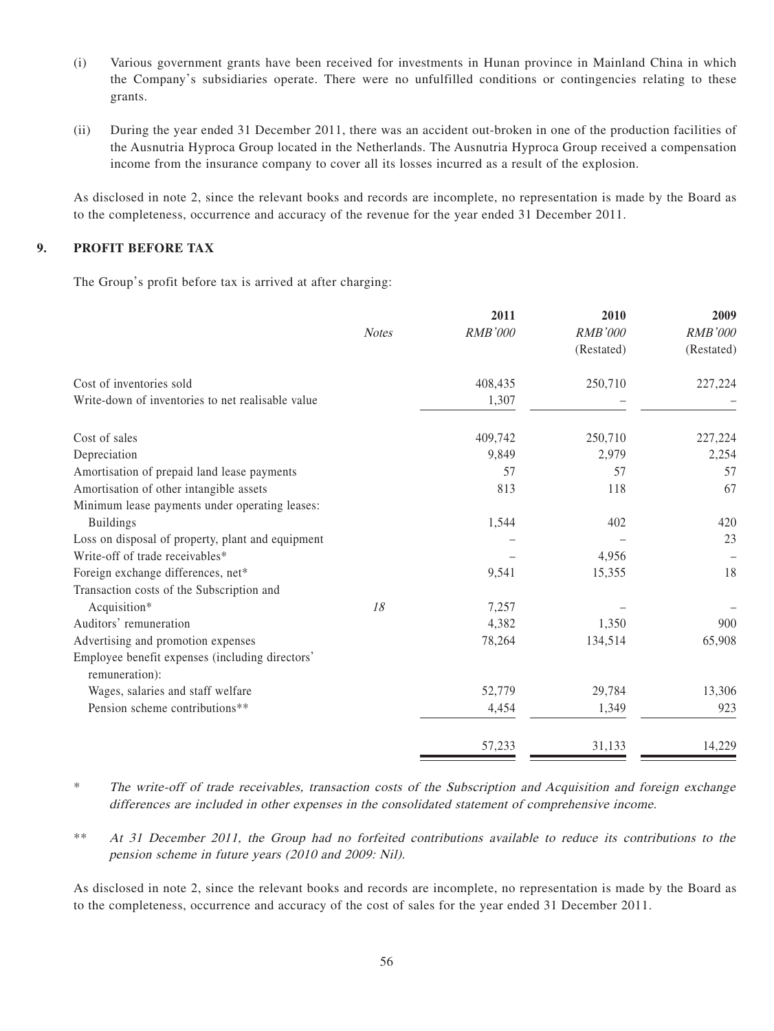(i) Various government grants have been received for investments in Hunan province in Mainland China in which the Company's subsidiaries operate. There were no unfulfilled conditions or contingencies relating to these grants.

(ii) During the year ended 31 December 2011, there was an accident out-broken in one of the production facilities of the Ausnutria Hyproca Group located in the Netherlands. The Ausnutria Hyproca Group received a compensation income from the insurance company to cover all its losses incurred as a result of the explosion.

As disclosed in note 2, since the relevant books and records are incomplete, no representation is made by the Board as to the completeness, occurrence and accuracy of the revenue for the year ended 31 December 2011.

## 9. PROFIT BEFORE TAX

The Group's profit before tax is arrived at after charging:

| | *Notes* | 2011<br>*RMB'000* | 2010<br>*RMB'000*<br>(Restated) | 2009<br>*RMB'000*<br>(Restated) |
|---|---|---|---|---|
| Cost of inventories sold | | 408,435 | 250,710 | 227,224 |
| Write-down of inventories to net realisable value | | 1,307 | – | – |
| Cost of sales | | 409,742 | 250,710 | 227,224 |
| Depreciation | | 9,849 | 2,979 | 2,254 |
| Amortisation of prepaid land lease payments | | 57 | 57 | 57 |
| Amortisation of other intangible assets | | 813 | 118 | 67 |
| Minimum lease payments under operating leases: | | | | |
| Buildings | | 1,544 | 402 | 420 |
| Loss on disposal of property, plant and equipment | | – | – | 23 |
| Write-off of trade receivables* | | – | 4,956 | – |
| Foreign exchange differences, net* | | 9,541 | 15,355 | 18 |
| Transaction costs of the Subscription and Acquisition* | 18 | 7,257 | – | – |
| Auditors' remuneration | | 4,382 | 1,350 | 900 |
| Advertising and promotion expenses | | 78,264 | 134,514 | 65,908 |
| Employee benefit expenses (including directors' remuneration): | | | | |
| Wages, salaries and staff welfare | | 52,779 | 29,784 | 13,306 |
| Pension scheme contributions** | | 4,454 | 1,349 | 923 |
| | | 57,233 | 31,133 | 14,229 |

\* *The write-off of trade receivables, transaction costs of the Subscription and Acquisition and foreign exchange differences are included in other expenses in the consolidated statement of comprehensive income.*

\*\* *At 31 December 2011, the Group had no forfeited contributions available to reduce its contributions to the pension scheme in future years (2010 and 2009: Nil).*

As disclosed in note 2, since the relevant books and records are incomplete, no representation is made by the Board as to the completeness, occurrence and accuracy of the cost of sales for the year ended 31 December 2011.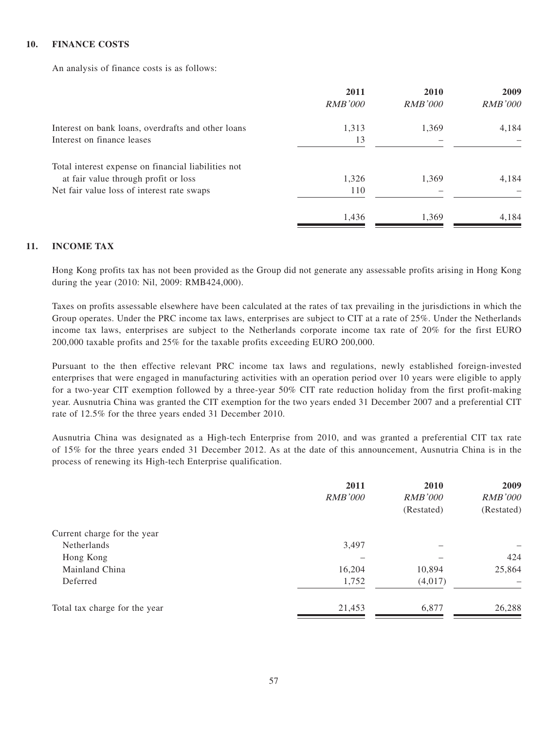## 10. FINANCE COSTS

An analysis of finance costs is as follows:

| | 2011 | 2010 | 2009 |
|---|---|---|---|
| | *RMB'000* | *RMB'000* | *RMB'000* |
| Interest on bank loans, overdrafts and other loans | 1,313 | 1,369 | 4,184 |
| Interest on finance leases | 13 | – | – |
| Total interest expense on financial liabilities not at fair value through profit or loss | 1,326 | 1,369 | 4,184 |
| Net fair value loss of interest rate swaps | 110 | – | – |
| | 1,436 | 1,369 | 4,184 |

## 11. INCOME TAX

Hong Kong profits tax has not been provided as the Group did not generate any assessable profits arising in Hong Kong during the year (2010: Nil, 2009: RMB424,000).

Taxes on profits assessable elsewhere have been calculated at the rates of tax prevailing in the jurisdictions in which the Group operates. Under the PRC income tax laws, enterprises are subject to CIT at a rate of 25%. Under the Netherlands income tax laws, enterprises are subject to the Netherlands corporate income tax rate of 20% for the first EURO 200,000 taxable profits and 25% for the taxable profits exceeding EURO 200,000.

Pursuant to the then effective relevant PRC income tax laws and regulations, newly established foreign-invested enterprises that were engaged in manufacturing activities with an operation period over 10 years were eligible to apply for a two-year CIT exemption followed by a three-year 50% CIT rate reduction holiday from the first profit-making year. Ausnutria China was granted the CIT exemption for the two years ended 31 December 2007 and a preferential CIT rate of 12.5% for the three years ended 31 December 2010.

Ausnutria China was designated as a High-tech Enterprise from 2010, and was granted a preferential CIT tax rate of 15% for the three years ended 31 December 2012. As at the date of this announcement, Ausnutria China is in the process of renewing its High-tech Enterprise qualification.

| | 2011 | 2010 | 2009 |
|---|---|---|---|
| | *RMB'000* | *RMB'000* | *RMB'000* |
| | | (Restated) | (Restated) |
| Current charge for the year | | | |
| Netherlands | 3,497 | – | – |
| Hong Kong | – | – | 424 |
| Mainland China | 16,204 | 10,894 | 25,864 |
| Deferred | 1,752 | (4,017) | – |
| Total tax charge for the year | 21,453 | 6,877 | 26,288 |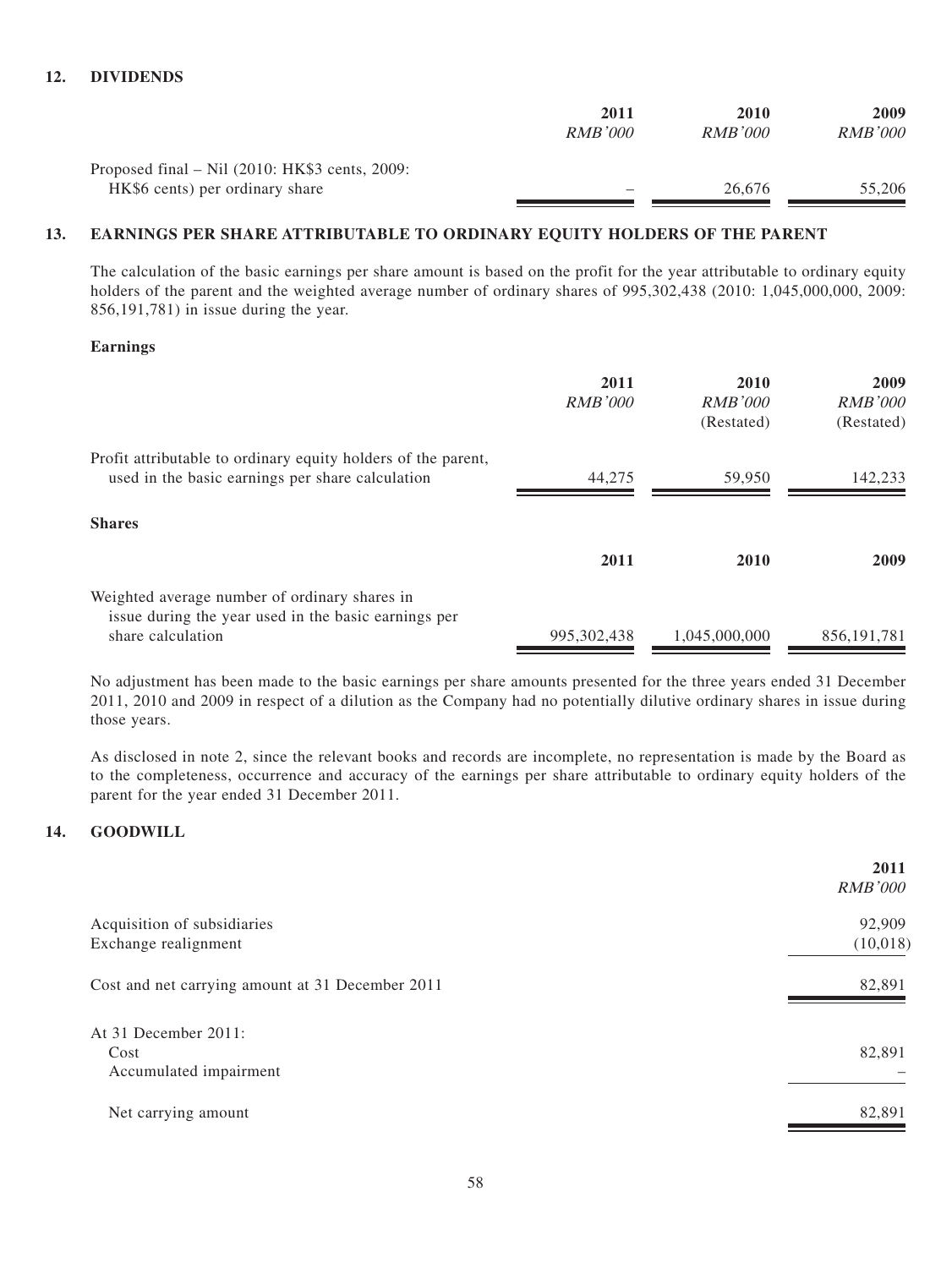## 12. DIVIDENDS

| | 2011 | 2010 | 2009 |
|---|---|---|---|
| | *RMB'000* | *RMB'000* | *RMB'000* |
| Proposed final – Nil (2010: HK$3 cents, 2009: HK$6 cents) per ordinary share | – | 26,676 | 55,206 |

## 13. EARNINGS PER SHARE ATTRIBUTABLE TO ORDINARY EQUITY HOLDERS OF THE PARENT

The calculation of the basic earnings per share amount is based on the profit for the year attributable to ordinary equity holders of the parent and the weighted average number of ordinary shares of 995,302,438 (2010: 1,045,000,000, 2009: 856,191,781) in issue during the year.

**Earnings**

| | 2011 | 2010 | 2009 |
|---|---|---|---|
| | *RMB'000* | *RMB'000* | *RMB'000* |
| | | (Restated) | (Restated) |
| Profit attributable to ordinary equity holders of the parent, used in the basic earnings per share calculation | 44,275 | 59,950 | 142,233 |

**Shares**

| | 2011 | 2010 | 2009 |
|---|---|---|---|
| Weighted average number of ordinary shares in issue during the year used in the basic earnings per share calculation | 995,302,438 | 1,045,000,000 | 856,191,781 |

No adjustment has been made to the basic earnings per share amounts presented for the three years ended 31 December 2011, 2010 and 2009 in respect of a dilution as the Company had no potentially dilutive ordinary shares in issue during those years.

As disclosed in note 2, since the relevant books and records are incomplete, no representation is made by the Board as to the completeness, occurrence and accuracy of the earnings per share attributable to ordinary equity holders of the parent for the year ended 31 December 2011.

## 14. GOODWILL

| | 2011 |
|---|---|
| | *RMB'000* |
| Acquisition of subsidiaries | 92,909 |
| Exchange realignment | (10,018) |
| Cost and net carrying amount at 31 December 2011 | 82,891 |
| At 31 December 2011: | |
| Cost | 82,891 |
| Accumulated impairment | – |
| Net carrying amount | 82,891 |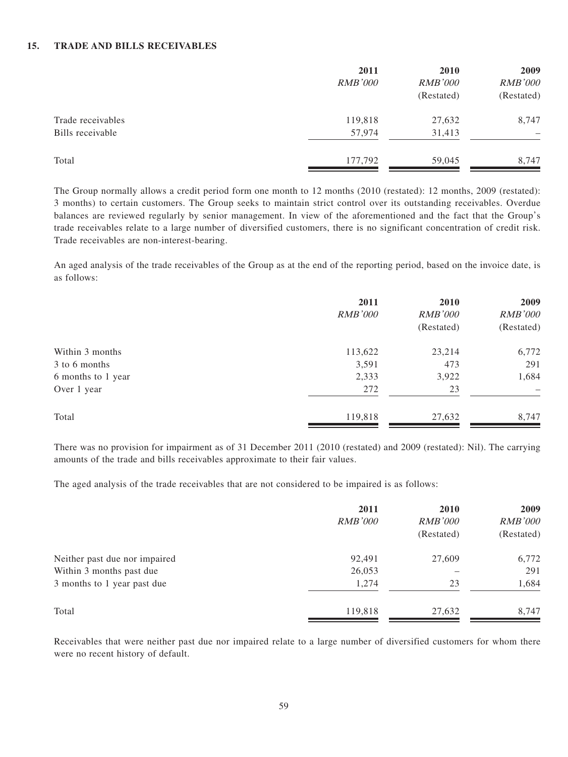## 15. TRADE AND BILLS RECEIVABLES

| | 2011 | 2010 | 2009 |
|---|---|---|---|
| | *RMB'000* | *RMB'000* | *RMB'000* |
| | | (Restated) | (Restated) |
| Trade receivables | 119,818 | 27,632 | 8,747 |
| Bills receivable | 57,974 | 31,413 | – |
| Total | 177,792 | 59,045 | 8,747 |

The Group normally allows a credit period form one month to 12 months (2010 (restated): 12 months, 2009 (restated): 3 months) to certain customers. The Group seeks to maintain strict control over its outstanding receivables. Overdue balances are reviewed regularly by senior management. In view of the aforementioned and the fact that the Group's trade receivables relate to a large number of diversified customers, there is no significant concentration of credit risk. Trade receivables are non-interest-bearing.

An aged analysis of the trade receivables of the Group as at the end of the reporting period, based on the invoice date, is as follows:

| | 2011 | 2010 | 2009 |
|---|---|---|---|
| | *RMB'000* | *RMB'000* | *RMB'000* |
| | | (Restated) | (Restated) |
| Within 3 months | 113,622 | 23,214 | 6,772 |
| 3 to 6 months | 3,591 | 473 | 291 |
| 6 months to 1 year | 2,333 | 3,922 | 1,684 |
| Over 1 year | 272 | 23 | – |
| Total | 119,818 | 27,632 | 8,747 |

There was no provision for impairment as of 31 December 2011 (2010 (restated) and 2009 (restated): Nil). The carrying amounts of the trade and bills receivables approximate to their fair values.

The aged analysis of the trade receivables that are not considered to be impaired is as follows:

| | 2011 | 2010 | 2009 |
|---|---|---|---|
| | *RMB'000* | *RMB'000* | *RMB'000* |
| | | (Restated) | (Restated) |
| Neither past due nor impaired | 92,491 | 27,609 | 6,772 |
| Within 3 months past due | 26,053 | – | 291 |
| 3 months to 1 year past due | 1,274 | 23 | 1,684 |
| Total | 119,818 | 27,632 | 8,747 |

Receivables that were neither past due nor impaired relate to a large number of diversified customers for whom there were no recent history of default.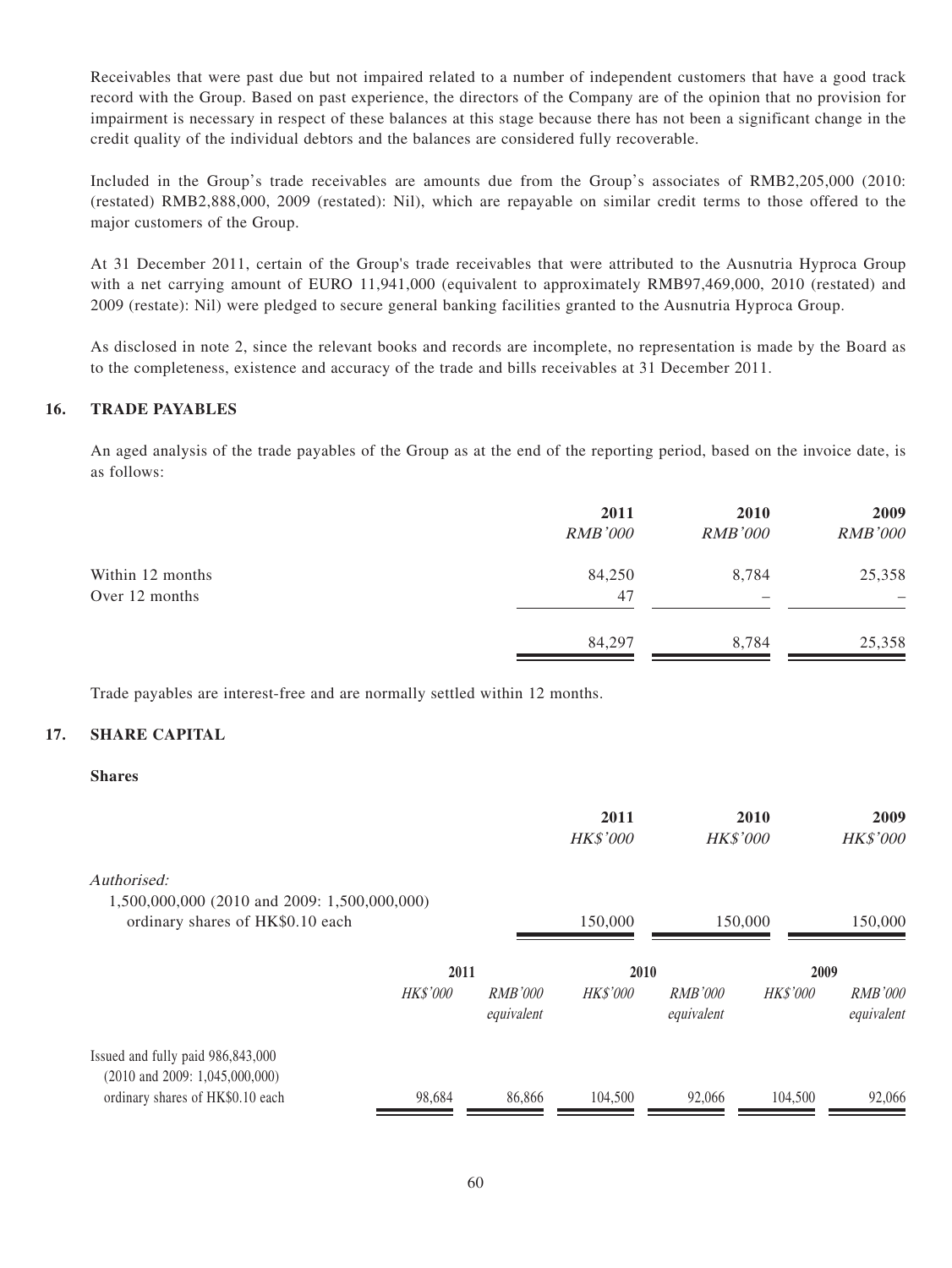Receivables that were past due but not impaired related to a number of independent customers that have a good track record with the Group. Based on past experience, the directors of the Company are of the opinion that no provision for impairment is necessary in respect of these balances at this stage because there has not been a significant change in the credit quality of the individual debtors and the balances are considered fully recoverable.

Included in the Group's trade receivables are amounts due from the Group's associates of RMB2,205,000 (2010: (restated) RMB2,888,000, 2009 (restated): Nil), which are repayable on similar credit terms to those offered to the major customers of the Group.

At 31 December 2011, certain of the Group's trade receivables that were attributed to the Ausnutria Hyproca Group with a net carrying amount of EURO 11,941,000 (equivalent to approximately RMB97,469,000, 2010 (restated) and 2009 (restate): Nil) were pledged to secure general banking facilities granted to the Ausnutria Hyproca Group.

As disclosed in note 2, since the relevant books and records are incomplete, no representation is made by the Board as to the completeness, existence and accuracy of the trade and bills receivables at 31 December 2011.

## 16. TRADE PAYABLES

An aged analysis of the trade payables of the Group as at the end of the reporting period, based on the invoice date, is as follows:

| | 2011 | 2010 | 2009 |
|---|---|---|---|
| | *RMB'000* | *RMB'000* | *RMB'000* |
| Within 12 months | 84,250 | 8,784 | 25,358 |
| Over 12 months | 47 | – | – |
| | 84,297 | 8,784 | 25,358 |

Trade payables are interest-free and are normally settled within 12 months.

## 17. SHARE CAPITAL

**Shares**

| | 2011 | 2010 | 2009 |
|---|---|---|---|
| | *HK$'000* | *HK$'000* | *HK$'000* |
| *Authorised:* | | | |
| 1,500,000,000 (2010 and 2009: 1,500,000,000) ordinary shares of HK$0.10 each | 150,000 | 150,000 | 150,000 |

| | 2011 | | 2010 | | 2009 | |
|---|---|---|---|---|---|---|
| | *HK$'000* | *RMB'000 equivalent* | *HK$'000* | *RMB'000 equivalent* | *HK$'000* | *RMB'000 equivalent* |
| Issued and fully paid 986,843,000 (2010 and 2009: 1,045,000,000) ordinary shares of HK$0.10 each | 98,684 | 86,866 | 104,500 | 92,066 | 104,500 | 92,066 |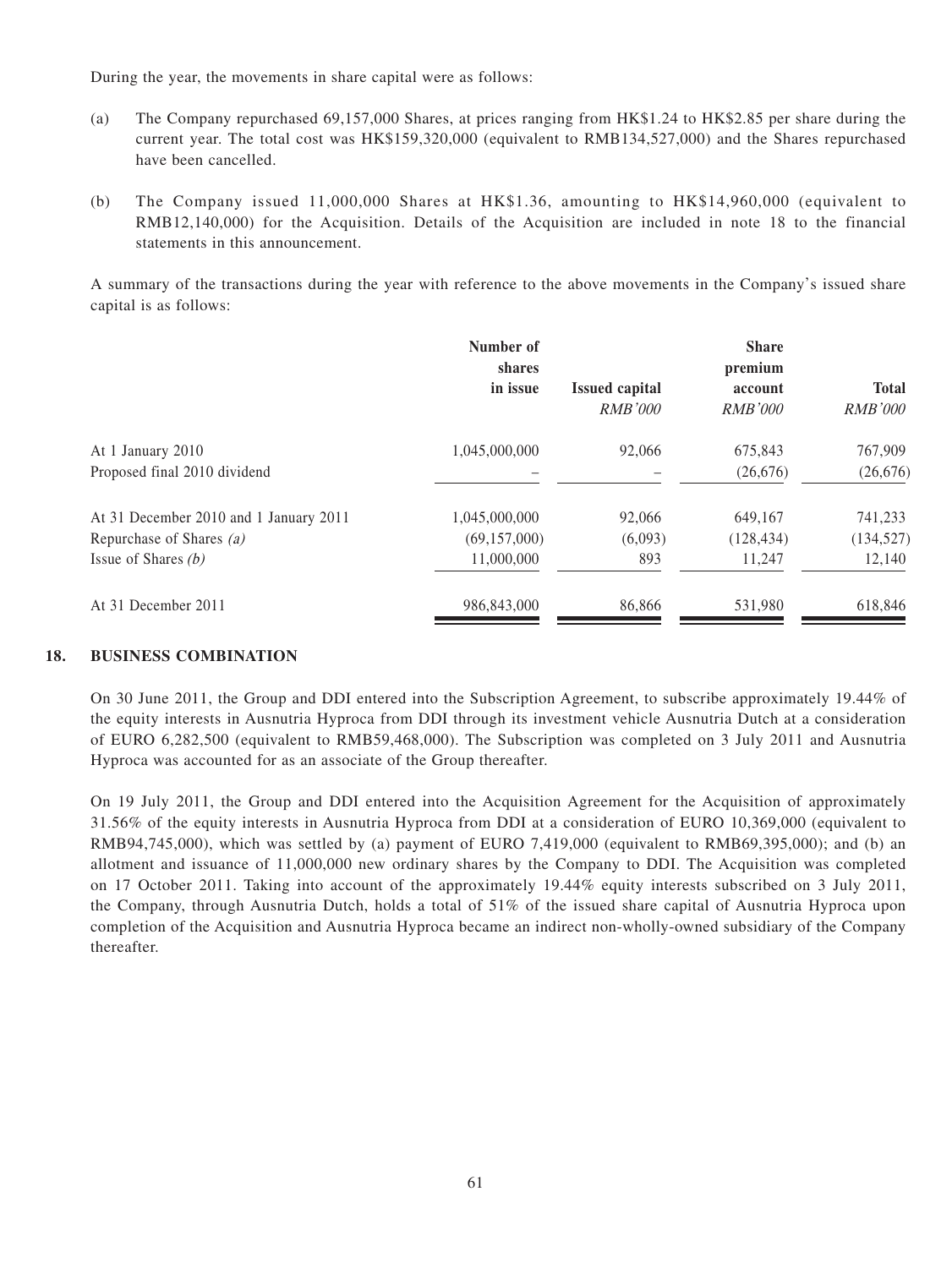During the year, the movements in share capital were as follows:

(a) The Company repurchased 69,157,000 Shares, at prices ranging from HK$1.24 to HK$2.85 per share during the current year. The total cost was HK$159,320,000 (equivalent to RMB134,527,000) and the Shares repurchased have been cancelled.

(b) The Company issued 11,000,000 Shares at HK$1.36, amounting to HK$14,960,000 (equivalent to RMB12,140,000) for the Acquisition. Details of the Acquisition are included in note 18 to the financial statements in this announcement.

A summary of the transactions during the year with reference to the above movements in the Company's issued share capital is as follows:

| | Number of shares in issue | Issued capital *RMB'000* | Share premium account *RMB'000* | Total *RMB'000* |
|---|---|---|---|---|
| At 1 January 2010 | 1,045,000,000 | 92,066 | 675,843 | 767,909 |
| Proposed final 2010 dividend | – | – | (26,676) | (26,676) |
| At 31 December 2010 and 1 January 2011 | 1,045,000,000 | 92,066 | 649,167 | 741,233 |
| Repurchase of Shares *(a)* | (69,157,000) | (6,093) | (128,434) | (134,527) |
| Issue of Shares *(b)* | 11,000,000 | 893 | 11,247 | 12,140 |
| At 31 December 2011 | 986,843,000 | 86,866 | 531,980 | 618,846 |

## 18. BUSINESS COMBINATION

On 30 June 2011, the Group and DDI entered into the Subscription Agreement, to subscribe approximately 19.44% of the equity interests in Ausnutria Hyproca from DDI through its investment vehicle Ausnutria Dutch at a consideration of EURO 6,282,500 (equivalent to RMB59,468,000). The Subscription was completed on 3 July 2011 and Ausnutria Hyproca was accounted for as an associate of the Group thereafter.

On 19 July 2011, the Group and DDI entered into the Acquisition Agreement for the Acquisition of approximately 31.56% of the equity interests in Ausnutria Hyproca from DDI at a consideration of EURO 10,369,000 (equivalent to RMB94,745,000), which was settled by (a) payment of EURO 7,419,000 (equivalent to RMB69,395,000); and (b) an allotment and issuance of 11,000,000 new ordinary shares by the Company to DDI. The Acquisition was completed on 17 October 2011. Taking into account of the approximately 19.44% equity interests subscribed on 3 July 2011, the Company, through Ausnutria Dutch, holds a total of 51% of the issued share capital of Ausnutria Hyproca upon completion of the Acquisition and Ausnutria Hyproca became an indirect non-wholly-owned subsidiary of the Company thereafter.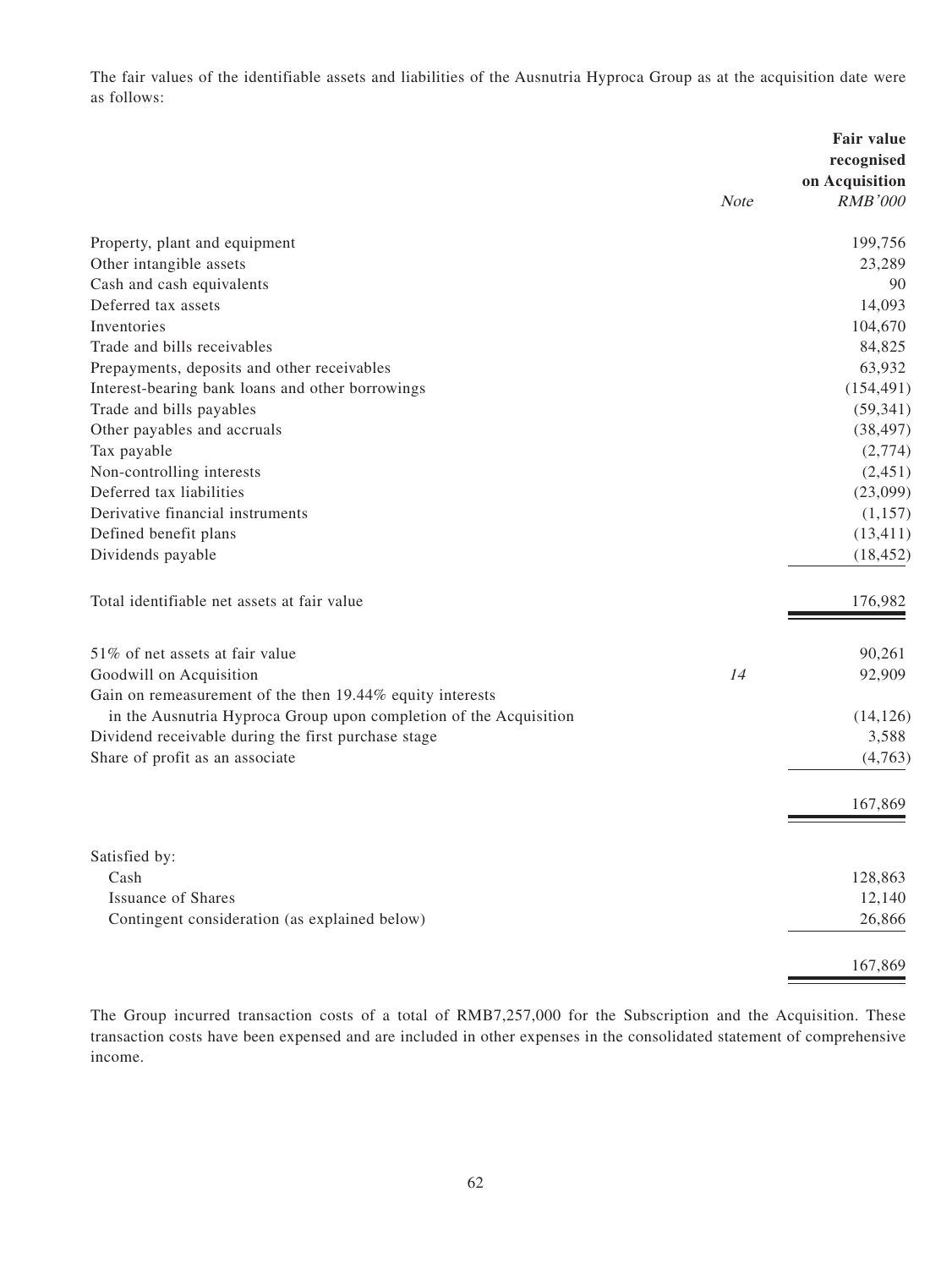The fair values of the identifiable assets and liabilities of the Ausnutria Hyproca Group as at the acquisition date were as follows:

| | *Note* | **Fair value recognised on Acquisition** *RMB'000* |
|---|---|---|
| Property, plant and equipment | | 199,756 |
| Other intangible assets | | 23,289 |
| Cash and cash equivalents | | 90 |
| Deferred tax assets | | 14,093 |
| Inventories | | 104,670 |
| Trade and bills receivables | | 84,825 |
| Prepayments, deposits and other receivables | | 63,932 |
| Interest-bearing bank loans and other borrowings | | (154,491) |
| Trade and bills payables | | (59,341) |
| Other payables and accruals | | (38,497) |
| Tax payable | | (2,774) |
| Non-controlling interests | | (2,451) |
| Deferred tax liabilities | | (23,099) |
| Derivative financial instruments | | (1,157) |
| Defined benefit plans | | (13,411) |
| Dividends payable | | (18,452) |
| Total identifiable net assets at fair value | | 176,982 |
| 51% of net assets at fair value | | 90,261 |
| Goodwill on Acquisition | *14* | 92,909 |
| Gain on remeasurement of the then 19.44% equity interests in the Ausnutria Hyproca Group upon completion of the Acquisition | | (14,126) |
| Dividend receivable during the first purchase stage | | 3,588 |
| Share of profit as an associate | | (4,763) |
| | | 167,869 |
| Satisfied by: | | |
| Cash | | 128,863 |
| Issuance of Shares | | 12,140 |
| Contingent consideration (as explained below) | | 26,866 |
| | | 167,869 |

The Group incurred transaction costs of a total of RMB7,257,000 for the Subscription and the Acquisition. These transaction costs have been expensed and are included in other expenses in the consolidated statement of comprehensive income.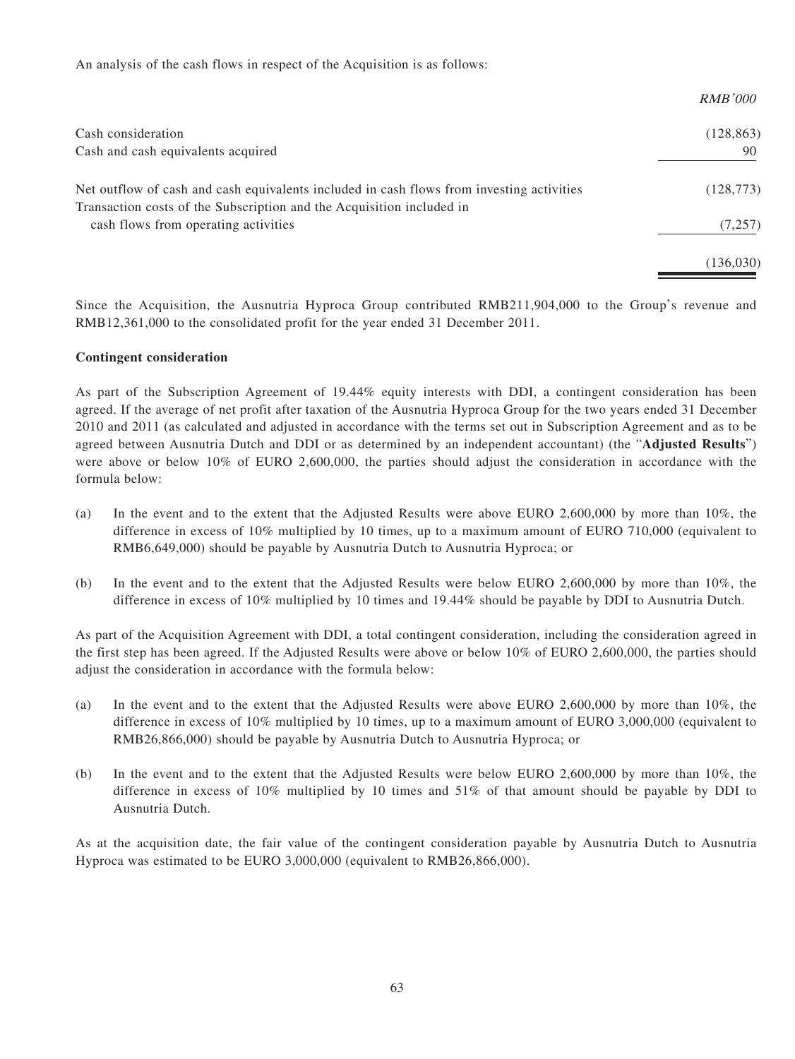An analysis of the cash flows in respect of the Acquisition is as follows:

| | RMB'000 |
|---|---|
| Cash consideration | (128,863) |
| Cash and cash equivalents acquired | 90 |
| Net outflow of cash and cash equivalents included in cash flows from investing activities | (128,773) |
| Transaction costs of the Subscription and the Acquisition included in cash flows from operating activities | (7,257) |
| | (136,030) |

Since the Acquisition, the Ausnutria Hyproca Group contributed RMB211,904,000 to the Group's revenue and RMB12,361,000 to the consolidated profit for the year ended 31 December 2011.

**Contingent consideration**

As part of the Subscription Agreement of 19.44% equity interests with DDI, a contingent consideration has been agreed. If the average of net profit after taxation of the Ausnutria Hyproca Group for the two years ended 31 December 2010 and 2011 (as calculated and adjusted in accordance with the terms set out in Subscription Agreement and as to be agreed between Ausnutria Dutch and DDI or as determined by an independent accountant) (the "**Adjusted Results**") were above or below 10% of EURO 2,600,000, the parties should adjust the consideration in accordance with the formula below:

(a) In the event and to the extent that the Adjusted Results were above EURO 2,600,000 by more than 10%, the difference in excess of 10% multiplied by 10 times, up to a maximum amount of EURO 710,000 (equivalent to RMB6,649,000) should be payable by Ausnutria Dutch to Ausnutria Hyproca; or

(b) In the event and to the extent that the Adjusted Results were below EURO 2,600,000 by more than 10%, the difference in excess of 10% multiplied by 10 times and 19.44% should be payable by DDI to Ausnutria Dutch.

As part of the Acquisition Agreement with DDI, a total contingent consideration, including the consideration agreed in the first step has been agreed. If the Adjusted Results were above or below 10% of EURO 2,600,000, the parties should adjust the consideration in accordance with the formula below:

(a) In the event and to the extent that the Adjusted Results were above EURO 2,600,000 by more than 10%, the difference in excess of 10% multiplied by 10 times, up to a maximum amount of EURO 3,000,000 (equivalent to RMB26,866,000) should be payable by Ausnutria Dutch to Ausnutria Hyproca; or

(b) In the event and to the extent that the Adjusted Results were below EURO 2,600,000 by more than 10%, the difference in excess of 10% multiplied by 10 times and 51% of that amount should be payable by DDI to Ausnutria Dutch.

As at the acquisition date, the fair value of the contingent consideration payable by Ausnutria Dutch to Ausnutria Hyproca was estimated to be EURO 3,000,000 (equivalent to RMB26,866,000).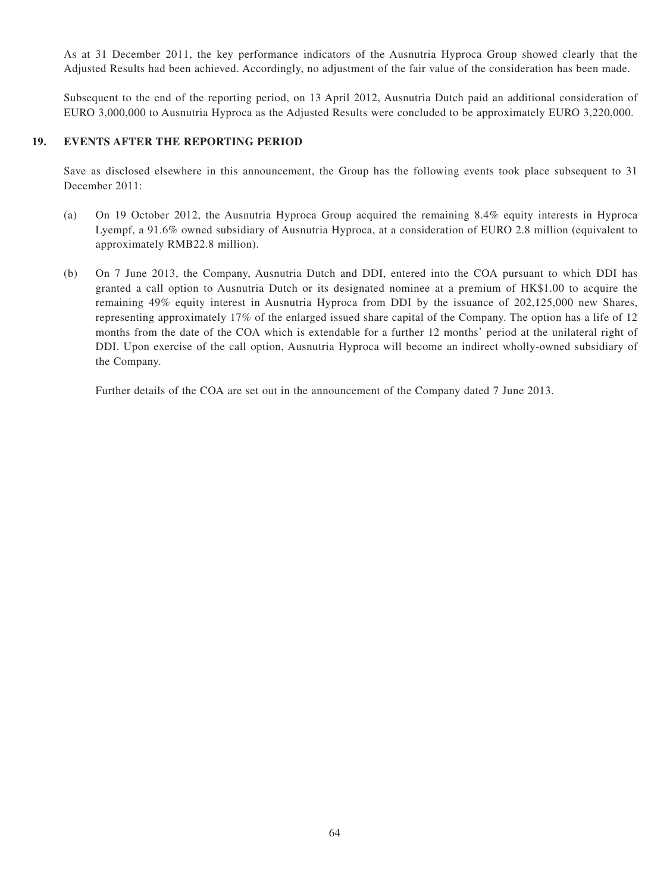As at 31 December 2011, the key performance indicators of the Ausnutria Hyproca Group showed clearly that the Adjusted Results had been achieved. Accordingly, no adjustment of the fair value of the consideration has been made.

Subsequent to the end of the reporting period, on 13 April 2012, Ausnutria Dutch paid an additional consideration of EURO 3,000,000 to Ausnutria Hyproca as the Adjusted Results were concluded to be approximately EURO 3,220,000.

## 19. EVENTS AFTER THE REPORTING PERIOD

Save as disclosed elsewhere in this announcement, the Group has the following events took place subsequent to 31 December 2011:

(a) On 19 October 2012, the Ausnutria Hyproca Group acquired the remaining 8.4% equity interests in Hyproca Lyempf, a 91.6% owned subsidiary of Ausnutria Hyproca, at a consideration of EURO 2.8 million (equivalent to approximately RMB22.8 million).

(b) On 7 June 2013, the Company, Ausnutria Dutch and DDI, entered into the COA pursuant to which DDI has granted a call option to Ausnutria Dutch or its designated nominee at a premium of HK$1.00 to acquire the remaining 49% equity interest in Ausnutria Hyproca from DDI by the issuance of 202,125,000 new Shares, representing approximately 17% of the enlarged issued share capital of the Company. The option has a life of 12 months from the date of the COA which is extendable for a further 12 months' period at the unilateral right of DDI. Upon exercise of the call option, Ausnutria Hyproca will become an indirect wholly-owned subsidiary of the Company.

Further details of the COA are set out in the announcement of the Company dated 7 June 2013.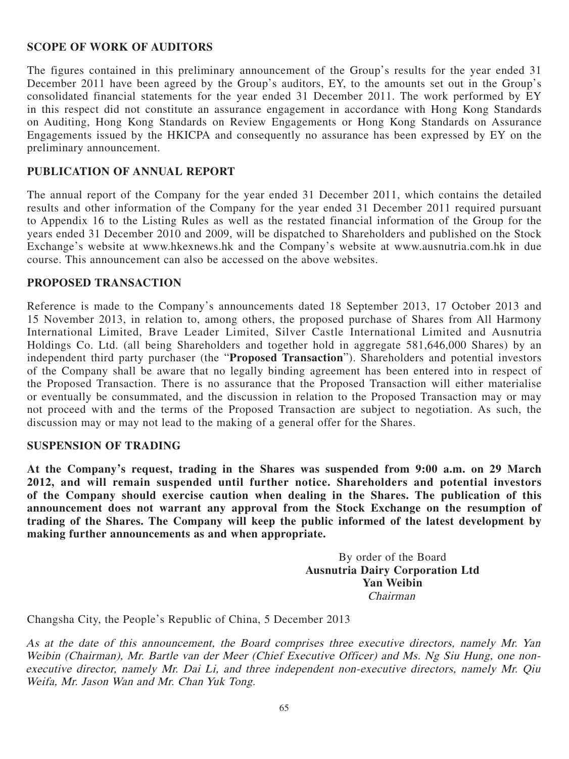## SCOPE OF WORK OF AUDITORS

The figures contained in this preliminary announcement of the Group's results for the year ended 31 December 2011 have been agreed by the Group's auditors, EY, to the amounts set out in the Group's consolidated financial statements for the year ended 31 December 2011. The work performed by EY in this respect did not constitute an assurance engagement in accordance with Hong Kong Standards on Auditing, Hong Kong Standards on Review Engagements or Hong Kong Standards on Assurance Engagements issued by the HKICPA and consequently no assurance has been expressed by EY on the preliminary announcement.

## PUBLICATION OF ANNUAL REPORT

The annual report of the Company for the year ended 31 December 2011, which contains the detailed results and other information of the Company for the year ended 31 December 2011 required pursuant to Appendix 16 to the Listing Rules as well as the restated financial information of the Group for the years ended 31 December 2010 and 2009, will be dispatched to Shareholders and published on the Stock Exchange's website at www.hkexnews.hk and the Company's website at www.ausnutria.com.hk in due course. This announcement can also be accessed on the above websites.

## PROPOSED TRANSACTION

Reference is made to the Company's announcements dated 18 September 2013, 17 October 2013 and 15 November 2013, in relation to, among others, the proposed purchase of Shares from All Harmony International Limited, Brave Leader Limited, Silver Castle International Limited and Ausnutria Holdings Co. Ltd. (all being Shareholders and together hold in aggregate 581,646,000 Shares) by an independent third party purchaser (the "**Proposed Transaction**"). Shareholders and potential investors of the Company shall be aware that no legally binding agreement has been entered into in respect of the Proposed Transaction. There is no assurance that the Proposed Transaction will either materialise or eventually be consummated, and the discussion in relation to the Proposed Transaction may or may not proceed with and the terms of the Proposed Transaction are subject to negotiation. As such, the discussion may or may not lead to the making of a general offer for the Shares.

## SUSPENSION OF TRADING

**At the Company's request, trading in the Shares was suspended from 9:00 a.m. on 29 March 2012, and will remain suspended until further notice. Shareholders and potential investors of the Company should exercise caution when dealing in the Shares. The publication of this announcement does not warrant any approval from the Stock Exchange on the resumption of trading of the Shares. The Company will keep the public informed of the latest development by making further announcements as and when appropriate.**

By order of the Board
**Ausnutria Dairy Corporation Ltd**
**Yan Weibin**
*Chairman*

Changsha City, the People's Republic of China, 5 December 2013

*As at the date of this announcement, the Board comprises three executive directors, namely Mr. Yan Weibin (Chairman), Mr. Bartle van der Meer (Chief Executive Officer) and Ms. Ng Siu Hung, one non-executive director, namely Mr. Dai Li, and three independent non-executive directors, namely Mr. Qiu Weifa, Mr. Jason Wan and Mr. Chan Yuk Tong.*